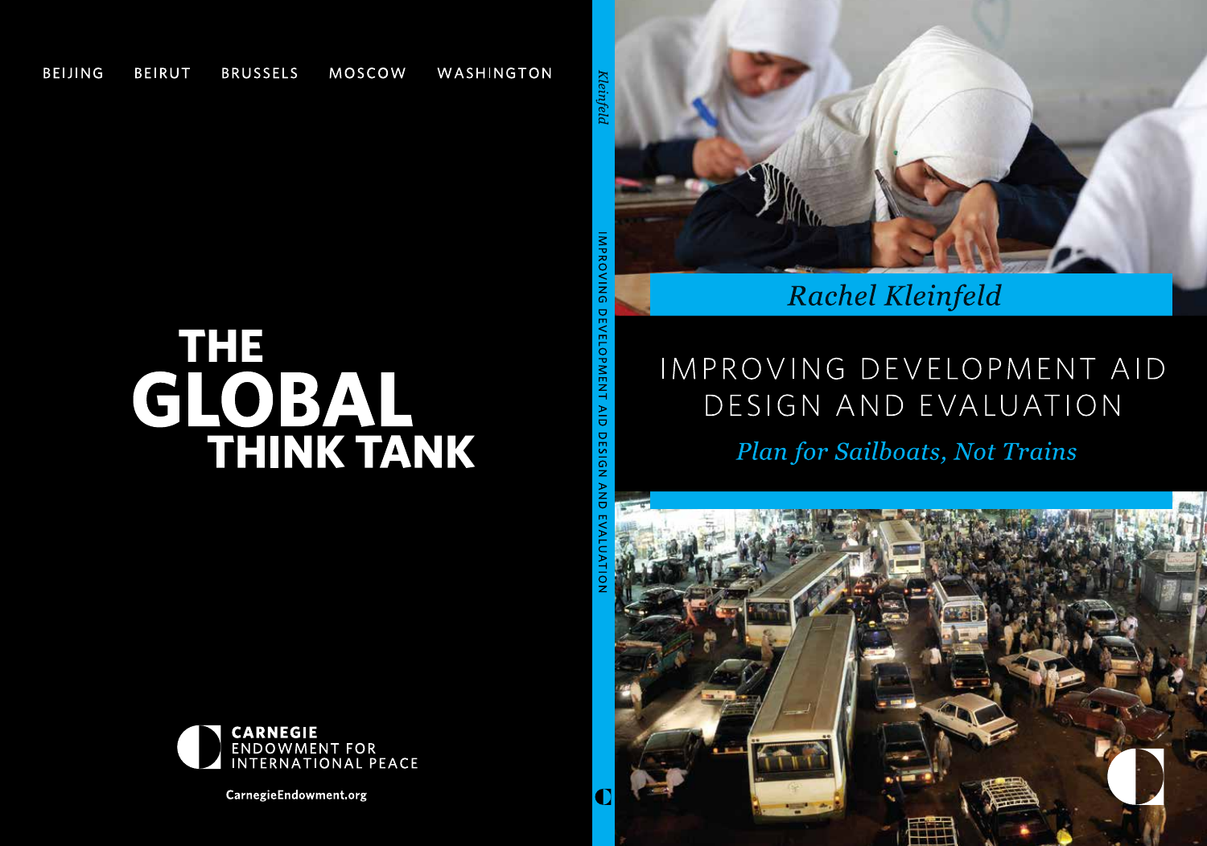BEIJING BEIRUT BRUSSELS MOSCOW WASHINGTON

# THE GLOBAL THINK TANK

CARNEGIE ENDOWMENT FOR INTERNATIONAL PEACE

CarnegieEndowment.org

*Kleinfeld*

IMPROVING DEVELOPMENT AID DESIGN AND EVALUATION

*Rachel Kleinfeld*

# IMPROVING DEVELOPMENT AID DESIGN AND EVALUATION

## *Plan for Sailboats, Not Trains*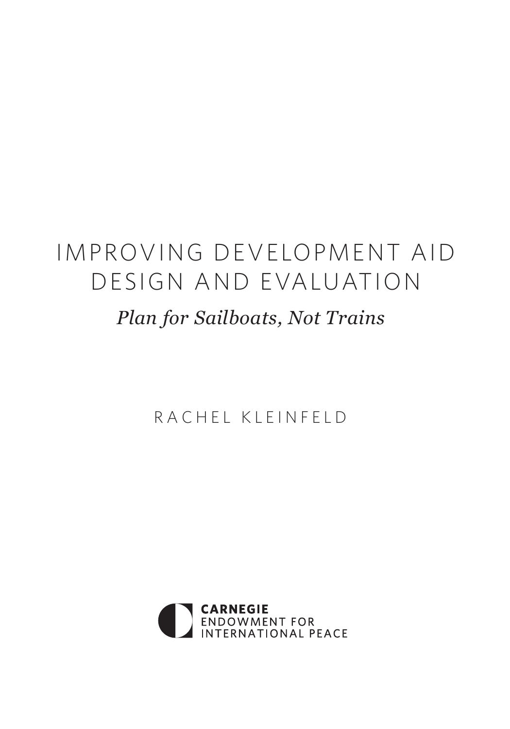# IMPROVING DEVELOPMENT AID DESIGN AND EVALUATION

## *Plan for Sailboats, Not Trains*

RACHEL KLEINFELD

CARNEGIE
ENDOWMENT FOR
INTERNATIONAL PEACE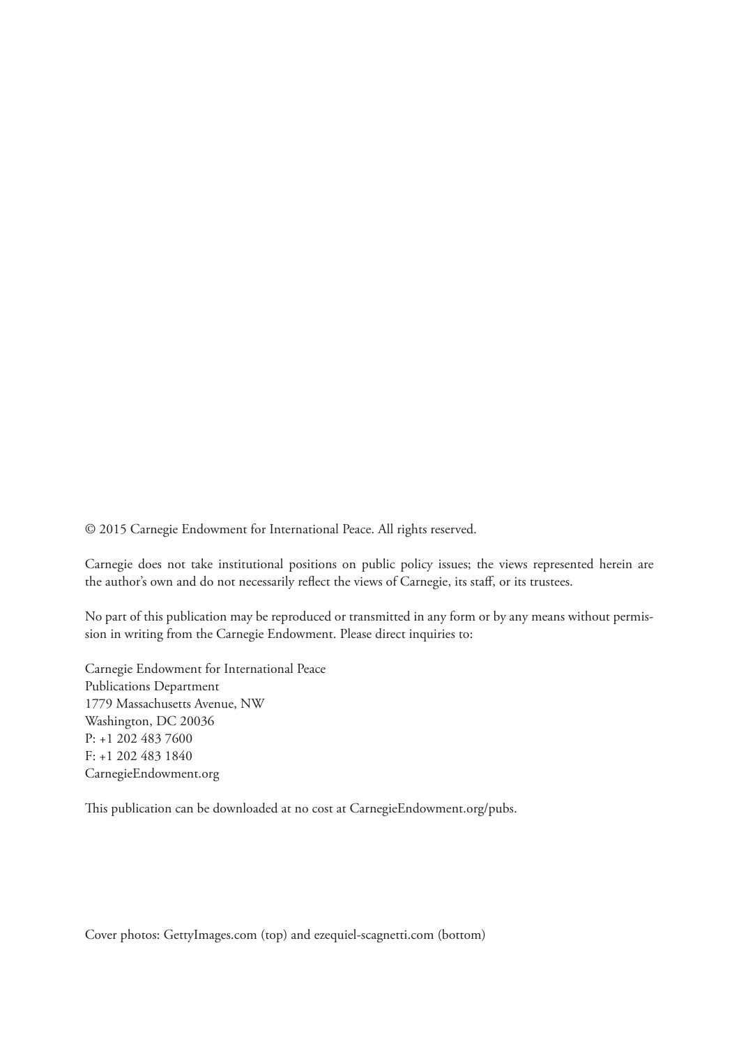© 2015 Carnegie Endowment for International Peace. All rights reserved.

Carnegie does not take institutional positions on public policy issues; the views represented herein are the author's own and do not necessarily reflect the views of Carnegie, its staff, or its trustees.

No part of this publication may be reproduced or transmitted in any form or by any means without permission in writing from the Carnegie Endowment. Please direct inquiries to:

Carnegie Endowment for International Peace  
Publications Department  
1779 Massachusetts Avenue, NW  
Washington, DC 20036  
P: +1 202 483 7600  
F: +1 202 483 1840  
CarnegieEndowment.org

This publication can be downloaded at no cost at CarnegieEndowment.org/pubs.

Cover photos: GettyImages.com (top) and ezequiel-scagnetti.com (bottom)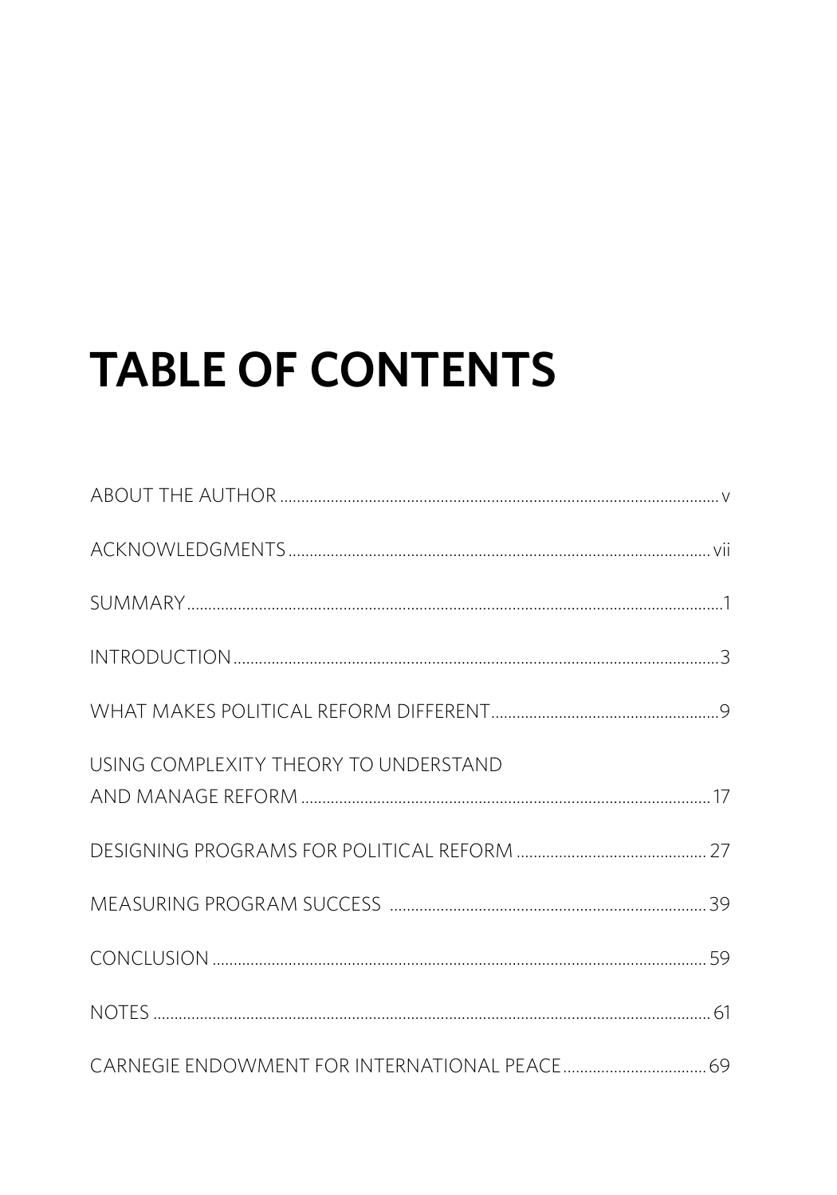# TABLE OF CONTENTS

ABOUT THE AUTHOR ..... v

ACKNOWLEDGMENTS ..... vii

SUMMARY ..... 1

INTRODUCTION ..... 3

WHAT MAKES POLITICAL REFORM DIFFERENT ..... 9

USING COMPLEXITY THEORY TO UNDERSTAND AND MANAGE REFORM ..... 17

DESIGNING PROGRAMS FOR POLITICAL REFORM ..... 27

MEASURING PROGRAM SUCCESS ..... 39

CONCLUSION ..... 59

NOTES ..... 61

CARNEGIE ENDOWMENT FOR INTERNATIONAL PEACE ..... 69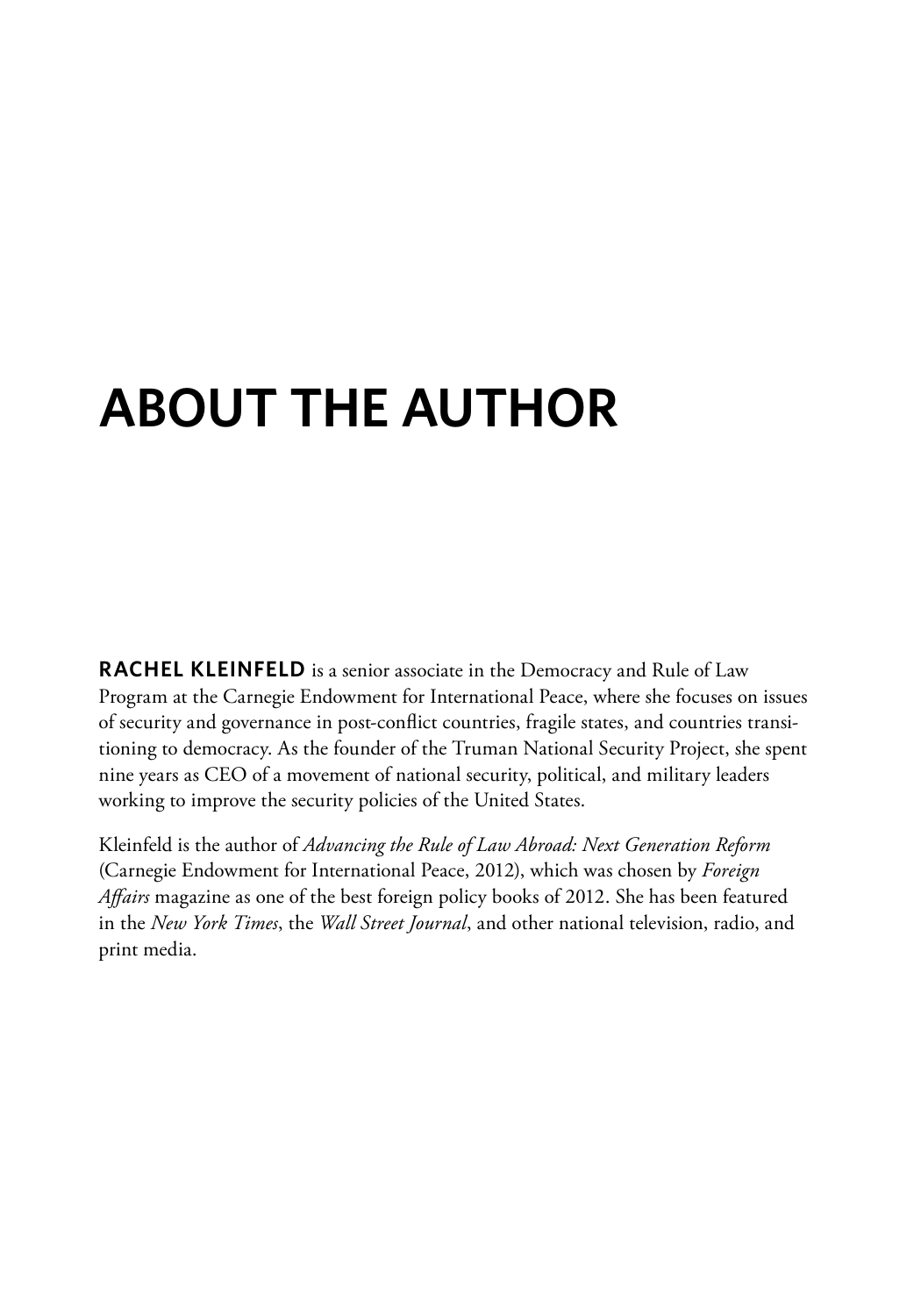# ABOUT THE AUTHOR

**RACHEL KLEINFELD** is a senior associate in the Democracy and Rule of Law Program at the Carnegie Endowment for International Peace, where she focuses on issues of security and governance in post-conflict countries, fragile states, and countries transitioning to democracy. As the founder of the Truman National Security Project, she spent nine years as CEO of a movement of national security, political, and military leaders working to improve the security policies of the United States.

Kleinfeld is the author of *Advancing the Rule of Law Abroad: Next Generation Reform* (Carnegie Endowment for International Peace, 2012), which was chosen by *Foreign Affairs* magazine as one of the best foreign policy books of 2012. She has been featured in the *New York Times*, the *Wall Street Journal*, and other national television, radio, and print media.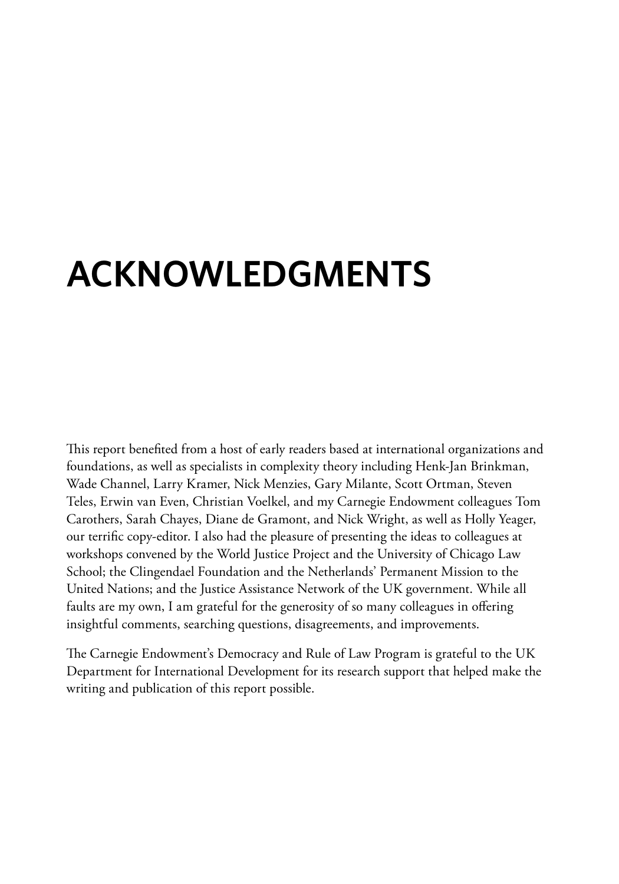# ACKNOWLEDGMENTS

This report benefited from a host of early readers based at international organizations and foundations, as well as specialists in complexity theory including Henk-Jan Brinkman, Wade Channel, Larry Kramer, Nick Menzies, Gary Milante, Scott Ortman, Steven Teles, Erwin van Even, Christian Voelkel, and my Carnegie Endowment colleagues Tom Carothers, Sarah Chayes, Diane de Gramont, and Nick Wright, as well as Holly Yeager, our terrific copy-editor. I also had the pleasure of presenting the ideas to colleagues at workshops convened by the World Justice Project and the University of Chicago Law School; the Clingendael Foundation and the Netherlands' Permanent Mission to the United Nations; and the Justice Assistance Network of the UK government. While all faults are my own, I am grateful for the generosity of so many colleagues in offering insightful comments, searching questions, disagreements, and improvements.

The Carnegie Endowment's Democracy and Rule of Law Program is grateful to the UK Department for International Development for its research support that helped make the writing and publication of this report possible.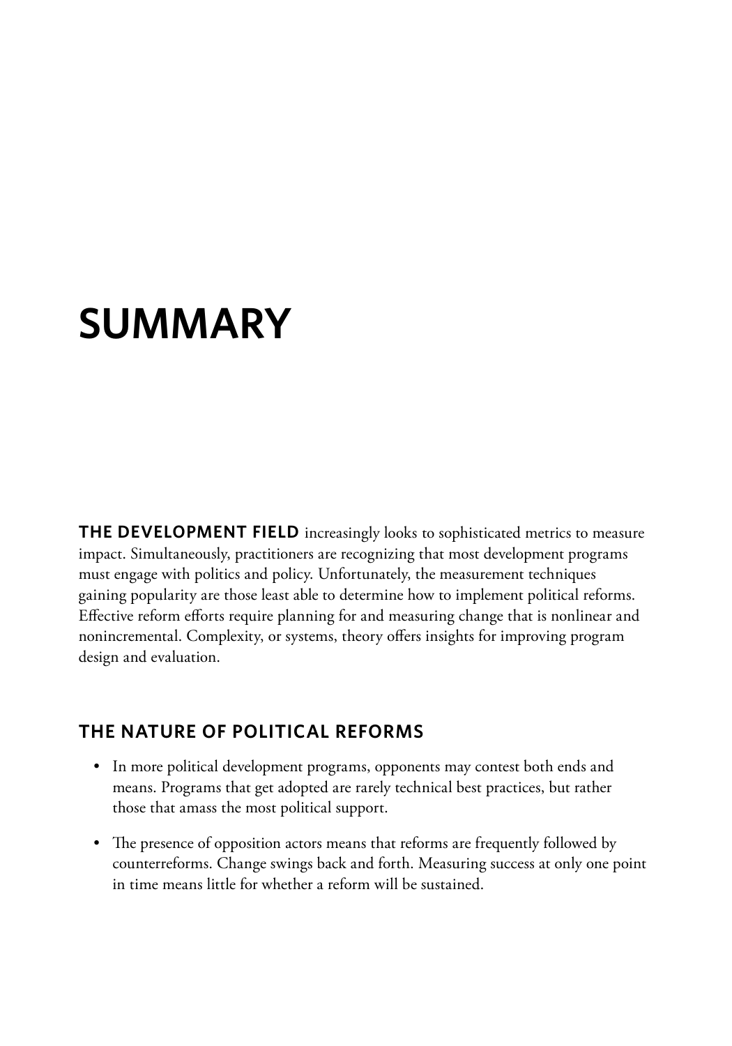# SUMMARY

**THE DEVELOPMENT FIELD** increasingly looks to sophisticated metrics to measure impact. Simultaneously, practitioners are recognizing that most development programs must engage with politics and policy. Unfortunately, the measurement techniques gaining popularity are those least able to determine how to implement political reforms. Effective reform efforts require planning for and measuring change that is nonlinear and nonincremental. Complexity, or systems, theory offers insights for improving program design and evaluation.

## THE NATURE OF POLITICAL REFORMS

- In more political development programs, opponents may contest both ends and means. Programs that get adopted are rarely technical best practices, but rather those that amass the most political support.
- The presence of opposition actors means that reforms are frequently followed by counterreforms. Change swings back and forth. Measuring success at only one point in time means little for whether a reform will be sustained.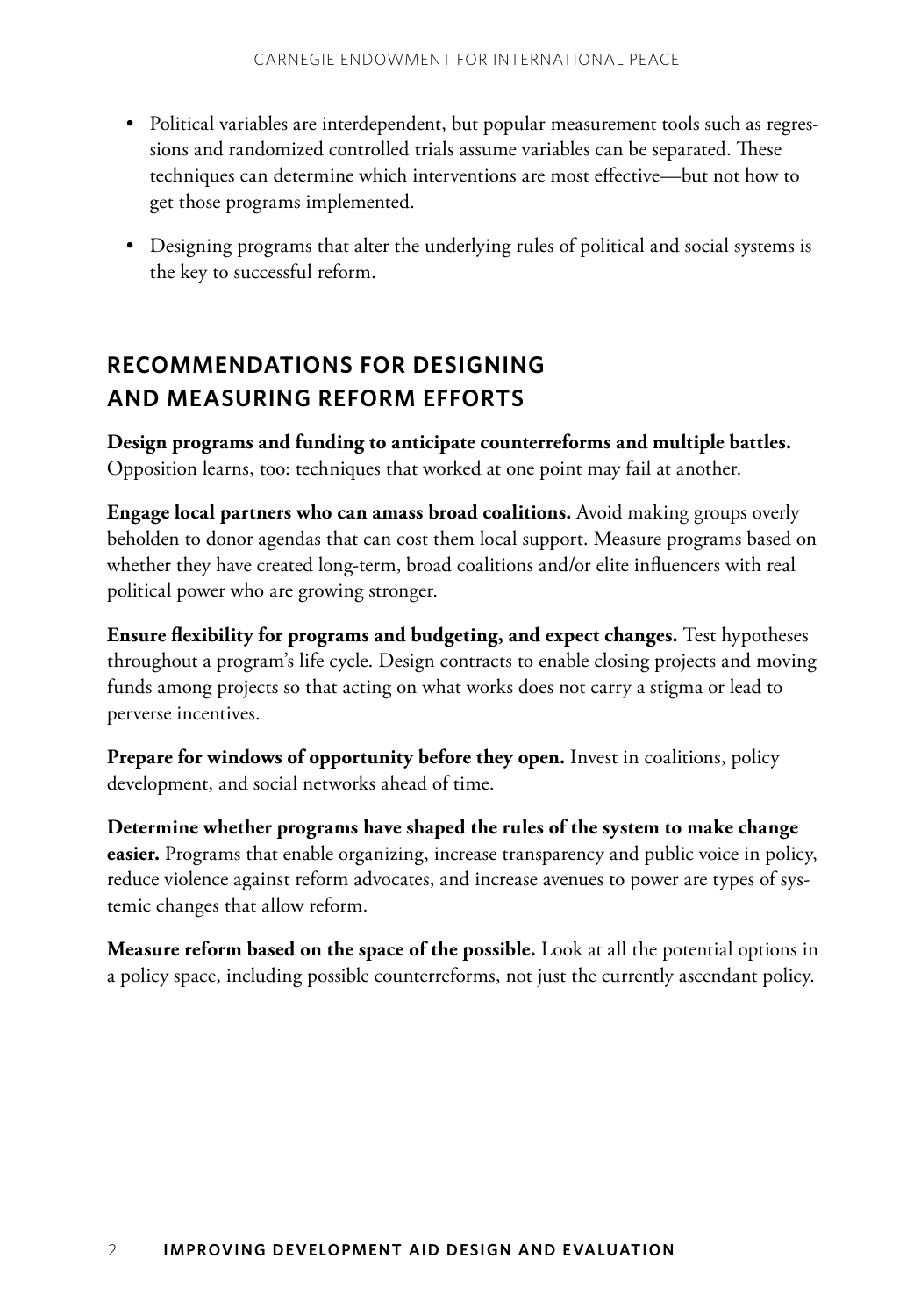- Political variables are interdependent, but popular measurement tools such as regressions and randomized controlled trials assume variables can be separated. These techniques can determine which interventions are most effective—but not how to get those programs implemented.
- Designing programs that alter the underlying rules of political and social systems is the key to successful reform.

## RECOMMENDATIONS FOR DESIGNING AND MEASURING REFORM EFFORTS

**Design programs and funding to anticipate counterreforms and multiple battles.** Opposition learns, too: techniques that worked at one point may fail at another.

**Engage local partners who can amass broad coalitions.** Avoid making groups overly beholden to donor agendas that can cost them local support. Measure programs based on whether they have created long-term, broad coalitions and/or elite influencers with real political power who are growing stronger.

**Ensure flexibility for programs and budgeting, and expect changes.** Test hypotheses throughout a program's life cycle. Design contracts to enable closing projects and moving funds among projects so that acting on what works does not carry a stigma or lead to perverse incentives.

**Prepare for windows of opportunity before they open.** Invest in coalitions, policy development, and social networks ahead of time.

**Determine whether programs have shaped the rules of the system to make change easier.** Programs that enable organizing, increase transparency and public voice in policy, reduce violence against reform advocates, and increase avenues to power are types of systemic changes that allow reform.

**Measure reform based on the space of the possible.** Look at all the potential options in a policy space, including possible counterreforms, not just the currently ascendant policy.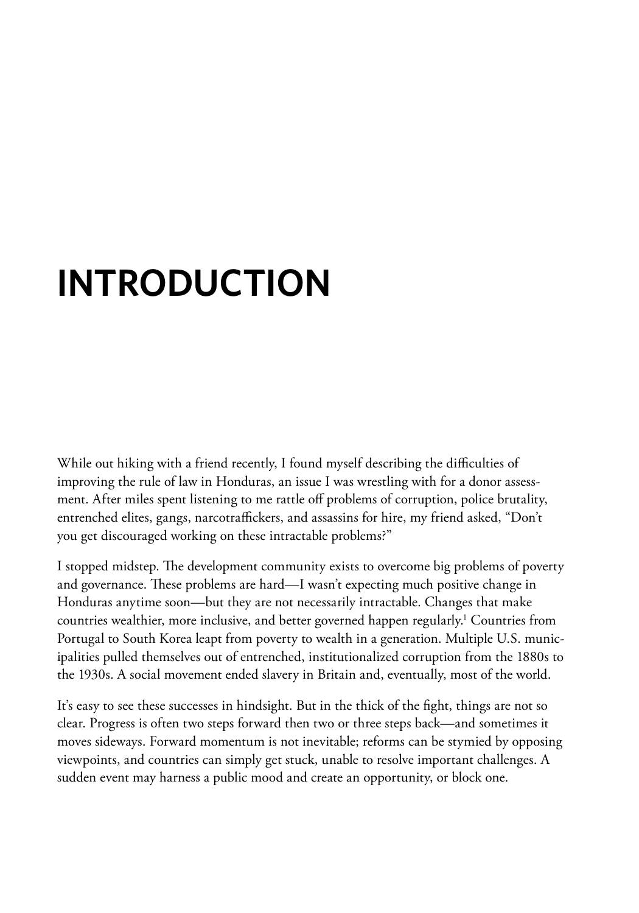# INTRODUCTION

While out hiking with a friend recently, I found myself describing the difficulties of improving the rule of law in Honduras, an issue I was wrestling with for a donor assessment. After miles spent listening to me rattle off problems of corruption, police brutality, entrenched elites, gangs, narcotraffickers, and assassins for hire, my friend asked, "Don't you get discouraged working on these intractable problems?"

I stopped midstep. The development community exists to overcome big problems of poverty and governance. These problems are hard—I wasn't expecting much positive change in Honduras anytime soon—but they are not necessarily intractable. Changes that make countries wealthier, more inclusive, and better governed happen regularly.[1] Countries from Portugal to South Korea leapt from poverty to wealth in a generation. Multiple U.S. municipalities pulled themselves out of entrenched, institutionalized corruption from the 1880s to the 1930s. A social movement ended slavery in Britain and, eventually, most of the world.

It's easy to see these successes in hindsight. But in the thick of the fight, things are not so clear. Progress is often two steps forward then two or three steps back—and sometimes it moves sideways. Forward momentum is not inevitable; reforms can be stymied by opposing viewpoints, and countries can simply get stuck, unable to resolve important challenges. A sudden event may harness a public mood and create an opportunity, or block one.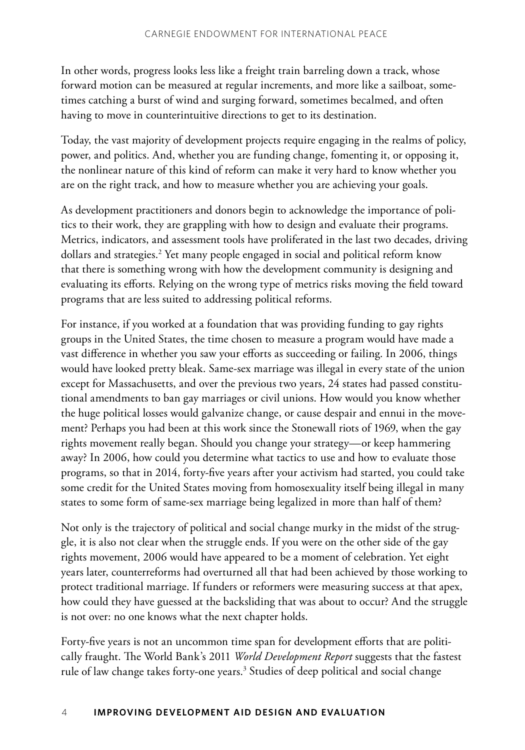In other words, progress looks less like a freight train barreling down a track, whose forward motion can be measured at regular increments, and more like a sailboat, sometimes catching a burst of wind and surging forward, sometimes becalmed, and often having to move in counterintuitive directions to get to its destination.

Today, the vast majority of development projects require engaging in the realms of policy, power, and politics. And, whether you are funding change, fomenting it, or opposing it, the nonlinear nature of this kind of reform can make it very hard to know whether you are on the right track, and how to measure whether you are achieving your goals.

As development practitioners and donors begin to acknowledge the importance of politics to their work, they are grappling with how to design and evaluate their programs. Metrics, indicators, and assessment tools have proliferated in the last two decades, driving dollars and strategies.[2] Yet many people engaged in social and political reform know that there is something wrong with how the development community is designing and evaluating its efforts. Relying on the wrong type of metrics risks moving the field toward programs that are less suited to addressing political reforms.

For instance, if you worked at a foundation that was providing funding to gay rights groups in the United States, the time chosen to measure a program would have made a vast difference in whether you saw your efforts as succeeding or failing. In 2006, things would have looked pretty bleak. Same-sex marriage was illegal in every state of the union except for Massachusetts, and over the previous two years, 24 states had passed constitutional amendments to ban gay marriages or civil unions. How would you know whether the huge political losses would galvanize change, or cause despair and ennui in the movement? Perhaps you had been at this work since the Stonewall riots of 1969, when the gay rights movement really began. Should you change your strategy—or keep hammering away? In 2006, how could you determine what tactics to use and how to evaluate those programs, so that in 2014, forty-five years after your activism had started, you could take some credit for the United States moving from homosexuality itself being illegal in many states to some form of same-sex marriage being legalized in more than half of them?

Not only is the trajectory of political and social change murky in the midst of the struggle, it is also not clear when the struggle ends. If you were on the other side of the gay rights movement, 2006 would have appeared to be a moment of celebration. Yet eight years later, counterreforms had overturned all that had been achieved by those working to protect traditional marriage. If funders or reformers were measuring success at that apex, how could they have guessed at the backsliding that was about to occur? And the struggle is not over: no one knows what the next chapter holds.

Forty-five years is not an uncommon time span for development efforts that are politically fraught. The World Bank's 2011 *World Development Report* suggests that the fastest rule of law change takes forty-one years.[3] Studies of deep political and social change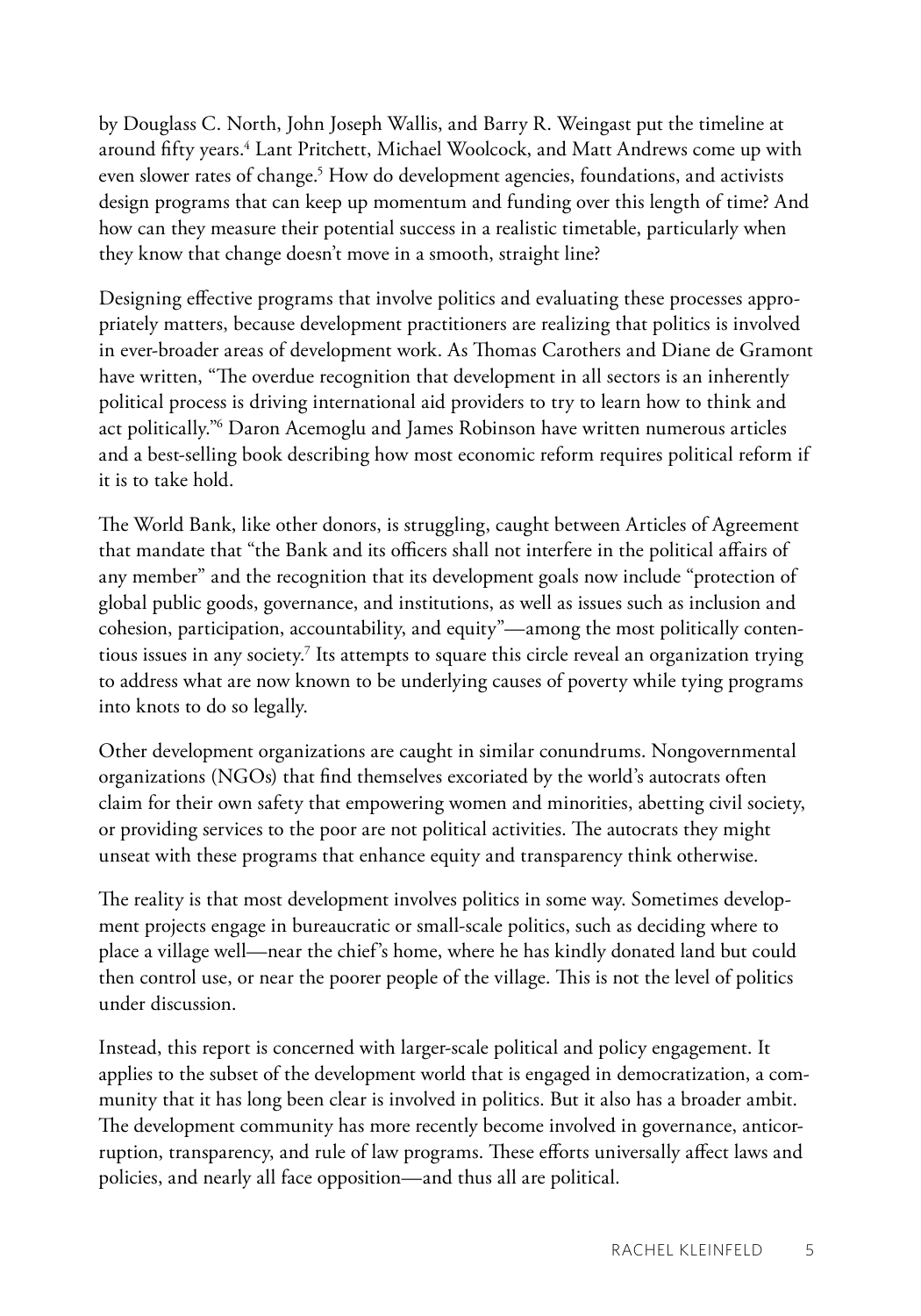by Douglass C. North, John Joseph Wallis, and Barry R. Weingast put the timeline at around fifty years.[4] Lant Pritchett, Michael Woolcock, and Matt Andrews come up with even slower rates of change.[5] How do development agencies, foundations, and activists design programs that can keep up momentum and funding over this length of time? And how can they measure their potential success in a realistic timetable, particularly when they know that change doesn't move in a smooth, straight line?

Designing effective programs that involve politics and evaluating these processes appropriately matters, because development practitioners are realizing that politics is involved in ever-broader areas of development work. As Thomas Carothers and Diane de Gramont have written, "The overdue recognition that development in all sectors is an inherently political process is driving international aid providers to try to learn how to think and act politically."[6] Daron Acemoglu and James Robinson have written numerous articles and a best-selling book describing how most economic reform requires political reform if it is to take hold.

The World Bank, like other donors, is struggling, caught between Articles of Agreement that mandate that "the Bank and its officers shall not interfere in the political affairs of any member" and the recognition that its development goals now include "protection of global public goods, governance, and institutions, as well as issues such as inclusion and cohesion, participation, accountability, and equity"—among the most politically contentious issues in any society.[7] Its attempts to square this circle reveal an organization trying to address what are now known to be underlying causes of poverty while tying programs into knots to do so legally.

Other development organizations are caught in similar conundrums. Nongovernmental organizations (NGOs) that find themselves excoriated by the world's autocrats often claim for their own safety that empowering women and minorities, abetting civil society, or providing services to the poor are not political activities. The autocrats they might unseat with these programs that enhance equity and transparency think otherwise.

The reality is that most development involves politics in some way. Sometimes development projects engage in bureaucratic or small-scale politics, such as deciding where to place a village well—near the chief's home, where he has kindly donated land but could then control use, or near the poorer people of the village. This is not the level of politics under discussion.

Instead, this report is concerned with larger-scale political and policy engagement. It applies to the subset of the development world that is engaged in democratization, a community that it has long been clear is involved in politics. But it also has a broader ambit. The development community has more recently become involved in governance, anticorruption, transparency, and rule of law programs. These efforts universally affect laws and policies, and nearly all face opposition—and thus all are political.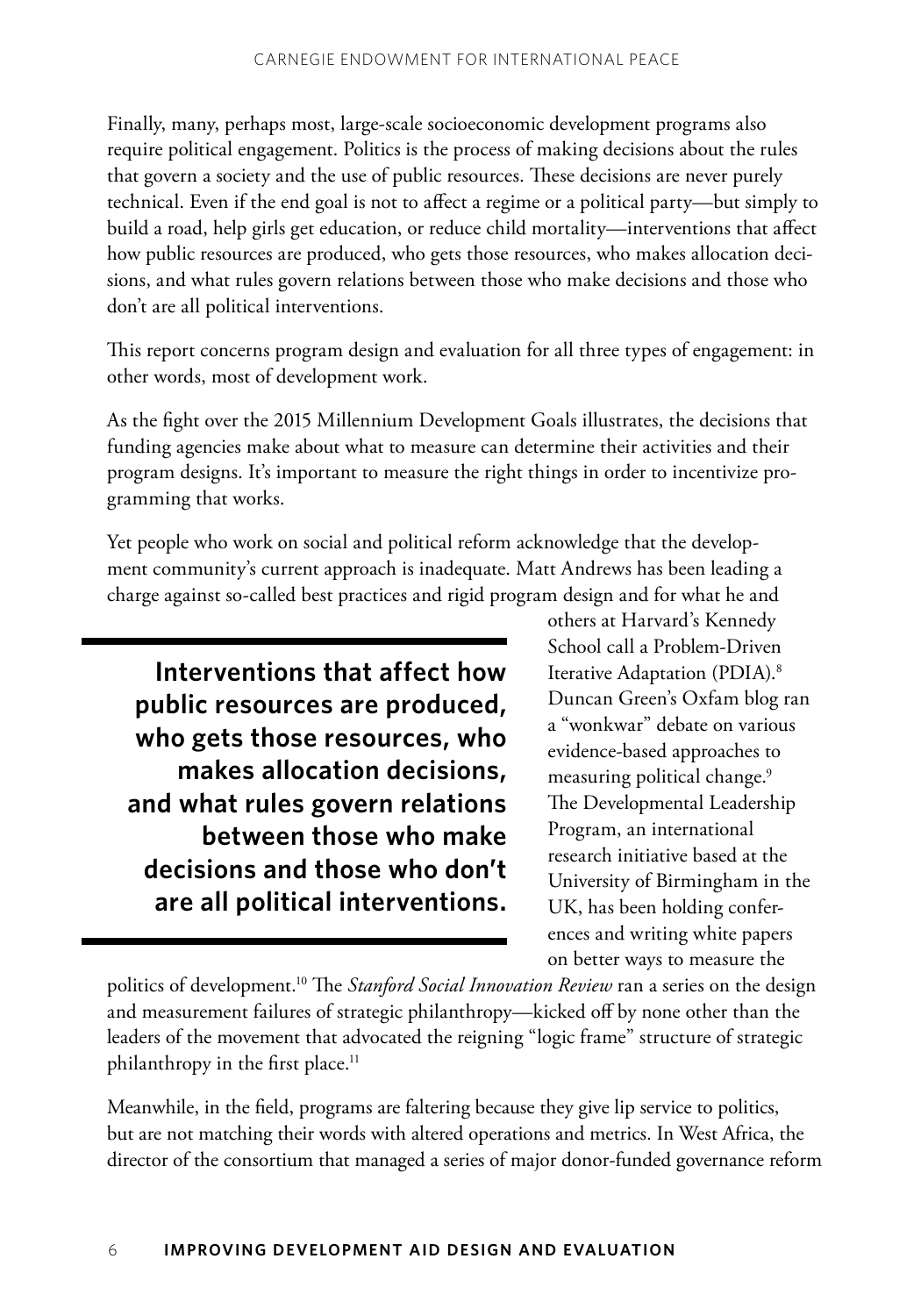Finally, many, perhaps most, large-scale socioeconomic development programs also require political engagement. Politics is the process of making decisions about the rules that govern a society and the use of public resources. These decisions are never purely technical. Even if the end goal is not to affect a regime or a political party—but simply to build a road, help girls get education, or reduce child mortality—interventions that affect how public resources are produced, who gets those resources, who makes allocation decisions, and what rules govern relations between those who make decisions and those who don't are all political interventions.

This report concerns program design and evaluation for all three types of engagement: in other words, most of development work.

As the fight over the 2015 Millennium Development Goals illustrates, the decisions that funding agencies make about what to measure can determine their activities and their program designs. It's important to measure the right things in order to incentivize programming that works.

Yet people who work on social and political reform acknowledge that the development community's current approach is inadequate. Matt Andrews has been leading a charge against so-called best practices and rigid program design and for what he and others at Harvard's Kennedy School call a Problem-Driven Iterative Adaptation (PDIA).[8] Duncan Green's Oxfam blog ran a "wonkwar" debate on various evidence-based approaches to measuring political change.[9] The Developmental Leadership Program, an international research initiative based at the University of Birmingham in the UK, has been holding conferences and writing white papers on better ways to measure the politics of development.[10] The *Stanford Social Innovation Review* ran a series on the design and measurement failures of strategic philanthropy—kicked off by none other than the leaders of the movement that advocated the reigning "logic frame" structure of strategic philanthropy in the first place.[11]

> **Interventions that affect how public resources are produced, who gets those resources, who makes allocation decisions, and what rules govern relations between those who make decisions and those who don't are all political interventions.**

Meanwhile, in the field, programs are faltering because they give lip service to politics, but are not matching their words with altered operations and metrics. In West Africa, the director of the consortium that managed a series of major donor-funded governance reform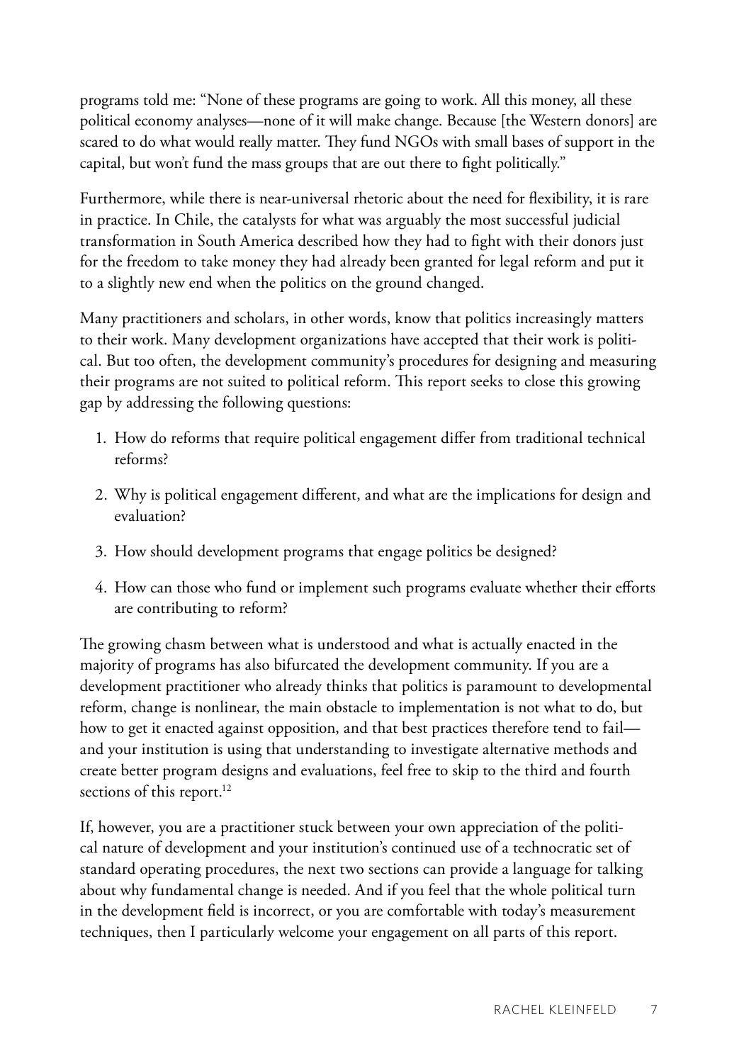programs told me: "None of these programs are going to work. All this money, all these political economy analyses—none of it will make change. Because [the Western donors] are scared to do what would really matter. They fund NGOs with small bases of support in the capital, but won't fund the mass groups that are out there to fight politically."

Furthermore, while there is near-universal rhetoric about the need for flexibility, it is rare in practice. In Chile, the catalysts for what was arguably the most successful judicial transformation in South America described how they had to fight with their donors just for the freedom to take money they had already been granted for legal reform and put it to a slightly new end when the politics on the ground changed.

Many practitioners and scholars, in other words, know that politics increasingly matters to their work. Many development organizations have accepted that their work is political. But too often, the development community's procedures for designing and measuring their programs are not suited to political reform. This report seeks to close this growing gap by addressing the following questions:

1. How do reforms that require political engagement differ from traditional technical reforms?
2. Why is political engagement different, and what are the implications for design and evaluation?
3. How should development programs that engage politics be designed?
4. How can those who fund or implement such programs evaluate whether their efforts are contributing to reform?

The growing chasm between what is understood and what is actually enacted in the majority of programs has also bifurcated the development community. If you are a development practitioner who already thinks that politics is paramount to developmental reform, change is nonlinear, the main obstacle to implementation is not what to do, but how to get it enacted against opposition, and that best practices therefore tend to fail—and your institution is using that understanding to investigate alternative methods and create better program designs and evaluations, feel free to skip to the third and fourth sections of this report.[12]

If, however, you are a practitioner stuck between your own appreciation of the political nature of development and your institution's continued use of a technocratic set of standard operating procedures, the next two sections can provide a language for talking about why fundamental change is needed. And if you feel that the whole political turn in the development field is incorrect, or you are comfortable with today's measurement techniques, then I particularly welcome your engagement on all parts of this report.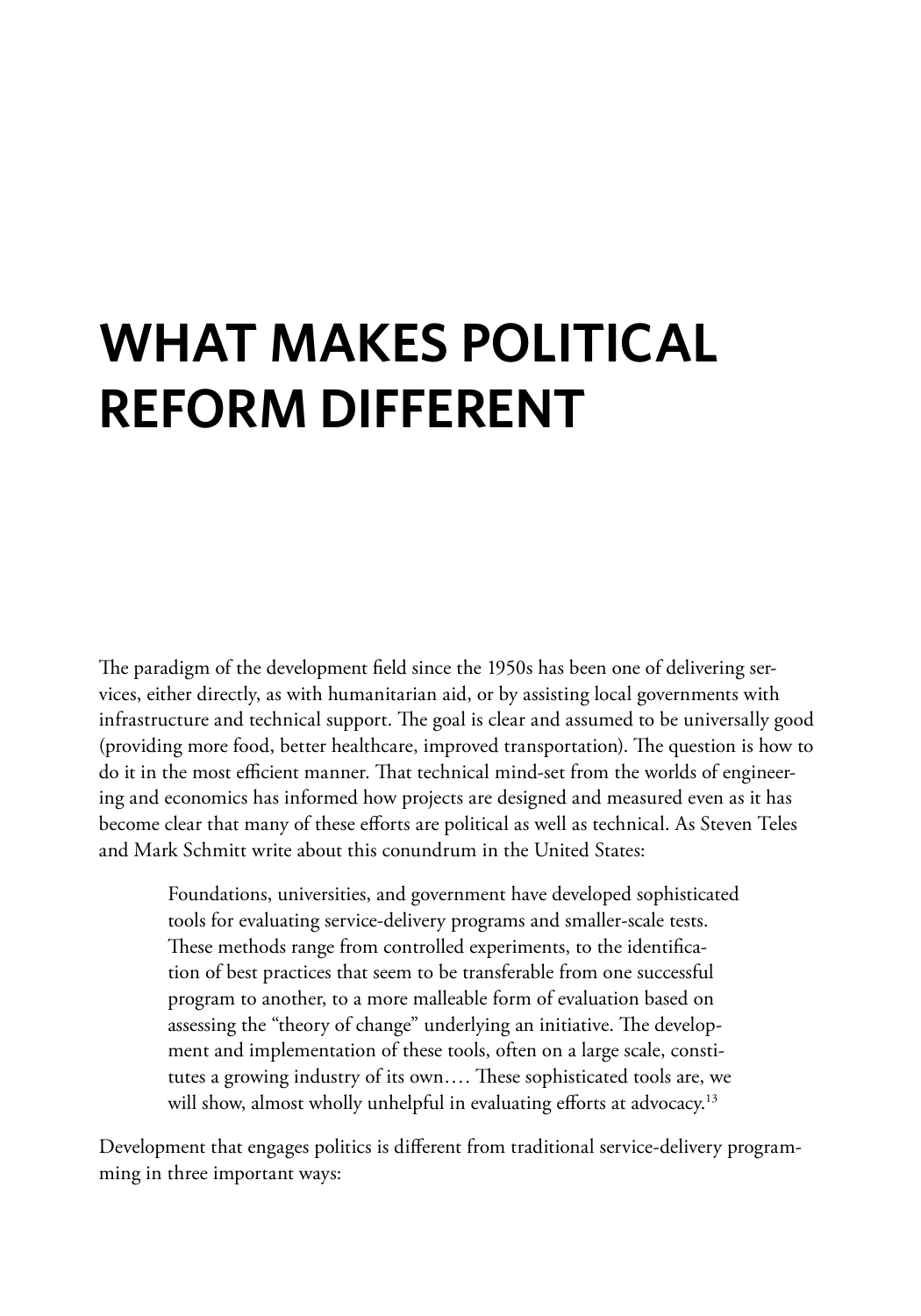# WHAT MAKES POLITICAL REFORM DIFFERENT

The paradigm of the development field since the 1950s has been one of delivering services, either directly, as with humanitarian aid, or by assisting local governments with infrastructure and technical support. The goal is clear and assumed to be universally good (providing more food, better healthcare, improved transportation). The question is how to do it in the most efficient manner. That technical mind-set from the worlds of engineering and economics has informed how projects are designed and measured even as it has become clear that many of these efforts are political as well as technical. As Steven Teles and Mark Schmitt write about this conundrum in the United States:

> Foundations, universities, and government have developed sophisticated tools for evaluating service-delivery programs and smaller-scale tests. These methods range from controlled experiments, to the identification of best practices that seem to be transferable from one successful program to another, to a more malleable form of evaluation based on assessing the "theory of change" underlying an initiative. The development and implementation of these tools, often on a large scale, constitutes a growing industry of its own.… These sophisticated tools are, we will show, almost wholly unhelpful in evaluating efforts at advocacy.[13]

Development that engages politics is different from traditional service-delivery programming in three important ways: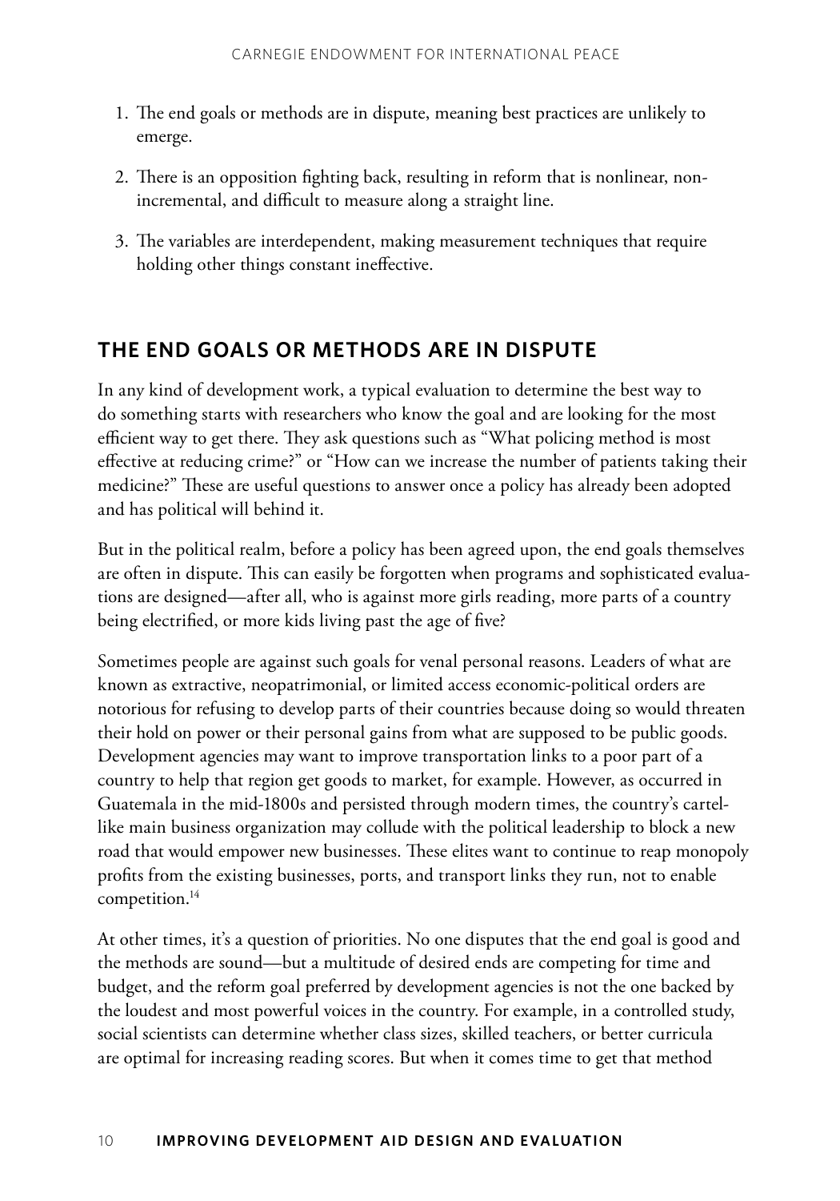1. The end goals or methods are in dispute, meaning best practices are unlikely to emerge.

2. There is an opposition fighting back, resulting in reform that is nonlinear, non-incremental, and difficult to measure along a straight line.

3. The variables are interdependent, making measurement techniques that require holding other things constant ineffective.

## THE END GOALS OR METHODS ARE IN DISPUTE

In any kind of development work, a typical evaluation to determine the best way to do something starts with researchers who know the goal and are looking for the most efficient way to get there. They ask questions such as "What policing method is most effective at reducing crime?" or "How can we increase the number of patients taking their medicine?" These are useful questions to answer once a policy has already been adopted and has political will behind it.

But in the political realm, before a policy has been agreed upon, the end goals themselves are often in dispute. This can easily be forgotten when programs and sophisticated evaluations are designed—after all, who is against more girls reading, more parts of a country being electrified, or more kids living past the age of five?

Sometimes people are against such goals for venal personal reasons. Leaders of what are known as extractive, neopatrimonial, or limited access economic-political orders are notorious for refusing to develop parts of their countries because doing so would threaten their hold on power or their personal gains from what are supposed to be public goods. Development agencies may want to improve transportation links to a poor part of a country to help that region get goods to market, for example. However, as occurred in Guatemala in the mid-1800s and persisted through modern times, the country's cartel-like main business organization may collude with the political leadership to block a new road that would empower new businesses. These elites want to continue to reap monopoly profits from the existing businesses, ports, and transport links they run, not to enable competition.[14]

At other times, it's a question of priorities. No one disputes that the end goal is good and the methods are sound—but a multitude of desired ends are competing for time and budget, and the reform goal preferred by development agencies is not the one backed by the loudest and most powerful voices in the country. For example, in a controlled study, social scientists can determine whether class sizes, skilled teachers, or better curricula are optimal for increasing reading scores. But when it comes time to get that method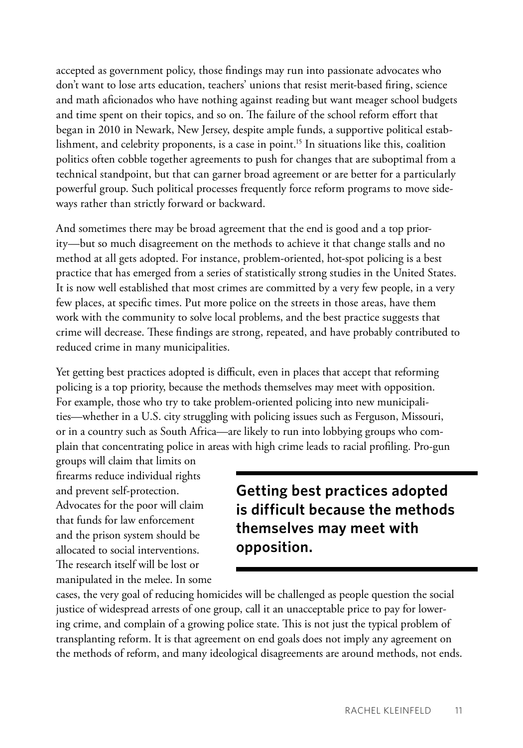accepted as government policy, those findings may run into passionate advocates who don't want to lose arts education, teachers' unions that resist merit-based firing, science and math aficionados who have nothing against reading but want meager school budgets and time spent on their topics, and so on. The failure of the school reform effort that began in 2010 in Newark, New Jersey, despite ample funds, a supportive political establishment, and celebrity proponents, is a case in point.[15] In situations like this, coalition politics often cobble together agreements to push for changes that are suboptimal from a technical standpoint, but that can garner broad agreement or are better for a particularly powerful group. Such political processes frequently force reform programs to move sideways rather than strictly forward or backward.

And sometimes there may be broad agreement that the end is good and a top priority—but so much disagreement on the methods to achieve it that change stalls and no method at all gets adopted. For instance, problem-oriented, hot-spot policing is a best practice that has emerged from a series of statistically strong studies in the United States. It is now well established that most crimes are committed by a very few people, in a very few places, at specific times. Put more police on the streets in those areas, have them work with the community to solve local problems, and the best practice suggests that crime will decrease. These findings are strong, repeated, and have probably contributed to reduced crime in many municipalities.

Yet getting best practices adopted is difficult, even in places that accept that reforming policing is a top priority, because the methods themselves may meet with opposition. For example, those who try to take problem-oriented policing into new municipalities—whether in a U.S. city struggling with policing issues such as Ferguson, Missouri, or in a country such as South Africa—are likely to run into lobbying groups who complain that concentrating police in areas with high crime leads to racial profiling. Pro-gun groups will claim that limits on firearms reduce individual rights and prevent self-protection. Advocates for the poor will claim that funds for law enforcement and the prison system should be allocated to social interventions. The research itself will be lost or manipulated in the melee. In some cases, the very goal of reducing homicides will be challenged as people question the social justice of widespread arrests of one group, call it an unacceptable price to pay for lowering crime, and complain of a growing police state. This is not just the typical problem of transplanting reform. It is that agreement on end goals does not imply any agreement on the methods of reform, and many ideological disagreements are around methods, not ends.

**Getting best practices adopted is difficult because the methods themselves may meet with opposition.**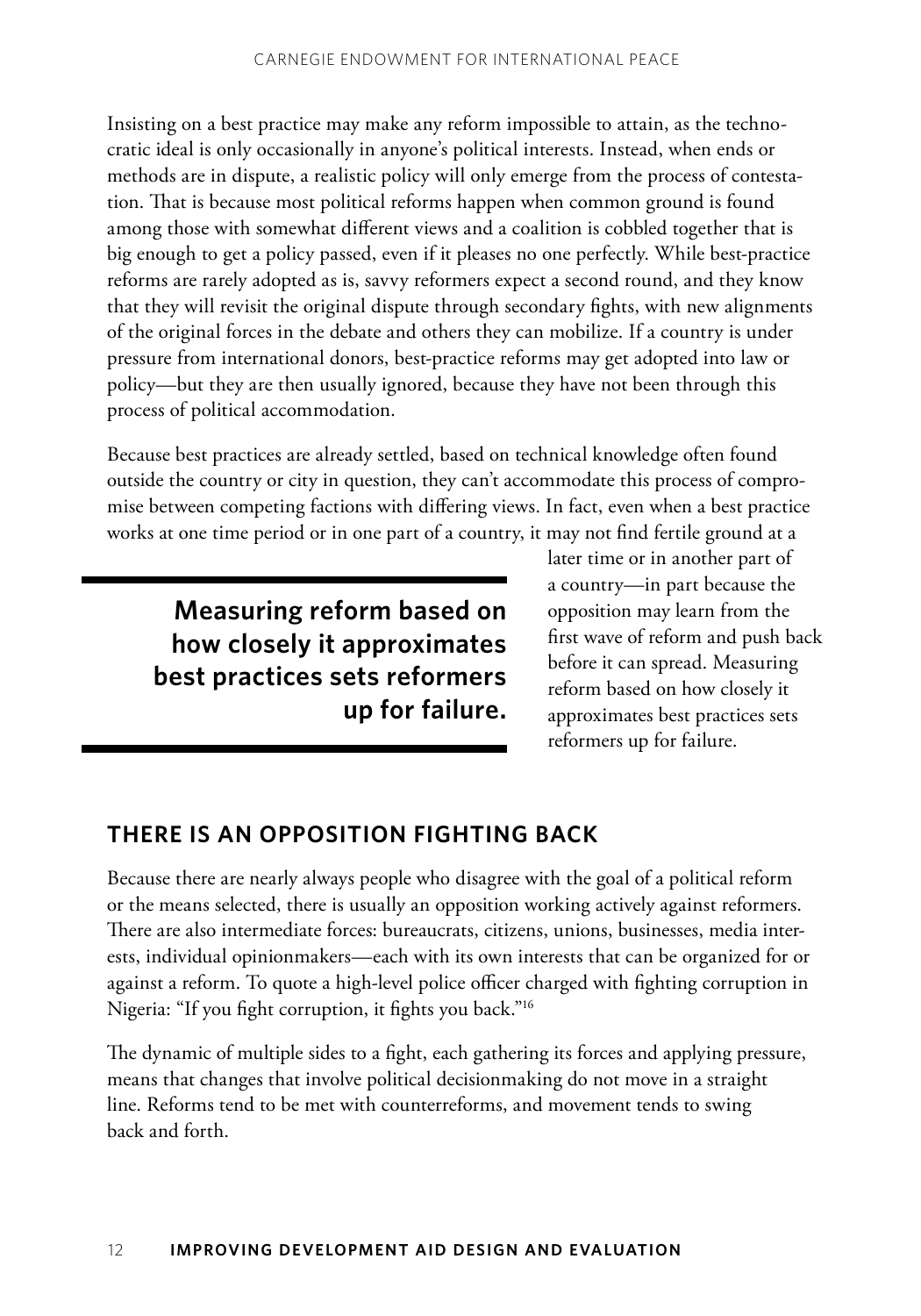Insisting on a best practice may make any reform impossible to attain, as the technocratic ideal is only occasionally in anyone's political interests. Instead, when ends or methods are in dispute, a realistic policy will only emerge from the process of contestation. That is because most political reforms happen when common ground is found among those with somewhat different views and a coalition is cobbled together that is big enough to get a policy passed, even if it pleases no one perfectly. While best-practice reforms are rarely adopted as is, savvy reformers expect a second round, and they know that they will revisit the original dispute through secondary fights, with new alignments of the original forces in the debate and others they can mobilize. If a country is under pressure from international donors, best-practice reforms may get adopted into law or policy—but they are then usually ignored, because they have not been through this process of political accommodation.

Because best practices are already settled, based on technical knowledge often found outside the country or city in question, they can't accommodate this process of compromise between competing factions with differing views. In fact, even when a best practice works at one time period or in one part of a country, it may not find fertile ground at a later time or in another part of a country—in part because the opposition may learn from the first wave of reform and push back before it can spread. Measuring reform based on how closely it approximates best practices sets reformers up for failure.

> **Measuring reform based on how closely it approximates best practices sets reformers up for failure.**

## THERE IS AN OPPOSITION FIGHTING BACK

Because there are nearly always people who disagree with the goal of a political reform or the means selected, there is usually an opposition working actively against reformers. There are also intermediate forces: bureaucrats, citizens, unions, businesses, media interests, individual opinionmakers—each with its own interests that can be organized for or against a reform. To quote a high-level police officer charged with fighting corruption in Nigeria: "If you fight corruption, it fights you back."[16]

The dynamic of multiple sides to a fight, each gathering its forces and applying pressure, means that changes that involve political decisionmaking do not move in a straight line. Reforms tend to be met with counterreforms, and movement tends to swing back and forth.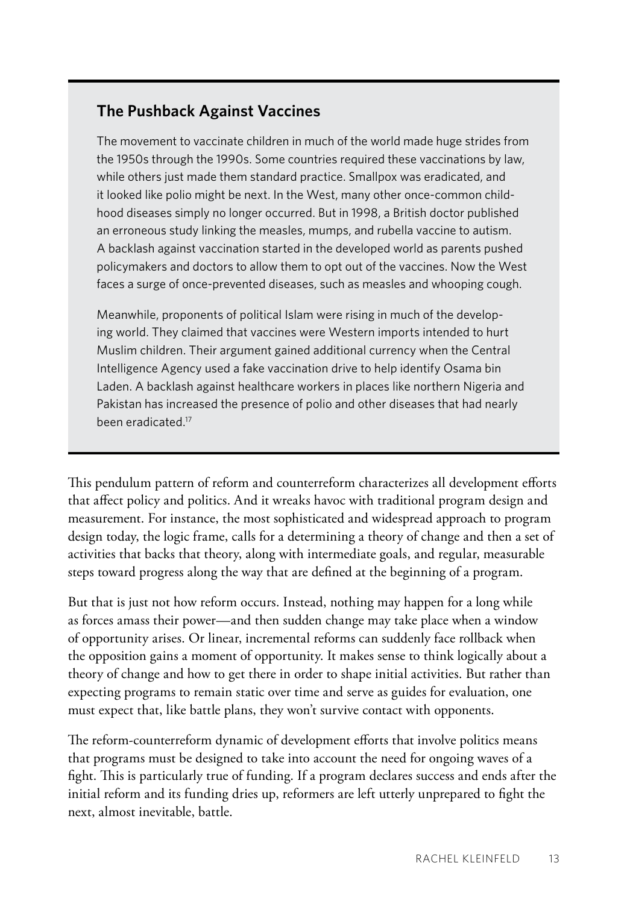### The Pushback Against Vaccines

The movement to vaccinate children in much of the world made huge strides from the 1950s through the 1990s. Some countries required these vaccinations by law, while others just made them standard practice. Smallpox was eradicated, and it looked like polio might be next. In the West, many other once-common childhood diseases simply no longer occurred. But in 1998, a British doctor published an erroneous study linking the measles, mumps, and rubella vaccine to autism. A backlash against vaccination started in the developed world as parents pushed policymakers and doctors to allow them to opt out of the vaccines. Now the West faces a surge of once-prevented diseases, such as measles and whooping cough.

Meanwhile, proponents of political Islam were rising in much of the developing world. They claimed that vaccines were Western imports intended to hurt Muslim children. Their argument gained additional currency when the Central Intelligence Agency used a fake vaccination drive to help identify Osama bin Laden. A backlash against healthcare workers in places like northern Nigeria and Pakistan has increased the presence of polio and other diseases that had nearly been eradicated.[17]

This pendulum pattern of reform and counterreform characterizes all development efforts that affect policy and politics. And it wreaks havoc with traditional program design and measurement. For instance, the most sophisticated and widespread approach to program design today, the logic frame, calls for a determining a theory of change and then a set of activities that backs that theory, along with intermediate goals, and regular, measurable steps toward progress along the way that are defined at the beginning of a program.

But that is just not how reform occurs. Instead, nothing may happen for a long while as forces amass their power—and then sudden change may take place when a window of opportunity arises. Or linear, incremental reforms can suddenly face rollback when the opposition gains a moment of opportunity. It makes sense to think logically about a theory of change and how to get there in order to shape initial activities. But rather than expecting programs to remain static over time and serve as guides for evaluation, one must expect that, like battle plans, they won't survive contact with opponents.

The reform-counterreform dynamic of development efforts that involve politics means that programs must be designed to take into account the need for ongoing waves of a fight. This is particularly true of funding. If a program declares success and ends after the initial reform and its funding dries up, reformers are left utterly unprepared to fight the next, almost inevitable, battle.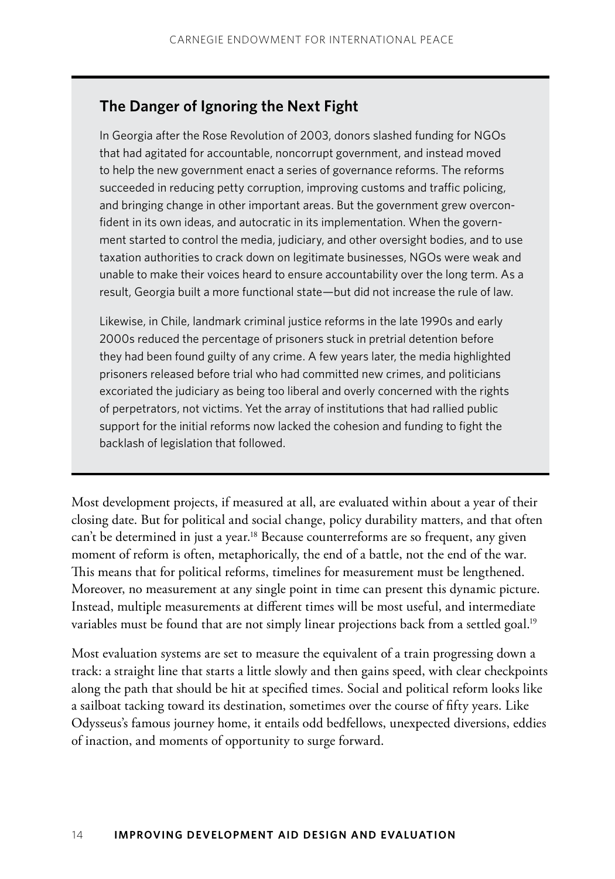### The Danger of Ignoring the Next Fight

In Georgia after the Rose Revolution of 2003, donors slashed funding for NGOs that had agitated for accountable, noncorrupt government, and instead moved to help the new government enact a series of governance reforms. The reforms succeeded in reducing petty corruption, improving customs and traffic policing, and bringing change in other important areas. But the government grew overconfident in its own ideas, and autocratic in its implementation. When the government started to control the media, judiciary, and other oversight bodies, and to use taxation authorities to crack down on legitimate businesses, NGOs were weak and unable to make their voices heard to ensure accountability over the long term. As a result, Georgia built a more functional state—but did not increase the rule of law.

Likewise, in Chile, landmark criminal justice reforms in the late 1990s and early 2000s reduced the percentage of prisoners stuck in pretrial detention before they had been found guilty of any crime. A few years later, the media highlighted prisoners released before trial who had committed new crimes, and politicians excoriated the judiciary as being too liberal and overly concerned with the rights of perpetrators, not victims. Yet the array of institutions that had rallied public support for the initial reforms now lacked the cohesion and funding to fight the backlash of legislation that followed.

Most development projects, if measured at all, are evaluated within about a year of their closing date. But for political and social change, policy durability matters, and that often can't be determined in just a year.[18] Because counterreforms are so frequent, any given moment of reform is often, metaphorically, the end of a battle, not the end of the war. This means that for political reforms, timelines for measurement must be lengthened. Moreover, no measurement at any single point in time can present this dynamic picture. Instead, multiple measurements at different times will be most useful, and intermediate variables must be found that are not simply linear projections back from a settled goal.[19]

Most evaluation systems are set to measure the equivalent of a train progressing down a track: a straight line that starts a little slowly and then gains speed, with clear checkpoints along the path that should be hit at specified times. Social and political reform looks like a sailboat tacking toward its destination, sometimes over the course of fifty years. Like Odysseus's famous journey home, it entails odd bedfellows, unexpected diversions, eddies of inaction, and moments of opportunity to surge forward.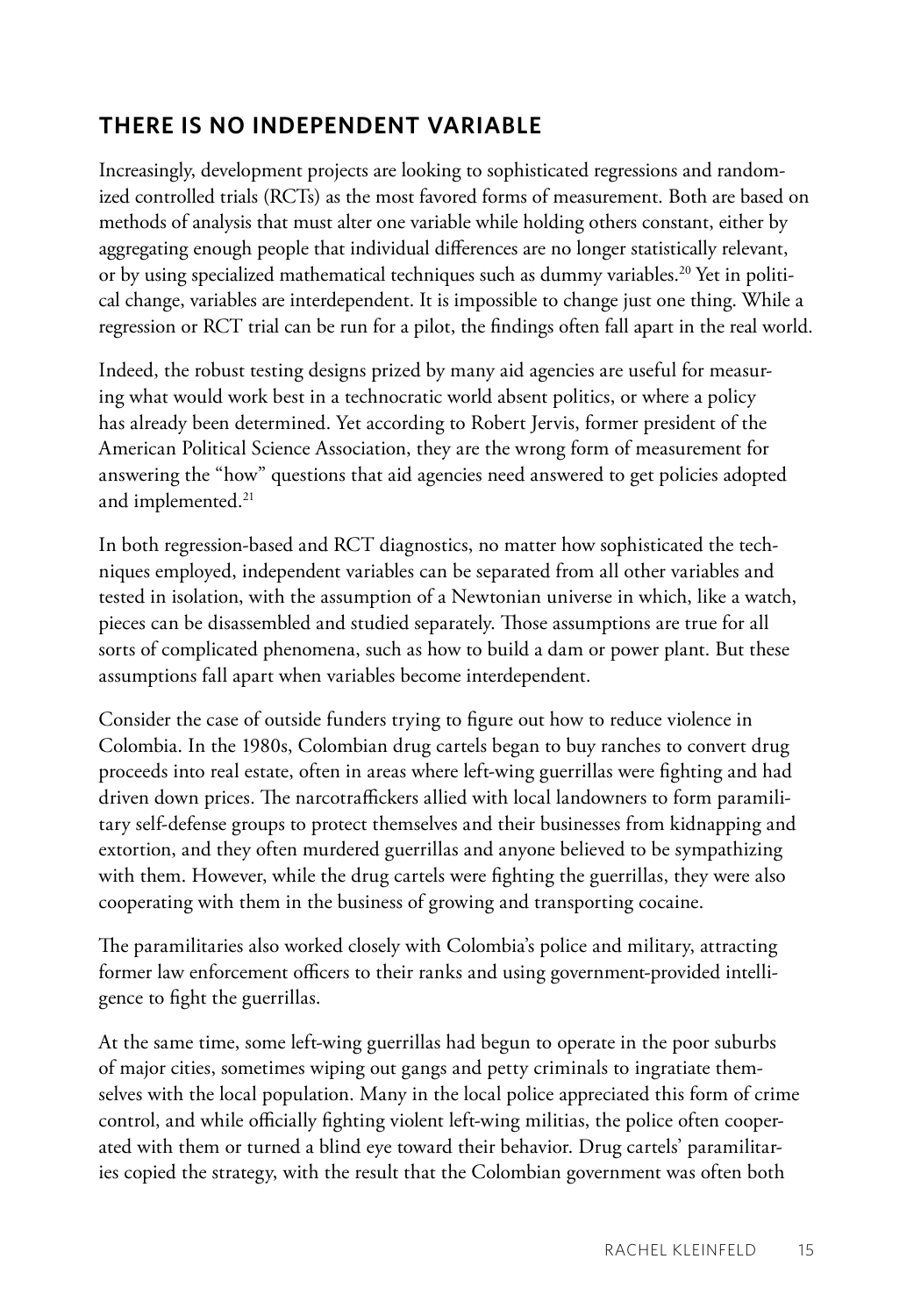## THERE IS NO INDEPENDENT VARIABLE

Increasingly, development projects are looking to sophisticated regressions and randomized controlled trials (RCTs) as the most favored forms of measurement. Both are based on methods of analysis that must alter one variable while holding others constant, either by aggregating enough people that individual differences are no longer statistically relevant, or by using specialized mathematical techniques such as dummy variables.[20] Yet in political change, variables are interdependent. It is impossible to change just one thing. While a regression or RCT trial can be run for a pilot, the findings often fall apart in the real world.

Indeed, the robust testing designs prized by many aid agencies are useful for measuring what would work best in a technocratic world absent politics, or where a policy has already been determined. Yet according to Robert Jervis, former president of the American Political Science Association, they are the wrong form of measurement for answering the "how" questions that aid agencies need answered to get policies adopted and implemented.[21]

In both regression-based and RCT diagnostics, no matter how sophisticated the techniques employed, independent variables can be separated from all other variables and tested in isolation, with the assumption of a Newtonian universe in which, like a watch, pieces can be disassembled and studied separately. Those assumptions are true for all sorts of complicated phenomena, such as how to build a dam or power plant. But these assumptions fall apart when variables become interdependent.

Consider the case of outside funders trying to figure out how to reduce violence in Colombia. In the 1980s, Colombian drug cartels began to buy ranches to convert drug proceeds into real estate, often in areas where left-wing guerrillas were fighting and had driven down prices. The narcotraffickers allied with local landowners to form paramilitary self-defense groups to protect themselves and their businesses from kidnapping and extortion, and they often murdered guerrillas and anyone believed to be sympathizing with them. However, while the drug cartels were fighting the guerrillas, they were also cooperating with them in the business of growing and transporting cocaine.

The paramilitaries also worked closely with Colombia's police and military, attracting former law enforcement officers to their ranks and using government-provided intelligence to fight the guerrillas.

At the same time, some left-wing guerrillas had begun to operate in the poor suburbs of major cities, sometimes wiping out gangs and petty criminals to ingratiate themselves with the local population. Many in the local police appreciated this form of crime control, and while officially fighting violent left-wing militias, the police often cooperated with them or turned a blind eye toward their behavior. Drug cartels' paramilitaries copied the strategy, with the result that the Colombian government was often both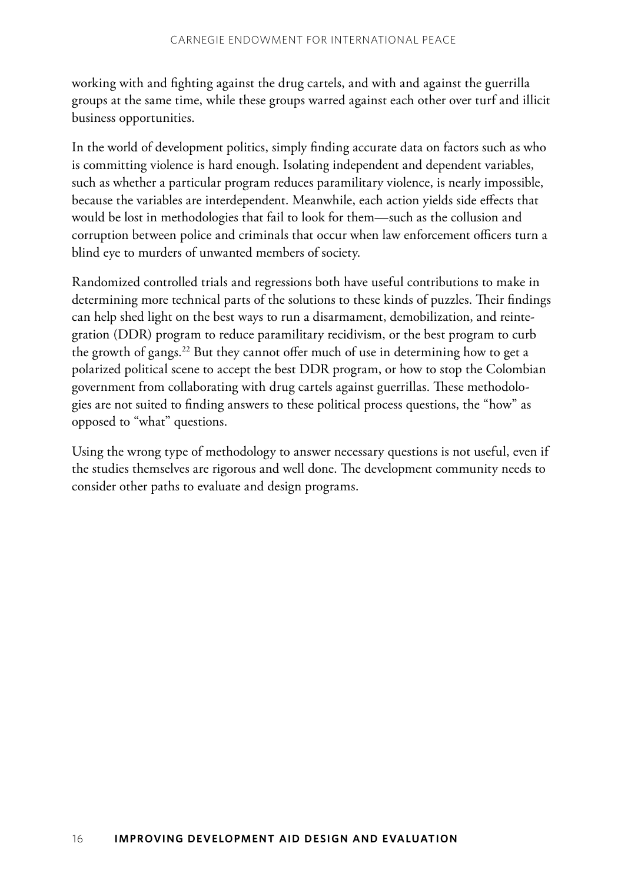working with and fighting against the drug cartels, and with and against the guerrilla groups at the same time, while these groups warred against each other over turf and illicit business opportunities.

In the world of development politics, simply finding accurate data on factors such as who is committing violence is hard enough. Isolating independent and dependent variables, such as whether a particular program reduces paramilitary violence, is nearly impossible, because the variables are interdependent. Meanwhile, each action yields side effects that would be lost in methodologies that fail to look for them—such as the collusion and corruption between police and criminals that occur when law enforcement officers turn a blind eye to murders of unwanted members of society.

Randomized controlled trials and regressions both have useful contributions to make in determining more technical parts of the solutions to these kinds of puzzles. Their findings can help shed light on the best ways to run a disarmament, demobilization, and reintegration (DDR) program to reduce paramilitary recidivism, or the best program to curb the growth of gangs.[22] But they cannot offer much of use in determining how to get a polarized political scene to accept the best DDR program, or how to stop the Colombian government from collaborating with drug cartels against guerrillas. These methodologies are not suited to finding answers to these political process questions, the "how" as opposed to "what" questions.

Using the wrong type of methodology to answer necessary questions is not useful, even if the studies themselves are rigorous and well done. The development community needs to consider other paths to evaluate and design programs.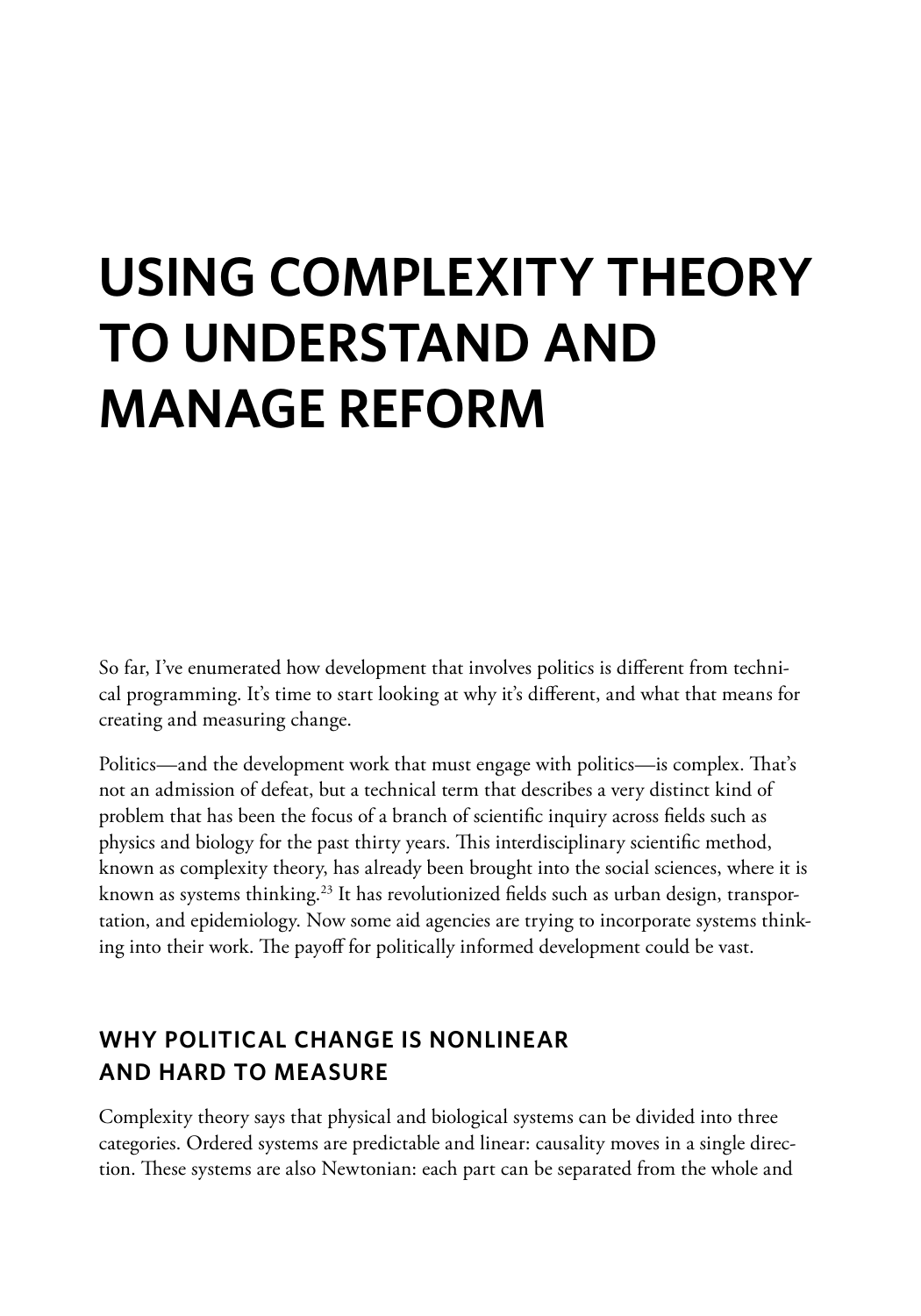# USING COMPLEXITY THEORY TO UNDERSTAND AND MANAGE REFORM

So far, I've enumerated how development that involves politics is different from technical programming. It's time to start looking at why it's different, and what that means for creating and measuring change.

Politics—and the development work that must engage with politics—is complex. That's not an admission of defeat, but a technical term that describes a very distinct kind of problem that has been the focus of a branch of scientific inquiry across fields such as physics and biology for the past thirty years. This interdisciplinary scientific method, known as complexity theory, has already been brought into the social sciences, where it is known as systems thinking.[23] It has revolutionized fields such as urban design, transportation, and epidemiology. Now some aid agencies are trying to incorporate systems thinking into their work. The payoff for politically informed development could be vast.

## WHY POLITICAL CHANGE IS NONLINEAR AND HARD TO MEASURE

Complexity theory says that physical and biological systems can be divided into three categories. Ordered systems are predictable and linear: causality moves in a single direction. These systems are also Newtonian: each part can be separated from the whole and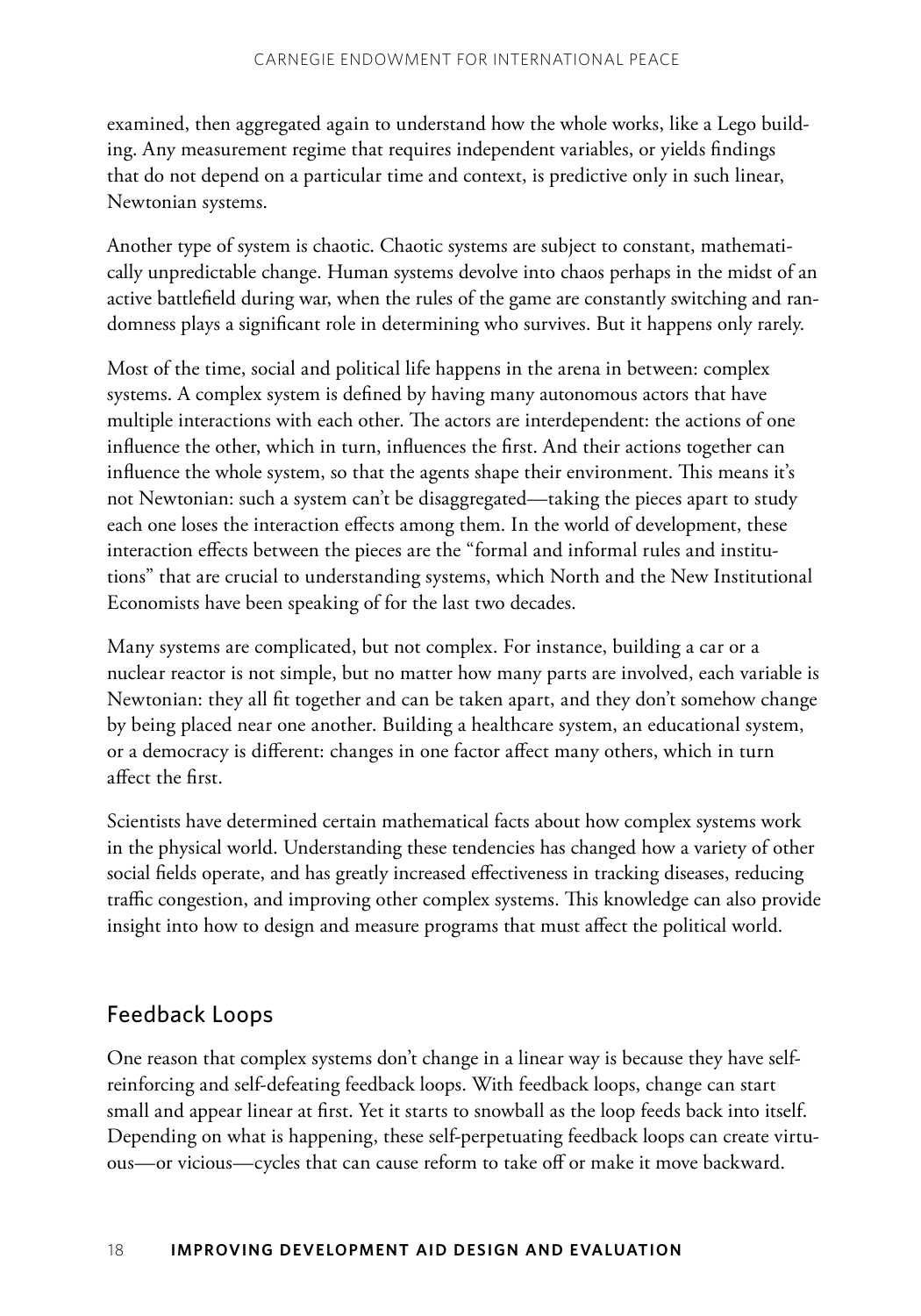examined, then aggregated again to understand how the whole works, like a Lego building. Any measurement regime that requires independent variables, or yields findings that do not depend on a particular time and context, is predictive only in such linear, Newtonian systems.

Another type of system is chaotic. Chaotic systems are subject to constant, mathematically unpredictable change. Human systems devolve into chaos perhaps in the midst of an active battlefield during war, when the rules of the game are constantly switching and randomness plays a significant role in determining who survives. But it happens only rarely.

Most of the time, social and political life happens in the arena in between: complex systems. A complex system is defined by having many autonomous actors that have multiple interactions with each other. The actors are interdependent: the actions of one influence the other, which in turn, influences the first. And their actions together can influence the whole system, so that the agents shape their environment. This means it's not Newtonian: such a system can't be disaggregated—taking the pieces apart to study each one loses the interaction effects among them. In the world of development, these interaction effects between the pieces are the "formal and informal rules and institutions" that are crucial to understanding systems, which North and the New Institutional Economists have been speaking of for the last two decades.

Many systems are complicated, but not complex. For instance, building a car or a nuclear reactor is not simple, but no matter how many parts are involved, each variable is Newtonian: they all fit together and can be taken apart, and they don't somehow change by being placed near one another. Building a healthcare system, an educational system, or a democracy is different: changes in one factor affect many others, which in turn affect the first.

Scientists have determined certain mathematical facts about how complex systems work in the physical world. Understanding these tendencies has changed how a variety of other social fields operate, and has greatly increased effectiveness in tracking diseases, reducing traffic congestion, and improving other complex systems. This knowledge can also provide insight into how to design and measure programs that must affect the political world.

## Feedback Loops

One reason that complex systems don't change in a linear way is because they have self-reinforcing and self-defeating feedback loops. With feedback loops, change can start small and appear linear at first. Yet it starts to snowball as the loop feeds back into itself. Depending on what is happening, these self-perpetuating feedback loops can create virtuous—or vicious—cycles that can cause reform to take off or make it move backward.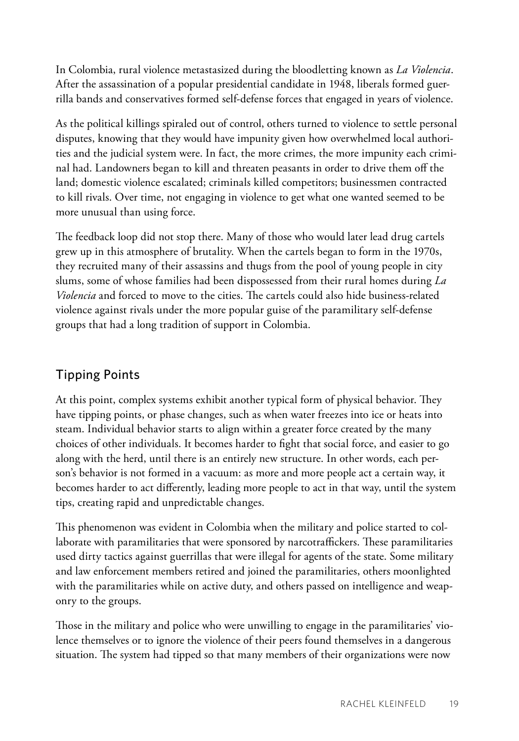In Colombia, rural violence metastasized during the bloodletting known as *La Violencia*. After the assassination of a popular presidential candidate in 1948, liberals formed guerrilla bands and conservatives formed self-defense forces that engaged in years of violence.

As the political killings spiraled out of control, others turned to violence to settle personal disputes, knowing that they would have impunity given how overwhelmed local authorities and the judicial system were. In fact, the more crimes, the more impunity each criminal had. Landowners began to kill and threaten peasants in order to drive them off the land; domestic violence escalated; criminals killed competitors; businessmen contracted to kill rivals. Over time, not engaging in violence to get what one wanted seemed to be more unusual than using force.

The feedback loop did not stop there. Many of those who would later lead drug cartels grew up in this atmosphere of brutality. When the cartels began to form in the 1970s, they recruited many of their assassins and thugs from the pool of young people in city slums, some of whose families had been dispossessed from their rural homes during *La Violencia* and forced to move to the cities. The cartels could also hide business-related violence against rivals under the more popular guise of the paramilitary self-defense groups that had a long tradition of support in Colombia.

## Tipping Points

At this point, complex systems exhibit another typical form of physical behavior. They have tipping points, or phase changes, such as when water freezes into ice or heats into steam. Individual behavior starts to align within a greater force created by the many choices of other individuals. It becomes harder to fight that social force, and easier to go along with the herd, until there is an entirely new structure. In other words, each person's behavior is not formed in a vacuum: as more and more people act a certain way, it becomes harder to act differently, leading more people to act in that way, until the system tips, creating rapid and unpredictable changes.

This phenomenon was evident in Colombia when the military and police started to collaborate with paramilitaries that were sponsored by narcotraffickers. These paramilitaries used dirty tactics against guerrillas that were illegal for agents of the state. Some military and law enforcement members retired and joined the paramilitaries, others moonlighted with the paramilitaries while on active duty, and others passed on intelligence and weaponry to the groups.

Those in the military and police who were unwilling to engage in the paramilitaries' violence themselves or to ignore the violence of their peers found themselves in a dangerous situation. The system had tipped so that many members of their organizations were now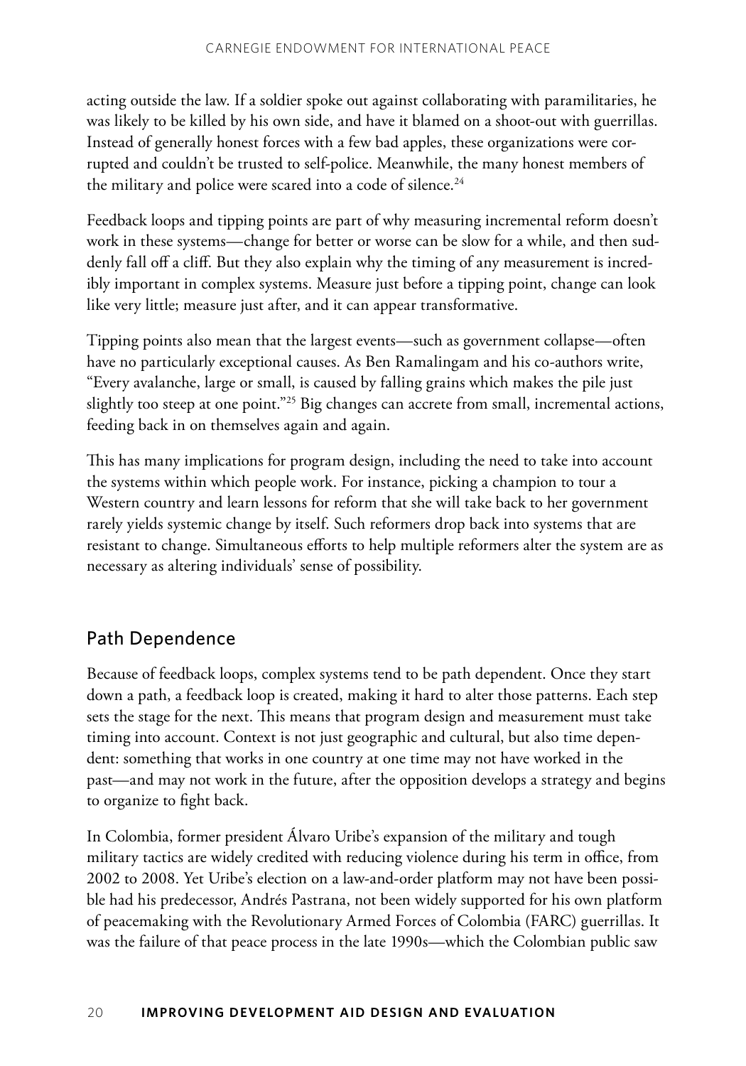acting outside the law. If a soldier spoke out against collaborating with paramilitaries, he was likely to be killed by his own side, and have it blamed on a shoot-out with guerrillas. Instead of generally honest forces with a few bad apples, these organizations were corrupted and couldn't be trusted to self-police. Meanwhile, the many honest members of the military and police were scared into a code of silence.[24]

Feedback loops and tipping points are part of why measuring incremental reform doesn't work in these systems—change for better or worse can be slow for a while, and then suddenly fall off a cliff. But they also explain why the timing of any measurement is incredibly important in complex systems. Measure just before a tipping point, change can look like very little; measure just after, and it can appear transformative.

Tipping points also mean that the largest events—such as government collapse—often have no particularly exceptional causes. As Ben Ramalingam and his co-authors write, "Every avalanche, large or small, is caused by falling grains which makes the pile just slightly too steep at one point."[25] Big changes can accrete from small, incremental actions, feeding back in on themselves again and again.

This has many implications for program design, including the need to take into account the systems within which people work. For instance, picking a champion to tour a Western country and learn lessons for reform that she will take back to her government rarely yields systemic change by itself. Such reformers drop back into systems that are resistant to change. Simultaneous efforts to help multiple reformers alter the system are as necessary as altering individuals' sense of possibility.

## Path Dependence

Because of feedback loops, complex systems tend to be path dependent. Once they start down a path, a feedback loop is created, making it hard to alter those patterns. Each step sets the stage for the next. This means that program design and measurement must take timing into account. Context is not just geographic and cultural, but also time dependent: something that works in one country at one time may not have worked in the past—and may not work in the future, after the opposition develops a strategy and begins to organize to fight back.

In Colombia, former president Álvaro Uribe's expansion of the military and tough military tactics are widely credited with reducing violence during his term in office, from 2002 to 2008. Yet Uribe's election on a law-and-order platform may not have been possible had his predecessor, Andrés Pastrana, not been widely supported for his own platform of peacemaking with the Revolutionary Armed Forces of Colombia (FARC) guerrillas. It was the failure of that peace process in the late 1990s—which the Colombian public saw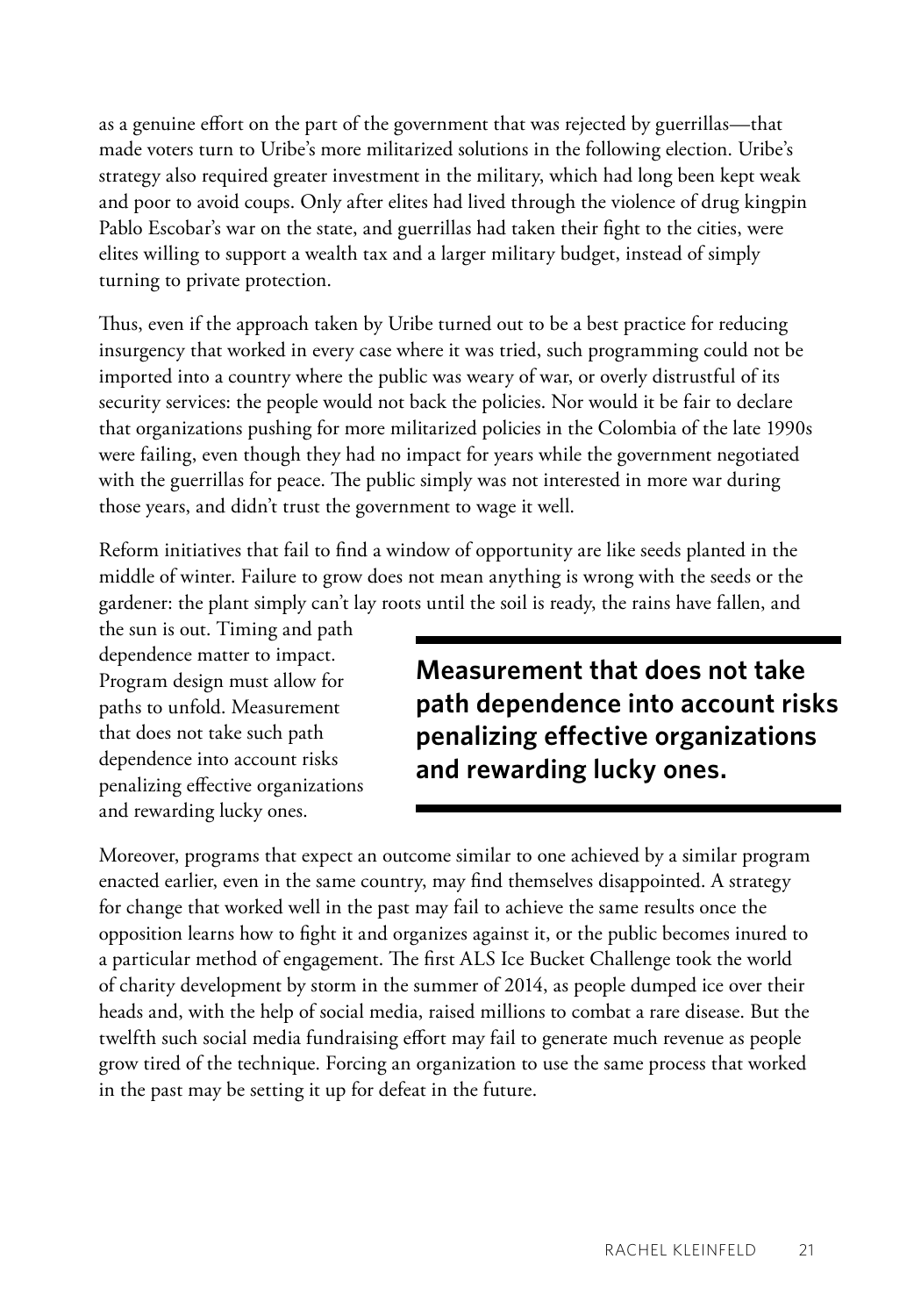as a genuine effort on the part of the government that was rejected by guerrillas—that made voters turn to Uribe's more militarized solutions in the following election. Uribe's strategy also required greater investment in the military, which had long been kept weak and poor to avoid coups. Only after elites had lived through the violence of drug kingpin Pablo Escobar's war on the state, and guerrillas had taken their fight to the cities, were elites willing to support a wealth tax and a larger military budget, instead of simply turning to private protection.

Thus, even if the approach taken by Uribe turned out to be a best practice for reducing insurgency that worked in every case where it was tried, such programming could not be imported into a country where the public was weary of war, or overly distrustful of its security services: the people would not back the policies. Nor would it be fair to declare that organizations pushing for more militarized policies in the Colombia of the late 1990s were failing, even though they had no impact for years while the government negotiated with the guerrillas for peace. The public simply was not interested in more war during those years, and didn't trust the government to wage it well.

Reform initiatives that fail to find a window of opportunity are like seeds planted in the middle of winter. Failure to grow does not mean anything is wrong with the seeds or the gardener: the plant simply can't lay roots until the soil is ready, the rains have fallen, and the sun is out. Timing and path dependence matter to impact. Program design must allow for paths to unfold. Measurement that does not take such path dependence into account risks penalizing effective organizations and rewarding lucky ones.

**Measurement that does not take path dependence into account risks penalizing effective organizations and rewarding lucky ones.**

Moreover, programs that expect an outcome similar to one achieved by a similar program enacted earlier, even in the same country, may find themselves disappointed. A strategy for change that worked well in the past may fail to achieve the same results once the opposition learns how to fight it and organizes against it, or the public becomes inured to a particular method of engagement. The first ALS Ice Bucket Challenge took the world of charity development by storm in the summer of 2014, as people dumped ice over their heads and, with the help of social media, raised millions to combat a rare disease. But the twelfth such social media fundraising effort may fail to generate much revenue as people grow tired of the technique. Forcing an organization to use the same process that worked in the past may be setting it up for defeat in the future.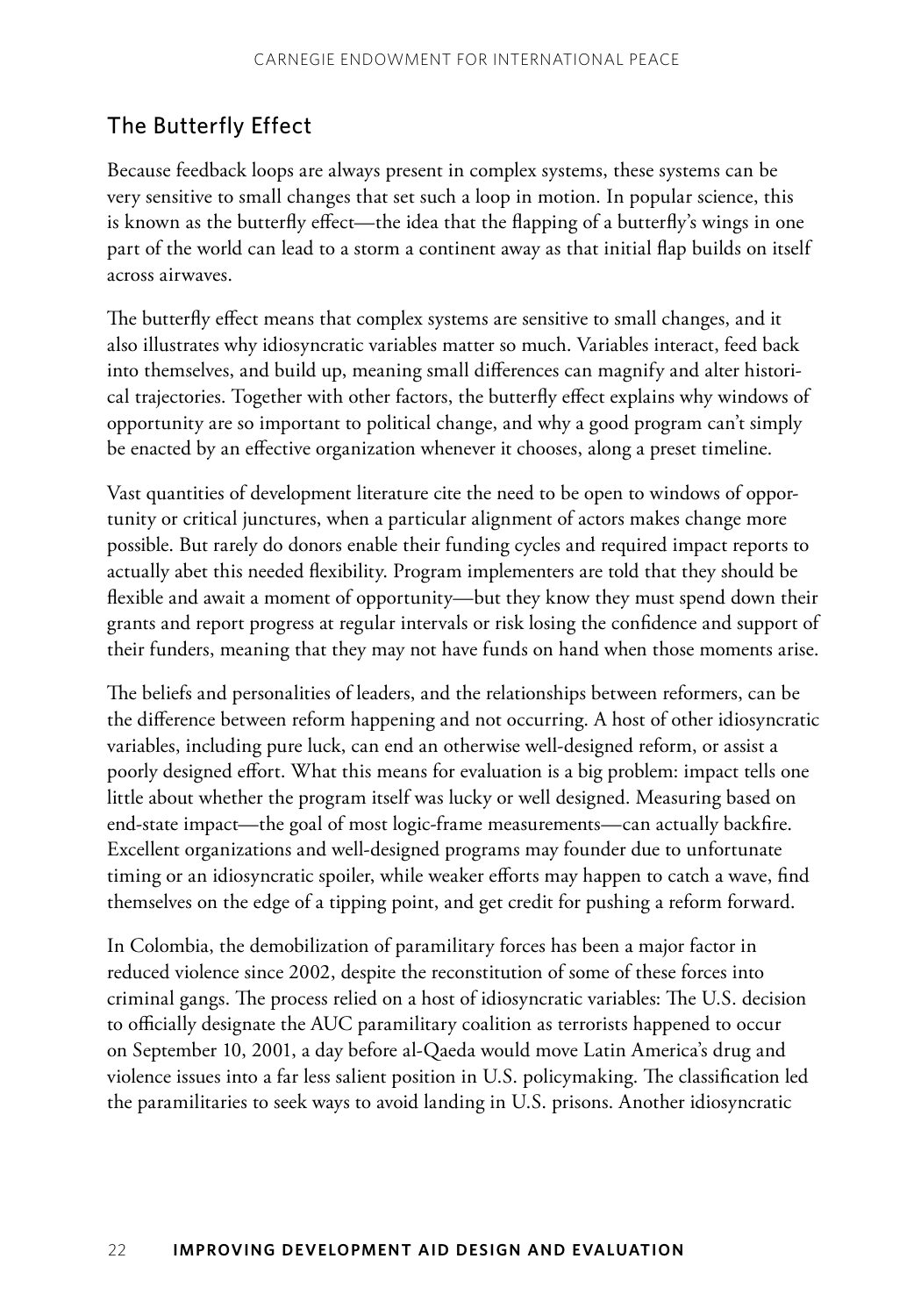## The Butterfly Effect

Because feedback loops are always present in complex systems, these systems can be very sensitive to small changes that set such a loop in motion. In popular science, this is known as the butterfly effect—the idea that the flapping of a butterfly's wings in one part of the world can lead to a storm a continent away as that initial flap builds on itself across airwaves.

The butterfly effect means that complex systems are sensitive to small changes, and it also illustrates why idiosyncratic variables matter so much. Variables interact, feed back into themselves, and build up, meaning small differences can magnify and alter historical trajectories. Together with other factors, the butterfly effect explains why windows of opportunity are so important to political change, and why a good program can't simply be enacted by an effective organization whenever it chooses, along a preset timeline.

Vast quantities of development literature cite the need to be open to windows of opportunity or critical junctures, when a particular alignment of actors makes change more possible. But rarely do donors enable their funding cycles and required impact reports to actually abet this needed flexibility. Program implementers are told that they should be flexible and await a moment of opportunity—but they know they must spend down their grants and report progress at regular intervals or risk losing the confidence and support of their funders, meaning that they may not have funds on hand when those moments arise.

The beliefs and personalities of leaders, and the relationships between reformers, can be the difference between reform happening and not occurring. A host of other idiosyncratic variables, including pure luck, can end an otherwise well-designed reform, or assist a poorly designed effort. What this means for evaluation is a big problem: impact tells one little about whether the program itself was lucky or well designed. Measuring based on end-state impact—the goal of most logic-frame measurements—can actually backfire. Excellent organizations and well-designed programs may founder due to unfortunate timing or an idiosyncratic spoiler, while weaker efforts may happen to catch a wave, find themselves on the edge of a tipping point, and get credit for pushing a reform forward.

In Colombia, the demobilization of paramilitary forces has been a major factor in reduced violence since 2002, despite the reconstitution of some of these forces into criminal gangs. The process relied on a host of idiosyncratic variables: The U.S. decision to officially designate the AUC paramilitary coalition as terrorists happened to occur on September 10, 2001, a day before al-Qaeda would move Latin America's drug and violence issues into a far less salient position in U.S. policymaking. The classification led the paramilitaries to seek ways to avoid landing in U.S. prisons. Another idiosyncratic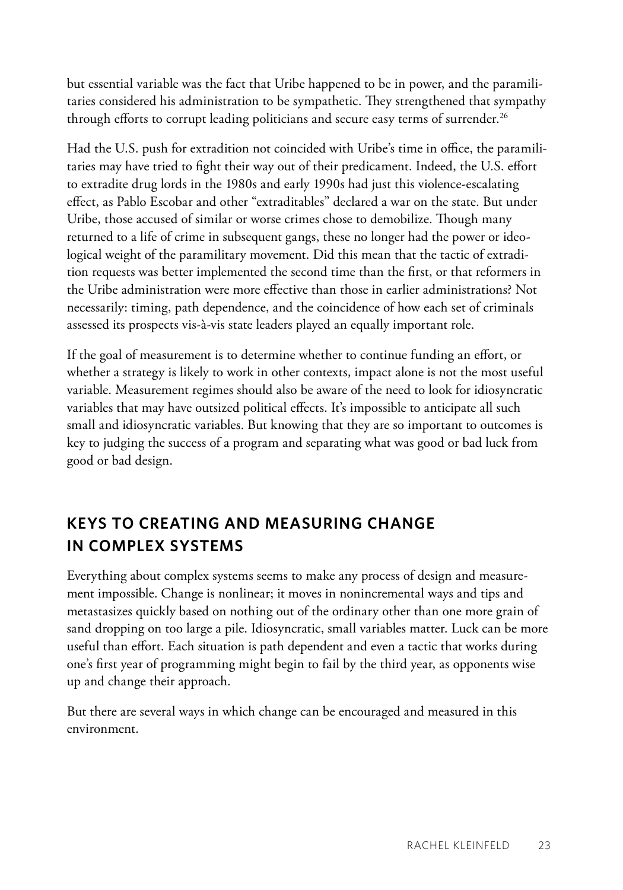but essential variable was the fact that Uribe happened to be in power, and the paramilitaries considered his administration to be sympathetic. They strengthened that sympathy through efforts to corrupt leading politicians and secure easy terms of surrender.[26]

Had the U.S. push for extradition not coincided with Uribe's time in office, the paramilitaries may have tried to fight their way out of their predicament. Indeed, the U.S. effort to extradite drug lords in the 1980s and early 1990s had just this violence-escalating effect, as Pablo Escobar and other "extraditables" declared a war on the state. But under Uribe, those accused of similar or worse crimes chose to demobilize. Though many returned to a life of crime in subsequent gangs, these no longer had the power or ideological weight of the paramilitary movement. Did this mean that the tactic of extradition requests was better implemented the second time than the first, or that reformers in the Uribe administration were more effective than those in earlier administrations? Not necessarily: timing, path dependence, and the coincidence of how each set of criminals assessed its prospects vis-à-vis state leaders played an equally important role.

If the goal of measurement is to determine whether to continue funding an effort, or whether a strategy is likely to work in other contexts, impact alone is not the most useful variable. Measurement regimes should also be aware of the need to look for idiosyncratic variables that may have outsized political effects. It's impossible to anticipate all such small and idiosyncratic variables. But knowing that they are so important to outcomes is key to judging the success of a program and separating what was good or bad luck from good or bad design.

## KEYS TO CREATING AND MEASURING CHANGE IN COMPLEX SYSTEMS

Everything about complex systems seems to make any process of design and measurement impossible. Change is nonlinear; it moves in nonincremental ways and tips and metastasizes quickly based on nothing out of the ordinary other than one more grain of sand dropping on too large a pile. Idiosyncratic, small variables matter. Luck can be more useful than effort. Each situation is path dependent and even a tactic that works during one's first year of programming might begin to fail by the third year, as opponents wise up and change their approach.

But there are several ways in which change can be encouraged and measured in this environment.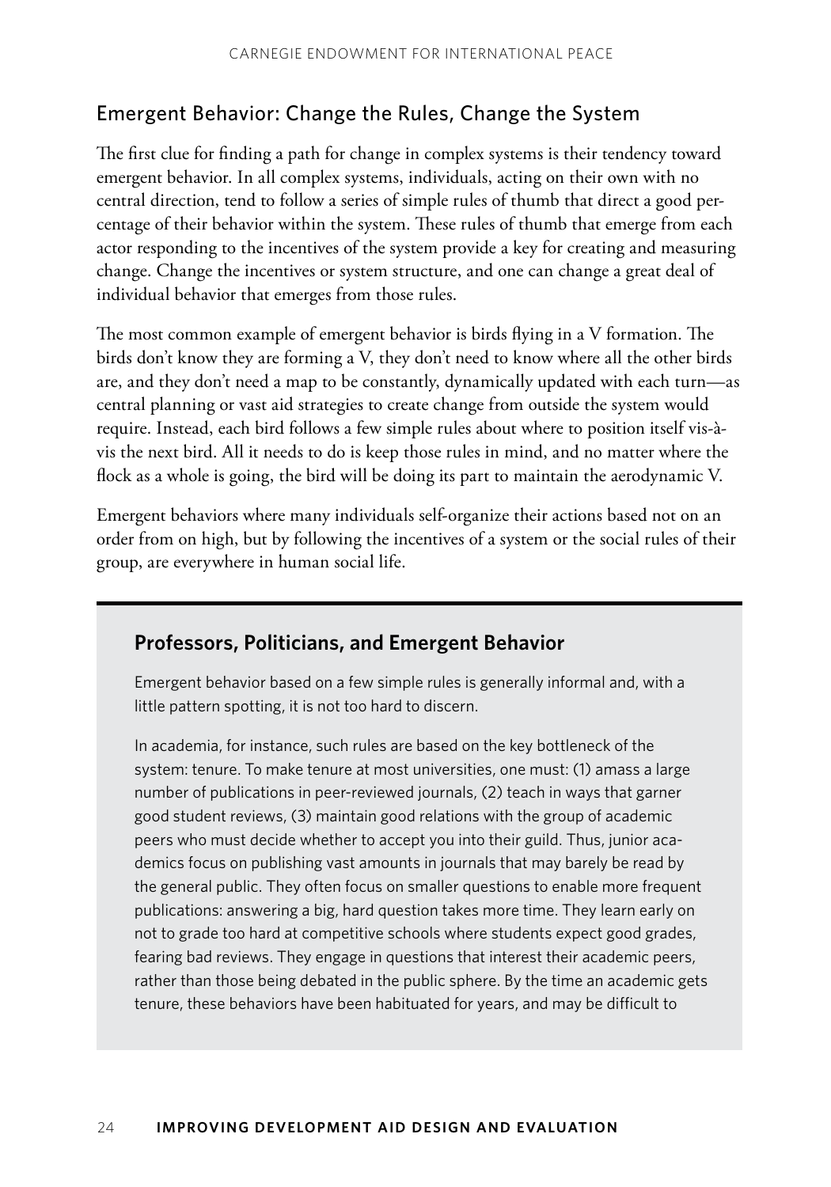## Emergent Behavior: Change the Rules, Change the System

The first clue for finding a path for change in complex systems is their tendency toward emergent behavior. In all complex systems, individuals, acting on their own with no central direction, tend to follow a series of simple rules of thumb that direct a good percentage of their behavior within the system. These rules of thumb that emerge from each actor responding to the incentives of the system provide a key for creating and measuring change. Change the incentives or system structure, and one can change a great deal of individual behavior that emerges from those rules.

The most common example of emergent behavior is birds flying in a V formation. The birds don't know they are forming a V, they don't need to know where all the other birds are, and they don't need a map to be constantly, dynamically updated with each turn—as central planning or vast aid strategies to create change from outside the system would require. Instead, each bird follows a few simple rules about where to position itself vis-à-vis the next bird. All it needs to do is keep those rules in mind, and no matter where the flock as a whole is going, the bird will be doing its part to maintain the aerodynamic V.

Emergent behaviors where many individuals self-organize their actions based not on an order from on high, but by following the incentives of a system or the social rules of their group, are everywhere in human social life.

### Professors, Politicians, and Emergent Behavior

Emergent behavior based on a few simple rules is generally informal and, with a little pattern spotting, it is not too hard to discern.

In academia, for instance, such rules are based on the key bottleneck of the system: tenure. To make tenure at most universities, one must: (1) amass a large number of publications in peer-reviewed journals, (2) teach in ways that garner good student reviews, (3) maintain good relations with the group of academic peers who must decide whether to accept you into their guild. Thus, junior academics focus on publishing vast amounts in journals that may barely be read by the general public. They often focus on smaller questions to enable more frequent publications: answering a big, hard question takes more time. They learn early on not to grade too hard at competitive schools where students expect good grades, fearing bad reviews. They engage in questions that interest their academic peers, rather than those being debated in the public sphere. By the time an academic gets tenure, these behaviors have been habituated for years, and may be difficult to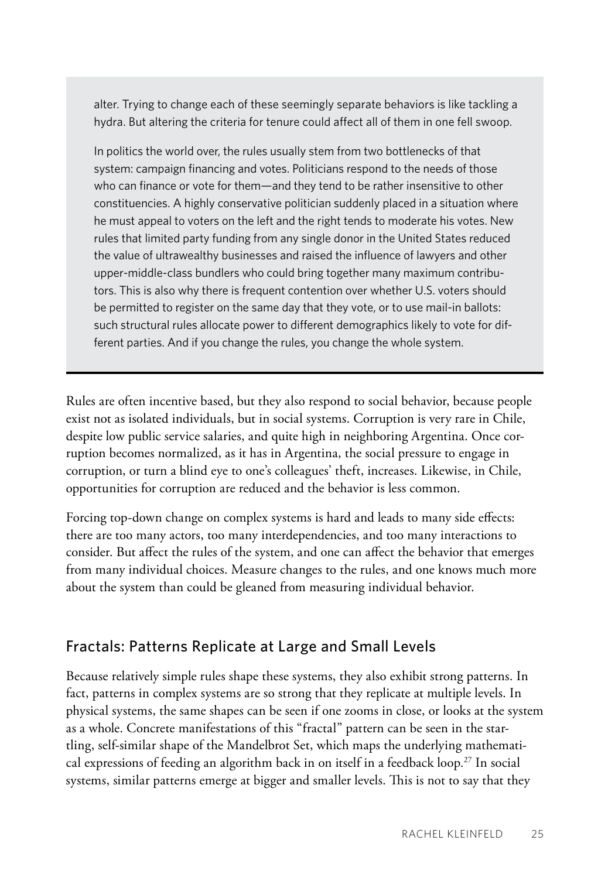alter. Trying to change each of these seemingly separate behaviors is like tackling a hydra. But altering the criteria for tenure could affect all of them in one fell swoop.

In politics the world over, the rules usually stem from two bottlenecks of that system: campaign financing and votes. Politicians respond to the needs of those who can finance or vote for them—and they tend to be rather insensitive to other constituencies. A highly conservative politician suddenly placed in a situation where he must appeal to voters on the left and the right tends to moderate his votes. New rules that limited party funding from any single donor in the United States reduced the value of ultrawealthy businesses and raised the influence of lawyers and other upper-middle-class bundlers who could bring together many maximum contributors. This is also why there is frequent contention over whether U.S. voters should be permitted to register on the same day that they vote, or to use mail-in ballots: such structural rules allocate power to different demographics likely to vote for different parties. And if you change the rules, you change the whole system.

---

Rules are often incentive based, but they also respond to social behavior, because people exist not as isolated individuals, but in social systems. Corruption is very rare in Chile, despite low public service salaries, and quite high in neighboring Argentina. Once corruption becomes normalized, as it has in Argentina, the social pressure to engage in corruption, or turn a blind eye to one's colleagues' theft, increases. Likewise, in Chile, opportunities for corruption are reduced and the behavior is less common.

Forcing top-down change on complex systems is hard and leads to many side effects: there are too many actors, too many interdependencies, and too many interactions to consider. But affect the rules of the system, and one can affect the behavior that emerges from many individual choices. Measure changes to the rules, and one knows much more about the system than could be gleaned from measuring individual behavior.

## Fractals: Patterns Replicate at Large and Small Levels

Because relatively simple rules shape these systems, they also exhibit strong patterns. In fact, patterns in complex systems are so strong that they replicate at multiple levels. In physical systems, the same shapes can be seen if one zooms in close, or looks at the system as a whole. Concrete manifestations of this "fractal" pattern can be seen in the startling, self-similar shape of the Mandelbrot Set, which maps the underlying mathematical expressions of feeding an algorithm back in on itself in a feedback loop.[27] In social systems, similar patterns emerge at bigger and smaller levels. This is not to say that they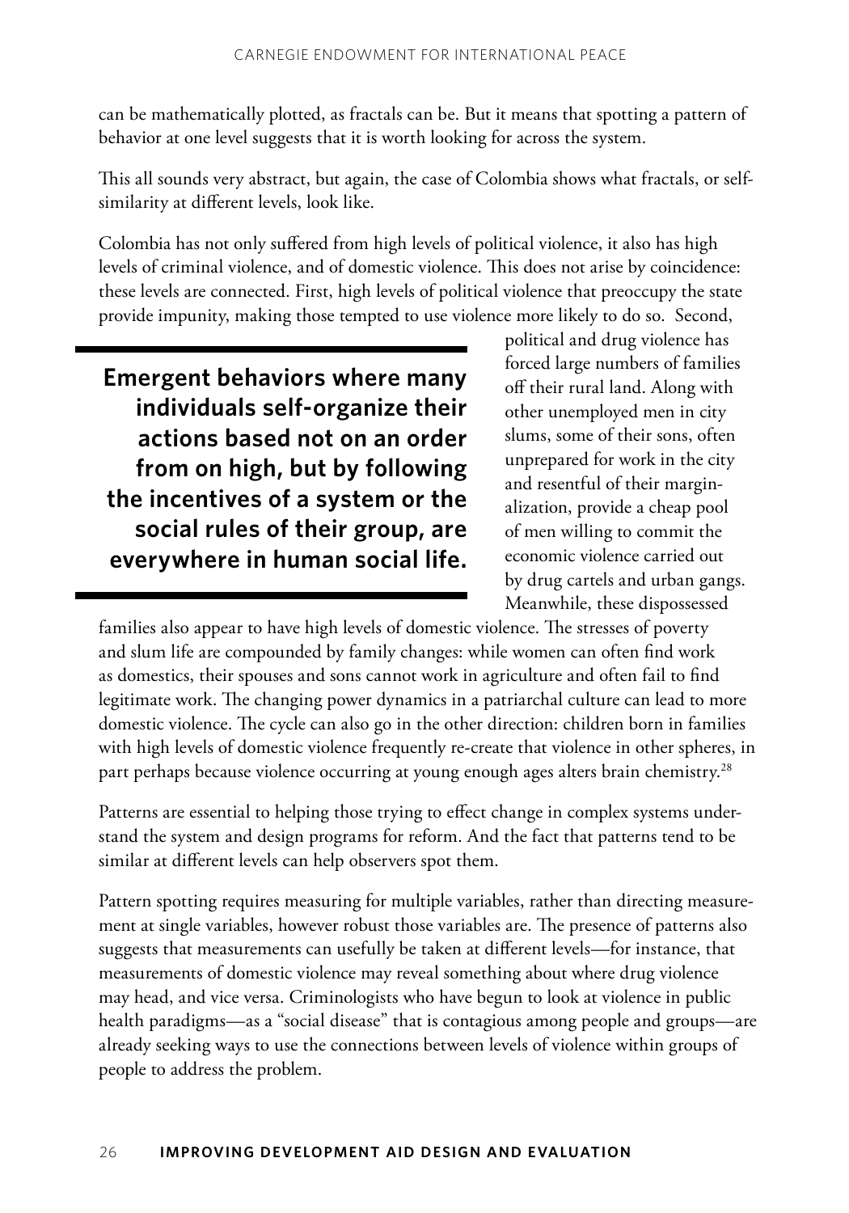can be mathematically plotted, as fractals can be. But it means that spotting a pattern of behavior at one level suggests that it is worth looking for across the system.

This all sounds very abstract, but again, the case of Colombia shows what fractals, or self-similarity at different levels, look like.

Colombia has not only suffered from high levels of political violence, it also has high levels of criminal violence, and of domestic violence. This does not arise by coincidence: these levels are connected. First, high levels of political violence that preoccupy the state provide impunity, making those tempted to use violence more likely to do so. Second, political and drug violence has forced large numbers of families off their rural land. Along with other unemployed men in city slums, some of their sons, often unprepared for work in the city and resentful of their marginalization, provide a cheap pool of men willing to commit the economic violence carried out by drug cartels and urban gangs. Meanwhile, these dispossessed families also appear to have high levels of domestic violence. The stresses of poverty and slum life are compounded by family changes: while women can often find work as domestics, their spouses and sons cannot work in agriculture and often fail to find legitimate work. The changing power dynamics in a patriarchal culture can lead to more domestic violence. The cycle can also go in the other direction: children born in families with high levels of domestic violence frequently re-create that violence in other spheres, in part perhaps because violence occurring at young enough ages alters brain chemistry.[28]

> **Emergent behaviors where many individuals self-organize their actions based not on an order from on high, but by following the incentives of a system or the social rules of their group, are everywhere in human social life.**

Patterns are essential to helping those trying to effect change in complex systems understand the system and design programs for reform. And the fact that patterns tend to be similar at different levels can help observers spot them.

Pattern spotting requires measuring for multiple variables, rather than directing measurement at single variables, however robust those variables are. The presence of patterns also suggests that measurements can usefully be taken at different levels—for instance, that measurements of domestic violence may reveal something about where drug violence may head, and vice versa. Criminologists who have begun to look at violence in public health paradigms—as a "social disease" that is contagious among people and groups—are already seeking ways to use the connections between levels of violence within groups of people to address the problem.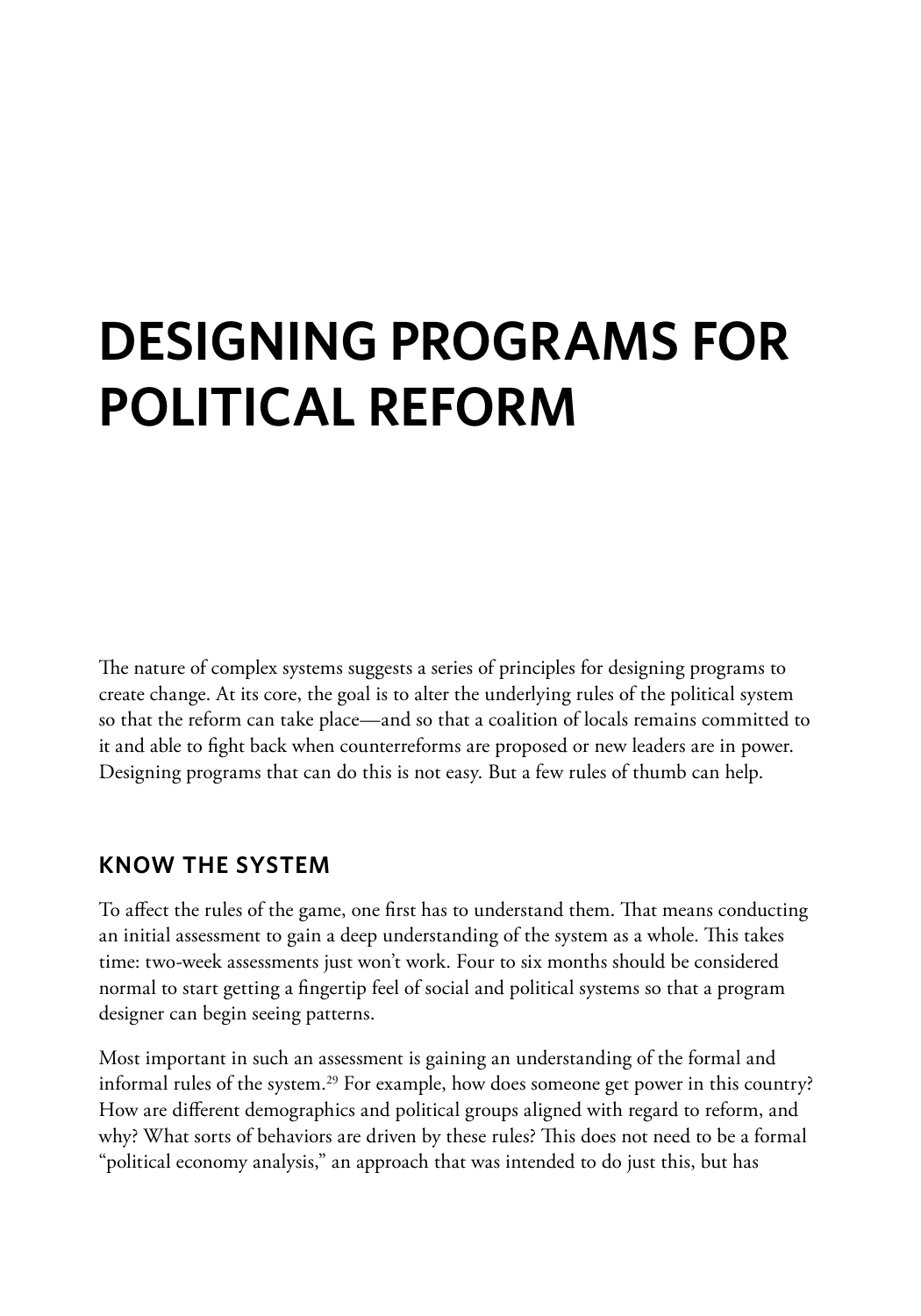# DESIGNING PROGRAMS FOR POLITICAL REFORM

The nature of complex systems suggests a series of principles for designing programs to create change. At its core, the goal is to alter the underlying rules of the political system so that the reform can take place—and so that a coalition of locals remains committed to it and able to fight back when counterreforms are proposed or new leaders are in power. Designing programs that can do this is not easy. But a few rules of thumb can help.

## KNOW THE SYSTEM

To affect the rules of the game, one first has to understand them. That means conducting an initial assessment to gain a deep understanding of the system as a whole. This takes time: two-week assessments just won't work. Four to six months should be considered normal to start getting a fingertip feel of social and political systems so that a program designer can begin seeing patterns.

Most important in such an assessment is gaining an understanding of the formal and informal rules of the system.[29] For example, how does someone get power in this country? How are different demographics and political groups aligned with regard to reform, and why? What sorts of behaviors are driven by these rules? This does not need to be a formal "political economy analysis," an approach that was intended to do just this, but has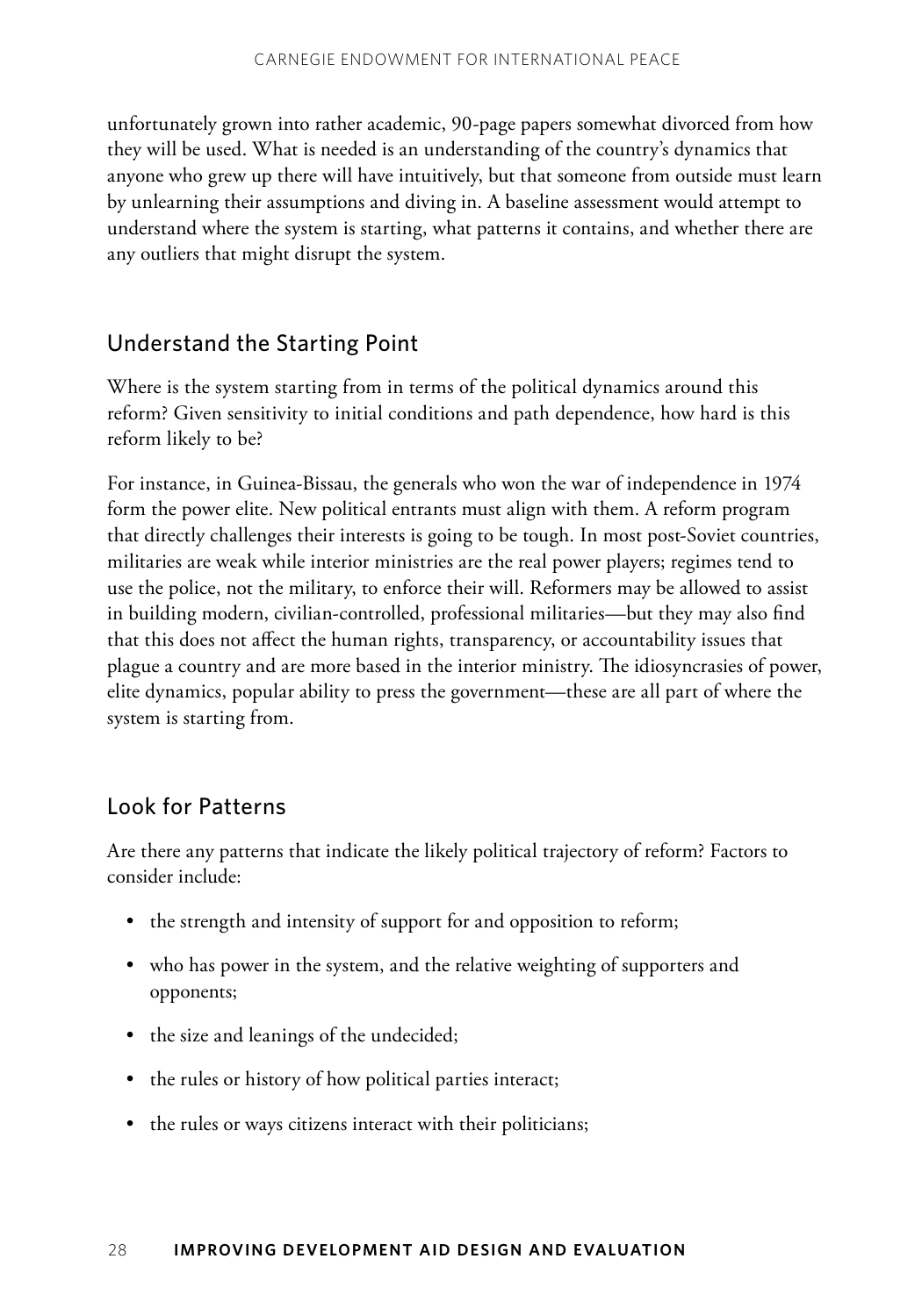unfortunately grown into rather academic, 90-page papers somewhat divorced from how they will be used. What is needed is an understanding of the country's dynamics that anyone who grew up there will have intuitively, but that someone from outside must learn by unlearning their assumptions and diving in. A baseline assessment would attempt to understand where the system is starting, what patterns it contains, and whether there are any outliers that might disrupt the system.

## Understand the Starting Point

Where is the system starting from in terms of the political dynamics around this reform? Given sensitivity to initial conditions and path dependence, how hard is this reform likely to be?

For instance, in Guinea-Bissau, the generals who won the war of independence in 1974 form the power elite. New political entrants must align with them. A reform program that directly challenges their interests is going to be tough. In most post-Soviet countries, militaries are weak while interior ministries are the real power players; regimes tend to use the police, not the military, to enforce their will. Reformers may be allowed to assist in building modern, civilian-controlled, professional militaries—but they may also find that this does not affect the human rights, transparency, or accountability issues that plague a country and are more based in the interior ministry. The idiosyncrasies of power, elite dynamics, popular ability to press the government—these are all part of where the system is starting from.

## Look for Patterns

Are there any patterns that indicate the likely political trajectory of reform? Factors to consider include:

- the strength and intensity of support for and opposition to reform;
- who has power in the system, and the relative weighting of supporters and opponents;
- the size and leanings of the undecided;
- the rules or history of how political parties interact;
- the rules or ways citizens interact with their politicians;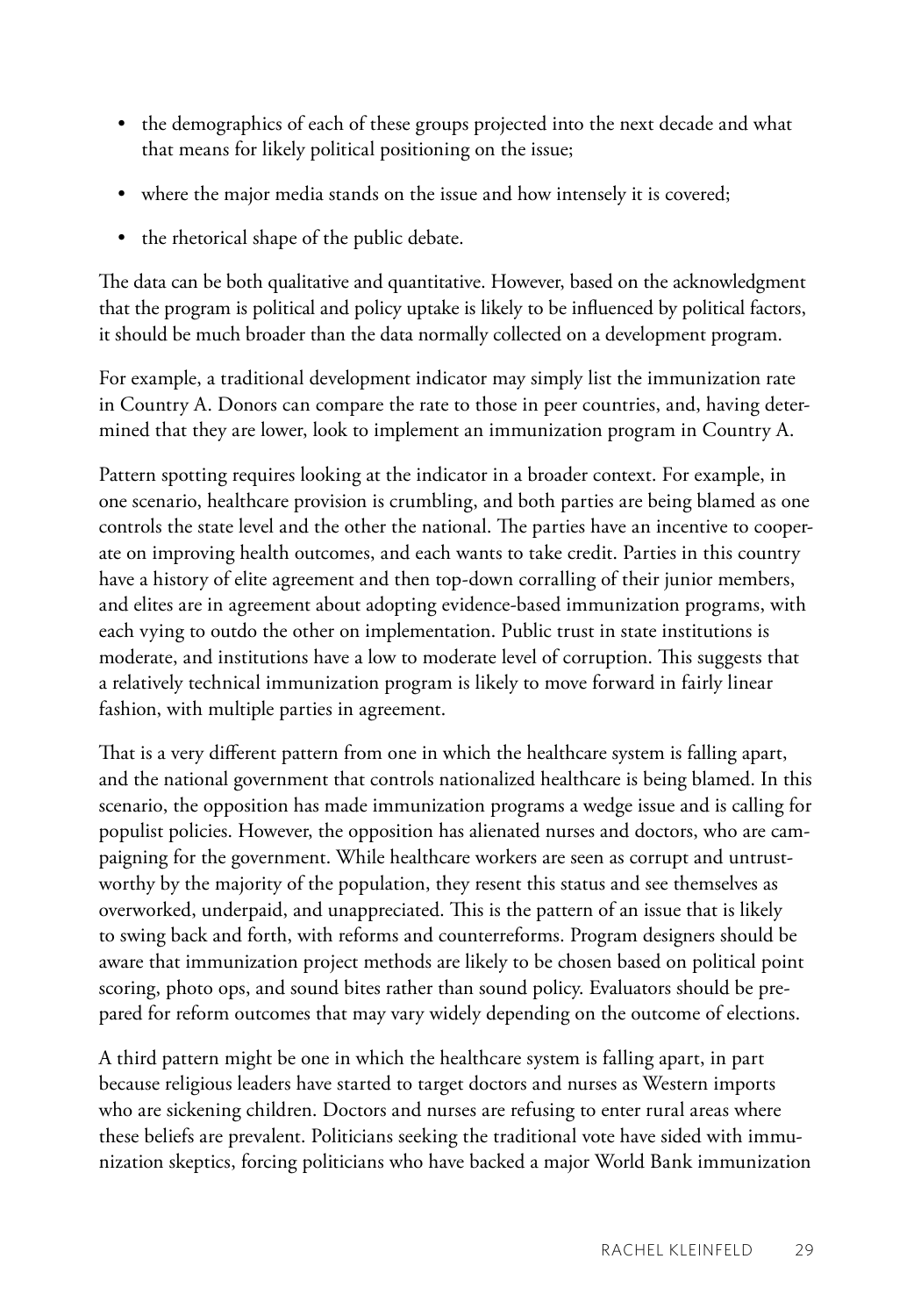- the demographics of each of these groups projected into the next decade and what that means for likely political positioning on the issue;
- where the major media stands on the issue and how intensely it is covered;
- the rhetorical shape of the public debate.

The data can be both qualitative and quantitative. However, based on the acknowledgment that the program is political and policy uptake is likely to be influenced by political factors, it should be much broader than the data normally collected on a development program.

For example, a traditional development indicator may simply list the immunization rate in Country A. Donors can compare the rate to those in peer countries, and, having determined that they are lower, look to implement an immunization program in Country A.

Pattern spotting requires looking at the indicator in a broader context. For example, in one scenario, healthcare provision is crumbling, and both parties are being blamed as one controls the state level and the other the national. The parties have an incentive to cooperate on improving health outcomes, and each wants to take credit. Parties in this country have a history of elite agreement and then top-down corralling of their junior members, and elites are in agreement about adopting evidence-based immunization programs, with each vying to outdo the other on implementation. Public trust in state institutions is moderate, and institutions have a low to moderate level of corruption. This suggests that a relatively technical immunization program is likely to move forward in fairly linear fashion, with multiple parties in agreement.

That is a very different pattern from one in which the healthcare system is falling apart, and the national government that controls nationalized healthcare is being blamed. In this scenario, the opposition has made immunization programs a wedge issue and is calling for populist policies. However, the opposition has alienated nurses and doctors, who are campaigning for the government. While healthcare workers are seen as corrupt and untrustworthy by the majority of the population, they resent this status and see themselves as overworked, underpaid, and unappreciated. This is the pattern of an issue that is likely to swing back and forth, with reforms and counterreforms. Program designers should be aware that immunization project methods are likely to be chosen based on political point scoring, photo ops, and sound bites rather than sound policy. Evaluators should be prepared for reform outcomes that may vary widely depending on the outcome of elections.

A third pattern might be one in which the healthcare system is falling apart, in part because religious leaders have started to target doctors and nurses as Western imports who are sickening children. Doctors and nurses are refusing to enter rural areas where these beliefs are prevalent. Politicians seeking the traditional vote have sided with immunization skeptics, forcing politicians who have backed a major World Bank immunization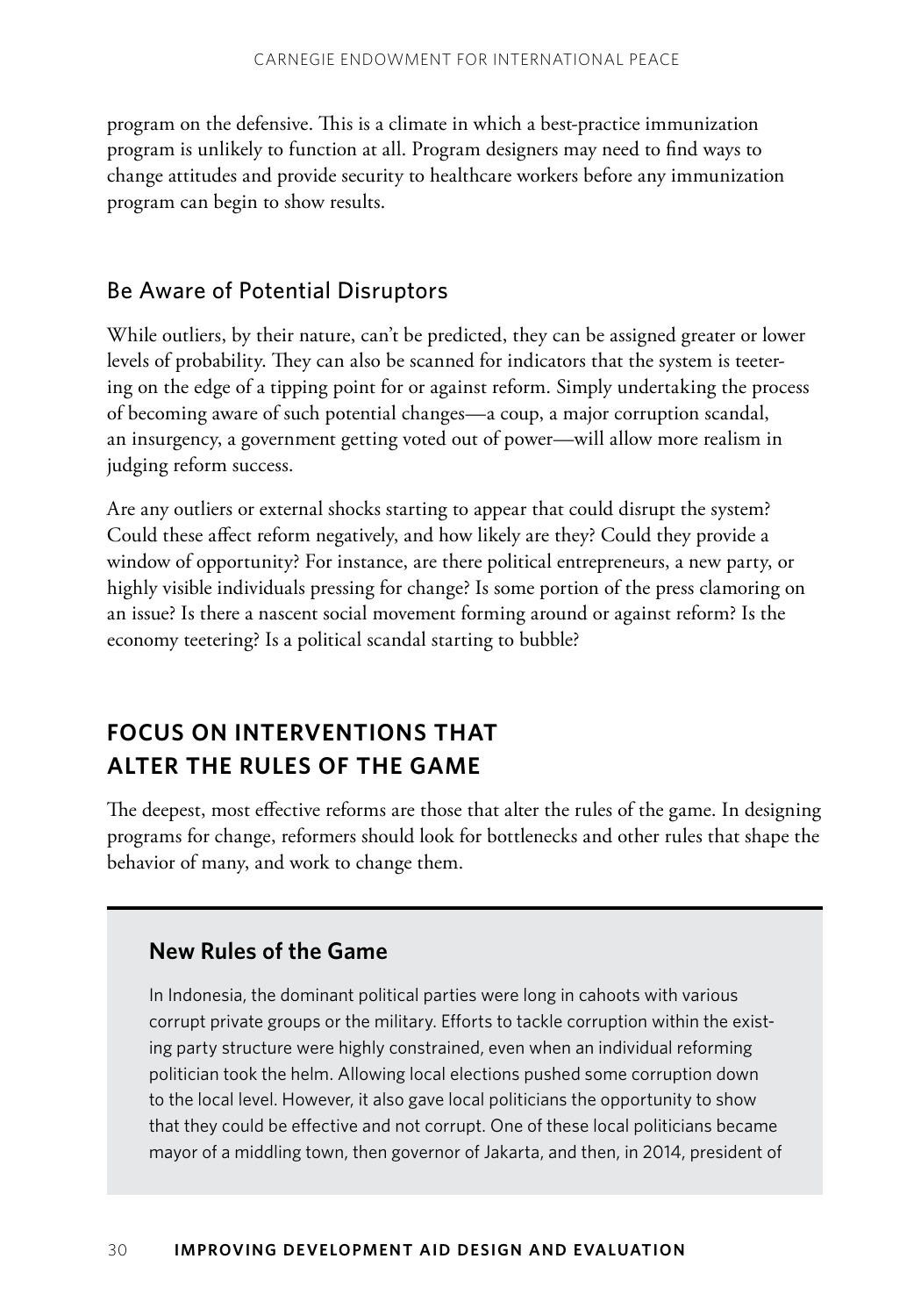program on the defensive. This is a climate in which a best-practice immunization program is unlikely to function at all. Program designers may need to find ways to change attitudes and provide security to healthcare workers before any immunization program can begin to show results.

### Be Aware of Potential Disruptors

While outliers, by their nature, can't be predicted, they can be assigned greater or lower levels of probability. They can also be scanned for indicators that the system is teetering on the edge of a tipping point for or against reform. Simply undertaking the process of becoming aware of such potential changes—a coup, a major corruption scandal, an insurgency, a government getting voted out of power—will allow more realism in judging reform success.

Are any outliers or external shocks starting to appear that could disrupt the system? Could these affect reform negatively, and how likely are they? Could they provide a window of opportunity? For instance, are there political entrepreneurs, a new party, or highly visible individuals pressing for change? Is some portion of the press clamoring on an issue? Is there a nascent social movement forming around or against reform? Is the economy teetering? Is a political scandal starting to bubble?

## FOCUS ON INTERVENTIONS THAT ALTER THE RULES OF THE GAME

The deepest, most effective reforms are those that alter the rules of the game. In designing programs for change, reformers should look for bottlenecks and other rules that shape the behavior of many, and work to change them.

### New Rules of the Game

In Indonesia, the dominant political parties were long in cahoots with various corrupt private groups or the military. Efforts to tackle corruption within the existing party structure were highly constrained, even when an individual reforming politician took the helm. Allowing local elections pushed some corruption down to the local level. However, it also gave local politicians the opportunity to show that they could be effective and not corrupt. One of these local politicians became mayor of a middling town, then governor of Jakarta, and then, in 2014, president of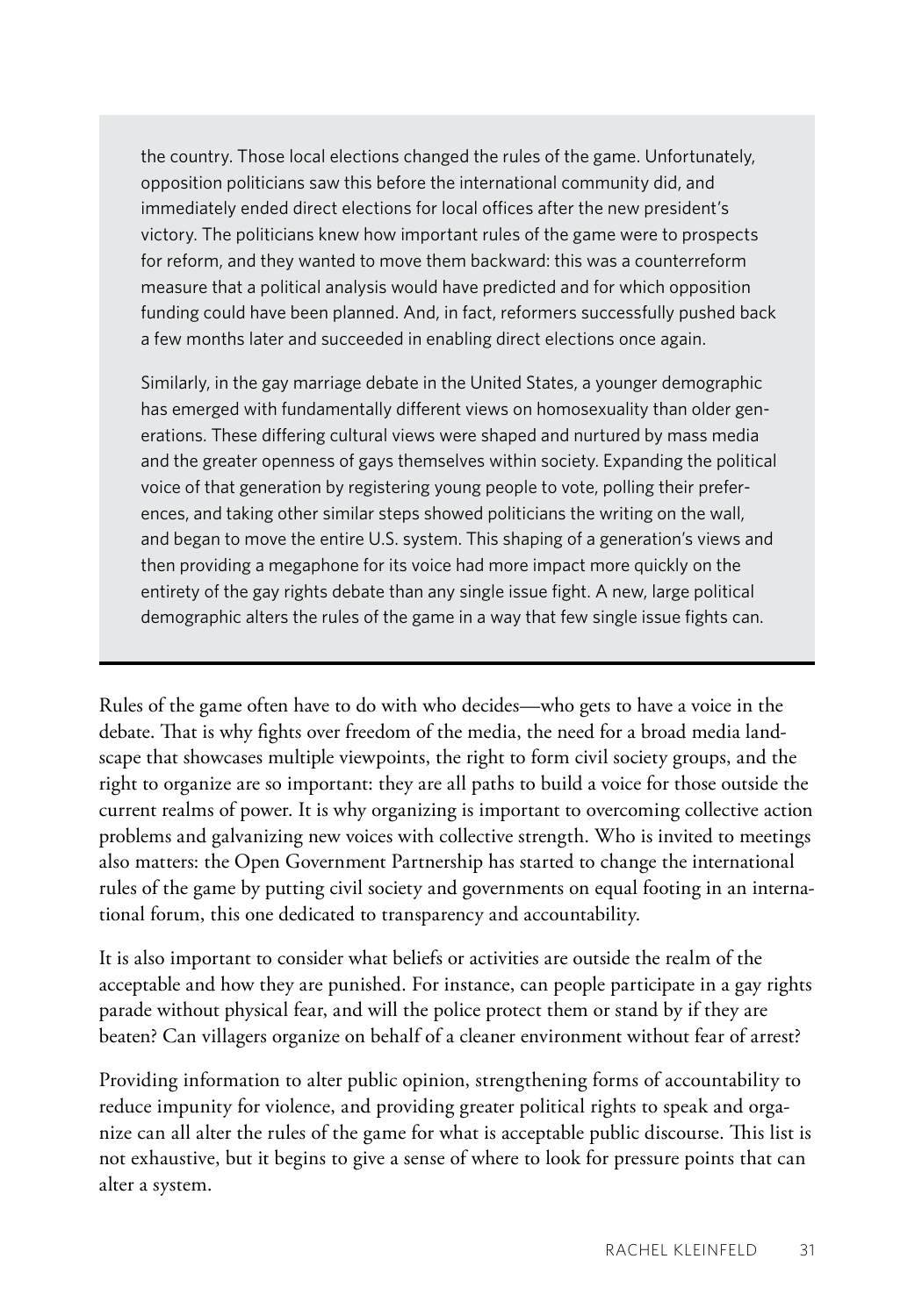the country. Those local elections changed the rules of the game. Unfortunately, opposition politicians saw this before the international community did, and immediately ended direct elections for local offices after the new president's victory. The politicians knew how important rules of the game were to prospects for reform, and they wanted to move them backward: this was a counterreform measure that a political analysis would have predicted and for which opposition funding could have been planned. And, in fact, reformers successfully pushed back a few months later and succeeded in enabling direct elections once again.

Similarly, in the gay marriage debate in the United States, a younger demographic has emerged with fundamentally different views on homosexuality than older generations. These differing cultural views were shaped and nurtured by mass media and the greater openness of gays themselves within society. Expanding the political voice of that generation by registering young people to vote, polling their preferences, and taking other similar steps showed politicians the writing on the wall, and began to move the entire U.S. system. This shaping of a generation's views and then providing a megaphone for its voice had more impact more quickly on the entirety of the gay rights debate than any single issue fight. A new, large political demographic alters the rules of the game in a way that few single issue fights can.

---

Rules of the game often have to do with who decides—who gets to have a voice in the debate. That is why fights over freedom of the media, the need for a broad media landscape that showcases multiple viewpoints, the right to form civil society groups, and the right to organize are so important: they are all paths to build a voice for those outside the current realms of power. It is why organizing is important to overcoming collective action problems and galvanizing new voices with collective strength. Who is invited to meetings also matters: the Open Government Partnership has started to change the international rules of the game by putting civil society and governments on equal footing in an international forum, this one dedicated to transparency and accountability.

It is also important to consider what beliefs or activities are outside the realm of the acceptable and how they are punished. For instance, can people participate in a gay rights parade without physical fear, and will the police protect them or stand by if they are beaten? Can villagers organize on behalf of a cleaner environment without fear of arrest?

Providing information to alter public opinion, strengthening forms of accountability to reduce impunity for violence, and providing greater political rights to speak and organize can all alter the rules of the game for what is acceptable public discourse. This list is not exhaustive, but it begins to give a sense of where to look for pressure points that can alter a system.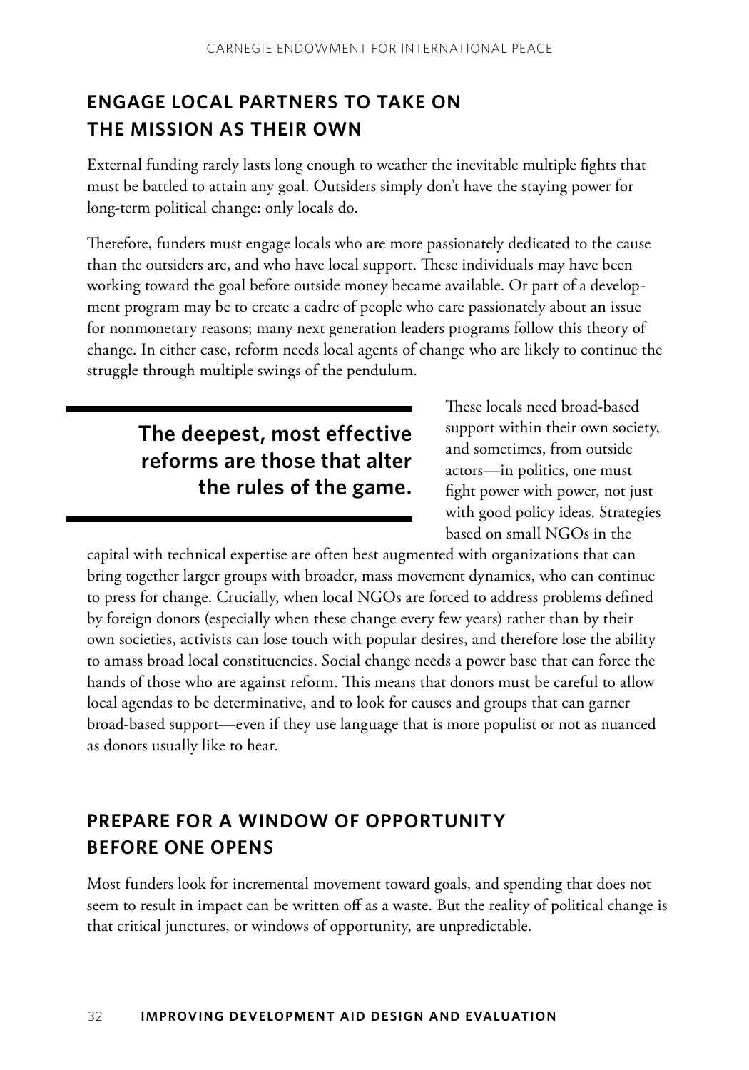## ENGAGE LOCAL PARTNERS TO TAKE ON THE MISSION AS THEIR OWN

External funding rarely lasts long enough to weather the inevitable multiple fights that must be battled to attain any goal. Outsiders simply don't have the staying power for long-term political change: only locals do.

Therefore, funders must engage locals who are more passionately dedicated to the cause than the outsiders are, and who have local support. These individuals may have been working toward the goal before outside money became available. Or part of a development program may be to create a cadre of people who care passionately about an issue for nonmonetary reasons; many next generation leaders programs follow this theory of change. In either case, reform needs local agents of change who are likely to continue the struggle through multiple swings of the pendulum.

> **The deepest, most effective reforms are those that alter the rules of the game.**

These locals need broad-based support within their own society, and sometimes, from outside actors—in politics, one must fight power with power, not just with good policy ideas. Strategies based on small NGOs in the capital with technical expertise are often best augmented with organizations that can bring together larger groups with broader, mass movement dynamics, who can continue to press for change. Crucially, when local NGOs are forced to address problems defined by foreign donors (especially when these change every few years) rather than by their own societies, activists can lose touch with popular desires, and therefore lose the ability to amass broad local constituencies. Social change needs a power base that can force the hands of those who are against reform. This means that donors must be careful to allow local agendas to be determinative, and to look for causes and groups that can garner broad-based support—even if they use language that is more populist or not as nuanced as donors usually like to hear.

## PREPARE FOR A WINDOW OF OPPORTUNITY BEFORE ONE OPENS

Most funders look for incremental movement toward goals, and spending that does not seem to result in impact can be written off as a waste. But the reality of political change is that critical junctures, or windows of opportunity, are unpredictable.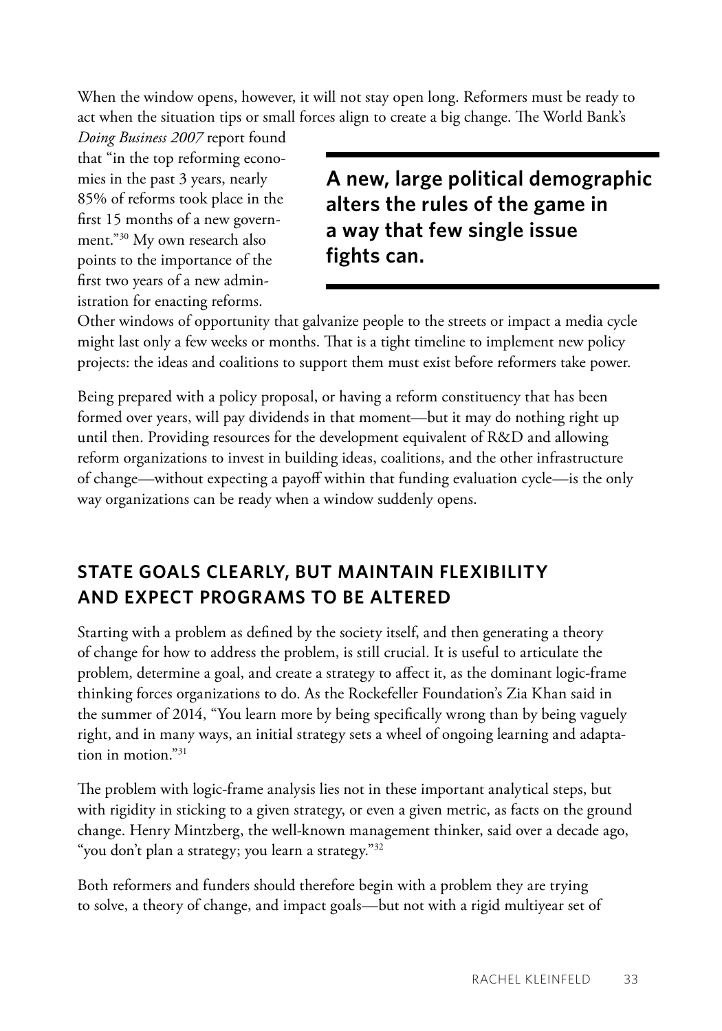When the window opens, however, it will not stay open long. Reformers must be ready to act when the situation tips or small forces align to create a big change. The World Bank's *Doing Business 2007* report found that "in the top reforming economies in the past 3 years, nearly 85% of reforms took place in the first 15 months of a new government."[30] My own research also points to the importance of the first two years of a new administration for enacting reforms. Other windows of opportunity that galvanize people to the streets or impact a media cycle might last only a few weeks or months. That is a tight timeline to implement new policy projects: the ideas and coalitions to support them must exist before reformers take power.

**A new, large political demographic alters the rules of the game in a way that few single issue fights can.**

Being prepared with a policy proposal, or having a reform constituency that has been formed over years, will pay dividends in that moment—but it may do nothing right up until then. Providing resources for the development equivalent of R&D and allowing reform organizations to invest in building ideas, coalitions, and the other infrastructure of change—without expecting a payoff within that funding evaluation cycle—is the only way organizations can be ready when a window suddenly opens.

## STATE GOALS CLEARLY, BUT MAINTAIN FLEXIBILITY AND EXPECT PROGRAMS TO BE ALTERED

Starting with a problem as defined by the society itself, and then generating a theory of change for how to address the problem, is still crucial. It is useful to articulate the problem, determine a goal, and create a strategy to affect it, as the dominant logic-frame thinking forces organizations to do. As the Rockefeller Foundation's Zia Khan said in the summer of 2014, "You learn more by being specifically wrong than by being vaguely right, and in many ways, an initial strategy sets a wheel of ongoing learning and adaptation in motion."[31]

The problem with logic-frame analysis lies not in these important analytical steps, but with rigidity in sticking to a given strategy, or even a given metric, as facts on the ground change. Henry Mintzberg, the well-known management thinker, said over a decade ago, "you don't plan a strategy; you learn a strategy."[32]

Both reformers and funders should therefore begin with a problem they are trying to solve, a theory of change, and impact goals—but not with a rigid multiyear set of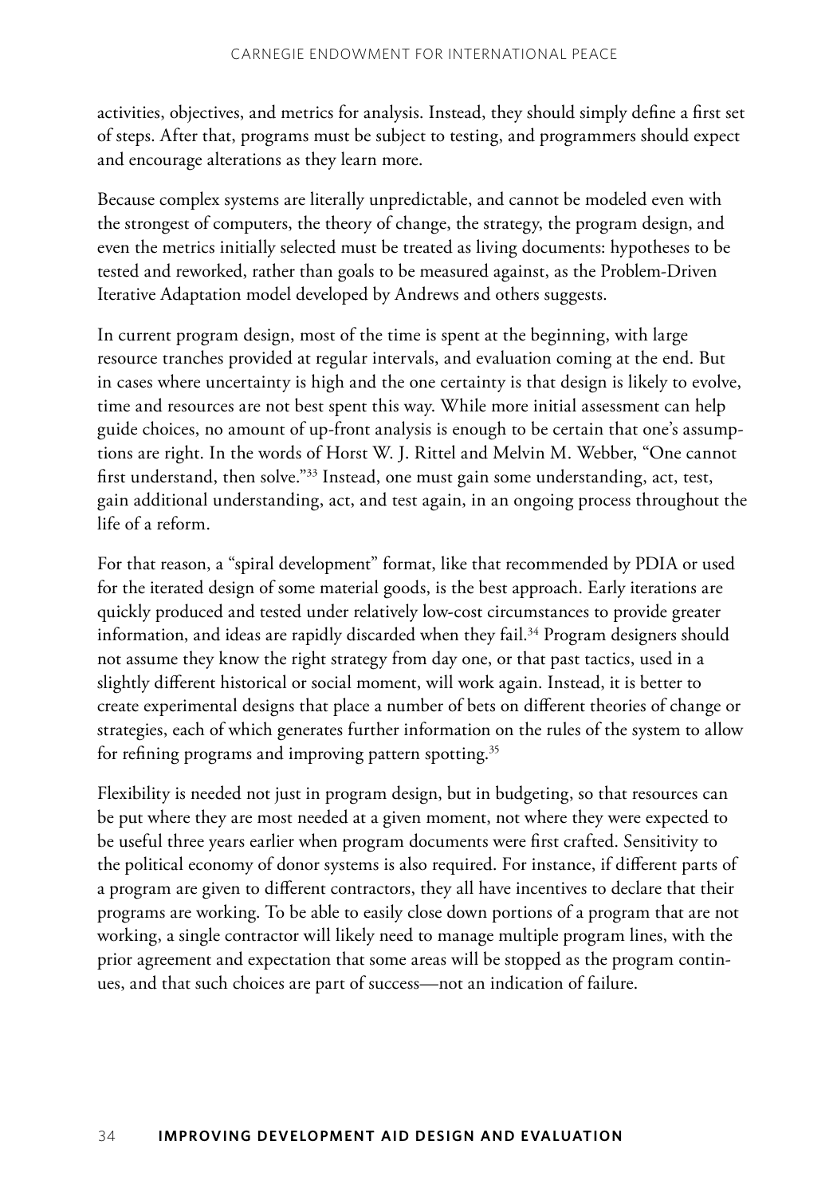activities, objectives, and metrics for analysis. Instead, they should simply define a first set of steps. After that, programs must be subject to testing, and programmers should expect and encourage alterations as they learn more.

Because complex systems are literally unpredictable, and cannot be modeled even with the strongest of computers, the theory of change, the strategy, the program design, and even the metrics initially selected must be treated as living documents: hypotheses to be tested and reworked, rather than goals to be measured against, as the Problem-Driven Iterative Adaptation model developed by Andrews and others suggests.

In current program design, most of the time is spent at the beginning, with large resource tranches provided at regular intervals, and evaluation coming at the end. But in cases where uncertainty is high and the one certainty is that design is likely to evolve, time and resources are not best spent this way. While more initial assessment can help guide choices, no amount of up-front analysis is enough to be certain that one's assumptions are right. In the words of Horst W. J. Rittel and Melvin M. Webber, "One cannot first understand, then solve."[33] Instead, one must gain some understanding, act, test, gain additional understanding, act, and test again, in an ongoing process throughout the life of a reform.

For that reason, a "spiral development" format, like that recommended by PDIA or used for the iterated design of some material goods, is the best approach. Early iterations are quickly produced and tested under relatively low-cost circumstances to provide greater information, and ideas are rapidly discarded when they fail.[34] Program designers should not assume they know the right strategy from day one, or that past tactics, used in a slightly different historical or social moment, will work again. Instead, it is better to create experimental designs that place a number of bets on different theories of change or strategies, each of which generates further information on the rules of the system to allow for refining programs and improving pattern spotting.[35]

Flexibility is needed not just in program design, but in budgeting, so that resources can be put where they are most needed at a given moment, not where they were expected to be useful three years earlier when program documents were first crafted. Sensitivity to the political economy of donor systems is also required. For instance, if different parts of a program are given to different contractors, they all have incentives to declare that their programs are working. To be able to easily close down portions of a program that are not working, a single contractor will likely need to manage multiple program lines, with the prior agreement and expectation that some areas will be stopped as the program continues, and that such choices are part of success—not an indication of failure.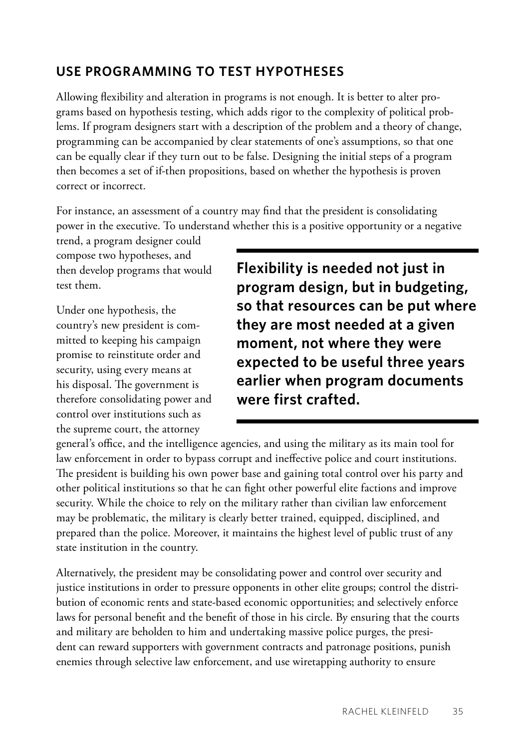## USE PROGRAMMING TO TEST HYPOTHESES

Allowing flexibility and alteration in programs is not enough. It is better to alter programs based on hypothesis testing, which adds rigor to the complexity of political problems. If program designers start with a description of the problem and a theory of change, programming can be accompanied by clear statements of one's assumptions, so that one can be equally clear if they turn out to be false. Designing the initial steps of a program then becomes a set of if-then propositions, based on whether the hypothesis is proven correct or incorrect.

For instance, an assessment of a country may find that the president is consolidating power in the executive. To understand whether this is a positive opportunity or a negative trend, a program designer could compose two hypotheses, and then develop programs that would test them.

> **Flexibility is needed not just in program design, but in budgeting, so that resources can be put where they are most needed at a given moment, not where they were expected to be useful three years earlier when program documents were first crafted.**

Under one hypothesis, the country's new president is committed to keeping his campaign promise to reinstitute order and security, using every means at his disposal. The government is therefore consolidating power and control over institutions such as the supreme court, the attorney general's office, and the intelligence agencies, and using the military as its main tool for law enforcement in order to bypass corrupt and ineffective police and court institutions. The president is building his own power base and gaining total control over his party and other political institutions so that he can fight other powerful elite factions and improve security. While the choice to rely on the military rather than civilian law enforcement may be problematic, the military is clearly better trained, equipped, disciplined, and prepared than the police. Moreover, it maintains the highest level of public trust of any state institution in the country.

Alternatively, the president may be consolidating power and control over security and justice institutions in order to pressure opponents in other elite groups; control the distribution of economic rents and state-based economic opportunities; and selectively enforce laws for personal benefit and the benefit of those in his circle. By ensuring that the courts and military are beholden to him and undertaking massive police purges, the president can reward supporters with government contracts and patronage positions, punish enemies through selective law enforcement, and use wiretapping authority to ensure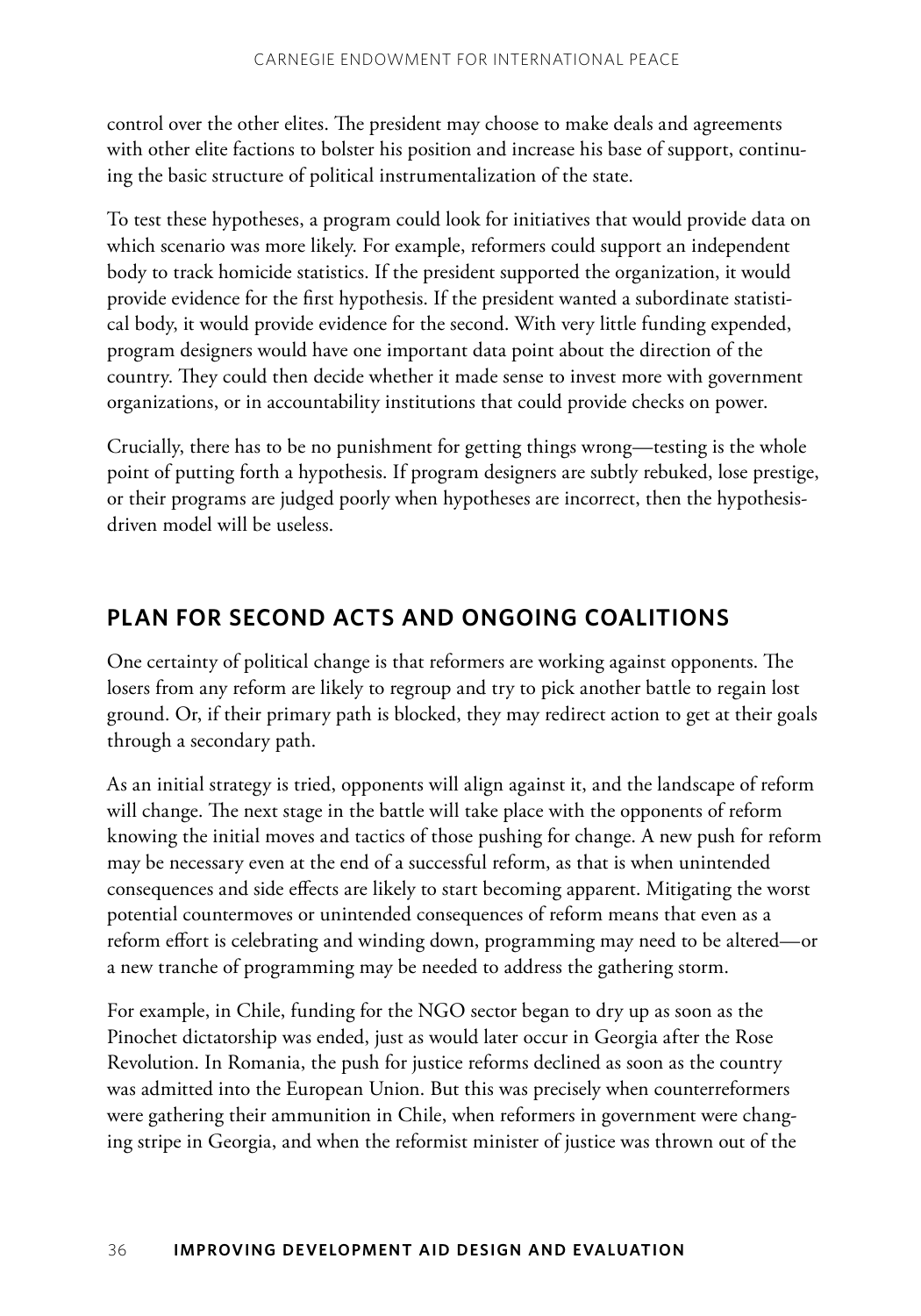control over the other elites. The president may choose to make deals and agreements with other elite factions to bolster his position and increase his base of support, continuing the basic structure of political instrumentalization of the state.

To test these hypotheses, a program could look for initiatives that would provide data on which scenario was more likely. For example, reformers could support an independent body to track homicide statistics. If the president supported the organization, it would provide evidence for the first hypothesis. If the president wanted a subordinate statistical body, it would provide evidence for the second. With very little funding expended, program designers would have one important data point about the direction of the country. They could then decide whether it made sense to invest more with government organizations, or in accountability institutions that could provide checks on power.

Crucially, there has to be no punishment for getting things wrong—testing is the whole point of putting forth a hypothesis. If program designers are subtly rebuked, lose prestige, or their programs are judged poorly when hypotheses are incorrect, then the hypothesis-driven model will be useless.

## PLAN FOR SECOND ACTS AND ONGOING COALITIONS

One certainty of political change is that reformers are working against opponents. The losers from any reform are likely to regroup and try to pick another battle to regain lost ground. Or, if their primary path is blocked, they may redirect action to get at their goals through a secondary path.

As an initial strategy is tried, opponents will align against it, and the landscape of reform will change. The next stage in the battle will take place with the opponents of reform knowing the initial moves and tactics of those pushing for change. A new push for reform may be necessary even at the end of a successful reform, as that is when unintended consequences and side effects are likely to start becoming apparent. Mitigating the worst potential countermoves or unintended consequences of reform means that even as a reform effort is celebrating and winding down, programming may need to be altered—or a new tranche of programming may be needed to address the gathering storm.

For example, in Chile, funding for the NGO sector began to dry up as soon as the Pinochet dictatorship was ended, just as would later occur in Georgia after the Rose Revolution. In Romania, the push for justice reforms declined as soon as the country was admitted into the European Union. But this was precisely when counterreformers were gathering their ammunition in Chile, when reformers in government were changing stripe in Georgia, and when the reformist minister of justice was thrown out of the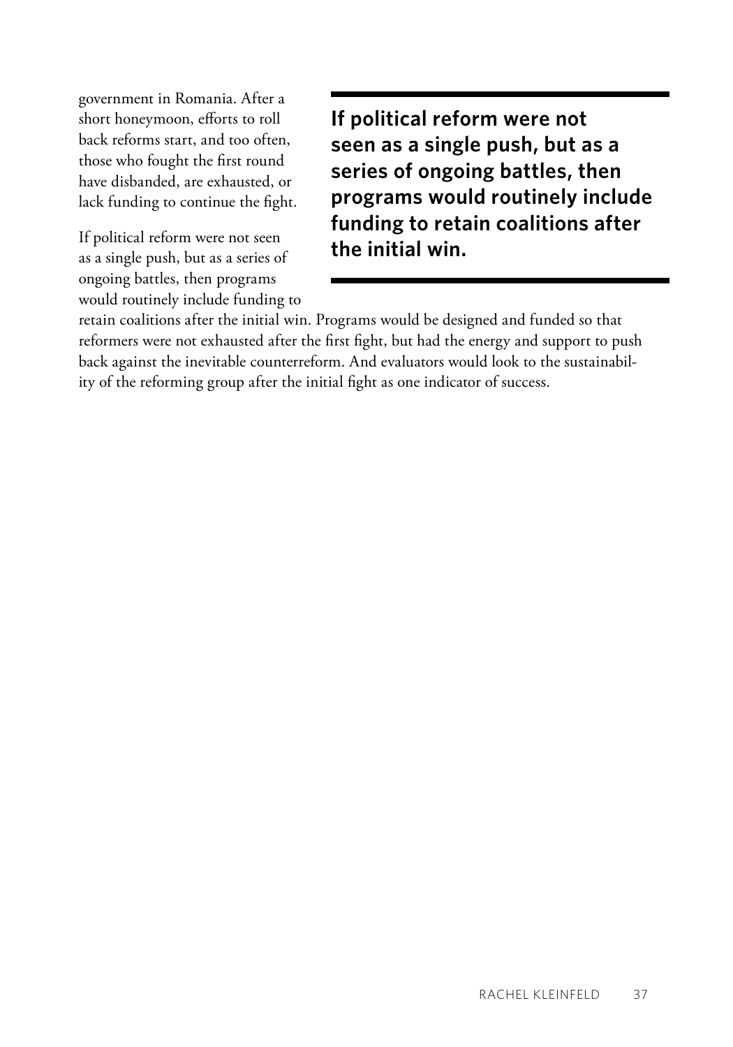government in Romania. After a short honeymoon, efforts to roll back reforms start, and too often, those who fought the first round have disbanded, are exhausted, or lack funding to continue the fight.

> **If political reform were not seen as a single push, but as a series of ongoing battles, then programs would routinely include funding to retain coalitions after the initial win.**

If political reform were not seen as a single push, but as a series of ongoing battles, then programs would routinely include funding to retain coalitions after the initial win. Programs would be designed and funded so that reformers were not exhausted after the first fight, but had the energy and support to push back against the inevitable counterreform. And evaluators would look to the sustainability of the reforming group after the initial fight as one indicator of success.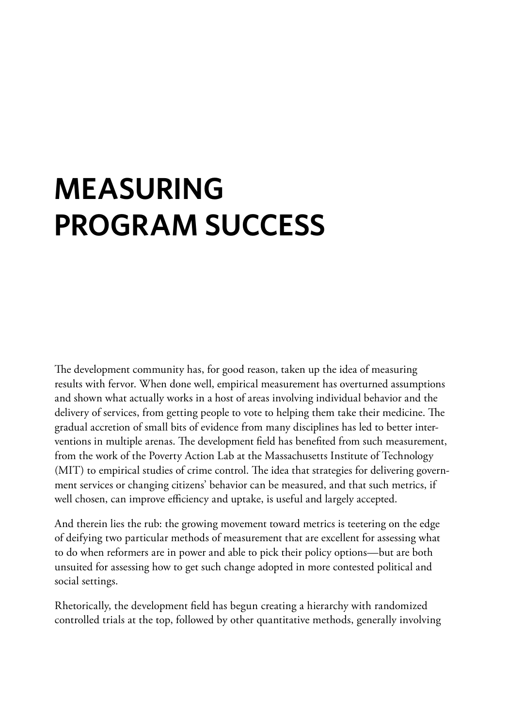# MEASURING PROGRAM SUCCESS

The development community has, for good reason, taken up the idea of measuring results with fervor. When done well, empirical measurement has overturned assumptions and shown what actually works in a host of areas involving individual behavior and the delivery of services, from getting people to vote to helping them take their medicine. The gradual accretion of small bits of evidence from many disciplines has led to better interventions in multiple arenas. The development field has benefited from such measurement, from the work of the Poverty Action Lab at the Massachusetts Institute of Technology (MIT) to empirical studies of crime control. The idea that strategies for delivering government services or changing citizens' behavior can be measured, and that such metrics, if well chosen, can improve efficiency and uptake, is useful and largely accepted.

And therein lies the rub: the growing movement toward metrics is teetering on the edge of deifying two particular methods of measurement that are excellent for assessing what to do when reformers are in power and able to pick their policy options—but are both unsuited for assessing how to get such change adopted in more contested political and social settings.

Rhetorically, the development field has begun creating a hierarchy with randomized controlled trials at the top, followed by other quantitative methods, generally involving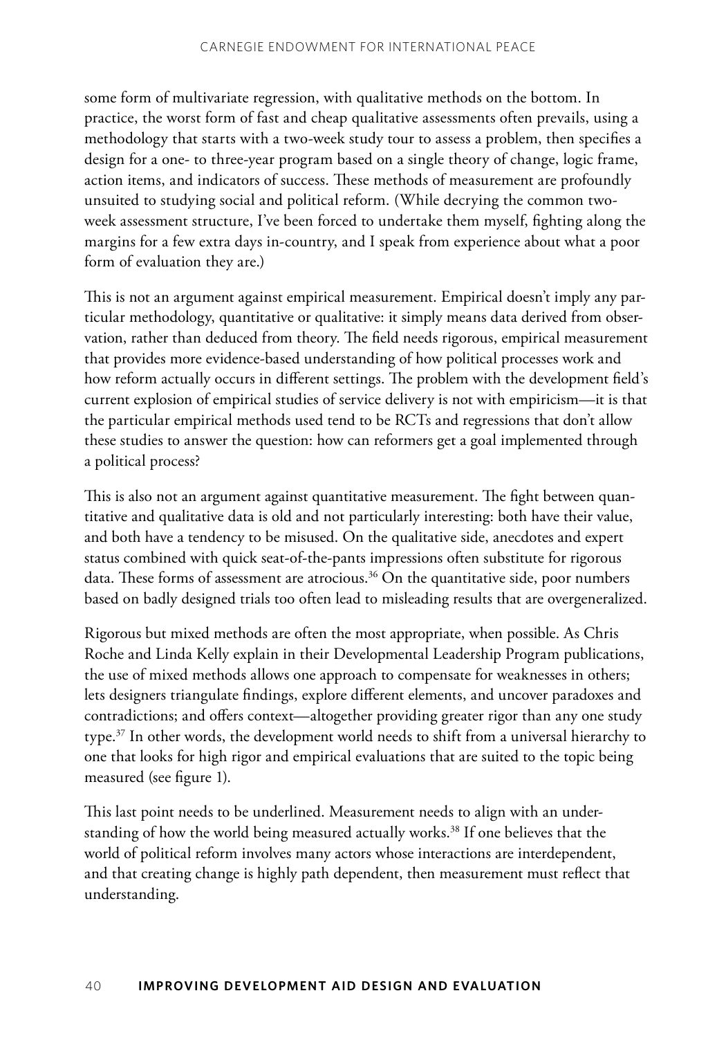some form of multivariate regression, with qualitative methods on the bottom. In practice, the worst form of fast and cheap qualitative assessments often prevails, using a methodology that starts with a two-week study tour to assess a problem, then specifies a design for a one- to three-year program based on a single theory of change, logic frame, action items, and indicators of success. These methods of measurement are profoundly unsuited to studying social and political reform. (While decrying the common two-week assessment structure, I've been forced to undertake them myself, fighting along the margins for a few extra days in-country, and I speak from experience about what a poor form of evaluation they are.)

This is not an argument against empirical measurement. Empirical doesn't imply any particular methodology, quantitative or qualitative: it simply means data derived from observation, rather than deduced from theory. The field needs rigorous, empirical measurement that provides more evidence-based understanding of how political processes work and how reform actually occurs in different settings. The problem with the development field's current explosion of empirical studies of service delivery is not with empiricism—it is that the particular empirical methods used tend to be RCTs and regressions that don't allow these studies to answer the question: how can reformers get a goal implemented through a political process?

This is also not an argument against quantitative measurement. The fight between quantitative and qualitative data is old and not particularly interesting: both have their value, and both have a tendency to be misused. On the qualitative side, anecdotes and expert status combined with quick seat-of-the-pants impressions often substitute for rigorous data. These forms of assessment are atrocious.[36] On the quantitative side, poor numbers based on badly designed trials too often lead to misleading results that are overgeneralized.

Rigorous but mixed methods are often the most appropriate, when possible. As Chris Roche and Linda Kelly explain in their Developmental Leadership Program publications, the use of mixed methods allows one approach to compensate for weaknesses in others; lets designers triangulate findings, explore different elements, and uncover paradoxes and contradictions; and offers context—altogether providing greater rigor than any one study type.[37] In other words, the development world needs to shift from a universal hierarchy to one that looks for high rigor and empirical evaluations that are suited to the topic being measured (see figure 1).

This last point needs to be underlined. Measurement needs to align with an understanding of how the world being measured actually works.[38] If one believes that the world of political reform involves many actors whose interactions are interdependent, and that creating change is highly path dependent, then measurement must reflect that understanding.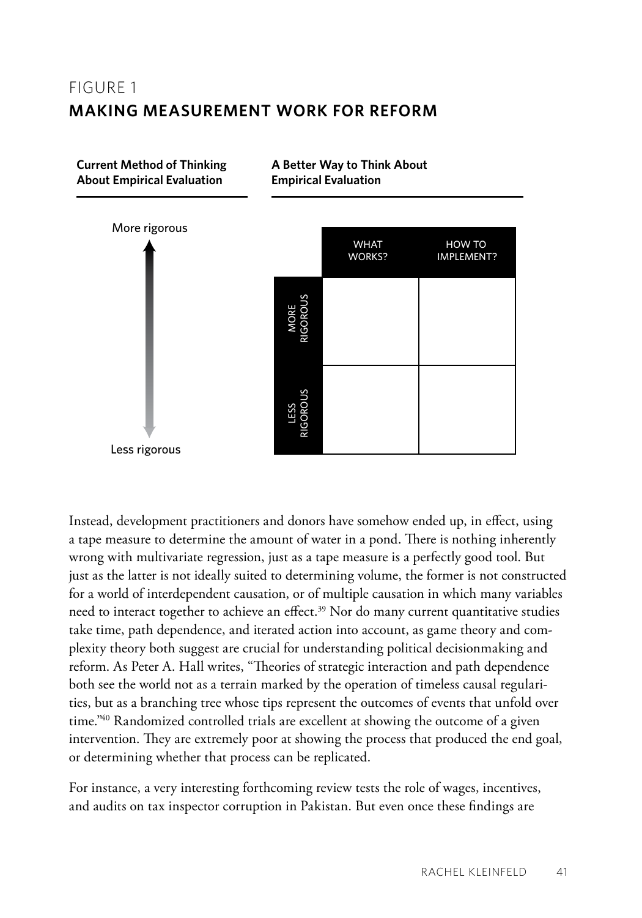## FIGURE 1
## MAKING MEASUREMENT WORK FOR REFORM

**Current Method of Thinking About Empirical Evaluation**

More rigorous

↕

Less rigorous

**A Better Way to Think About Empirical Evaluation**

| | WHAT WORKS? | HOW TO IMPLEMENT? |
|---|---|---|
| MORE RIGOROUS | | |
| LESS RIGOROUS | | |

Instead, development practitioners and donors have somehow ended up, in effect, using a tape measure to determine the amount of water in a pond. There is nothing inherently wrong with multivariate regression, just as a tape measure is a perfectly good tool. But just as the latter is not ideally suited to determining volume, the former is not constructed for a world of interdependent causation, or of multiple causation in which many variables need to interact together to achieve an effect.[39] Nor do many current quantitative studies take time, path dependence, and iterated action into account, as game theory and complexity theory both suggest are crucial for understanding political decisionmaking and reform. As Peter A. Hall writes, "Theories of strategic interaction and path dependence both see the world not as a terrain marked by the operation of timeless causal regularities, but as a branching tree whose tips represent the outcomes of events that unfold over time."[40] Randomized controlled trials are excellent at showing the outcome of a given intervention. They are extremely poor at showing the process that produced the end goal, or determining whether that process can be replicated.

For instance, a very interesting forthcoming review tests the role of wages, incentives, and audits on tax inspector corruption in Pakistan. But even once these findings are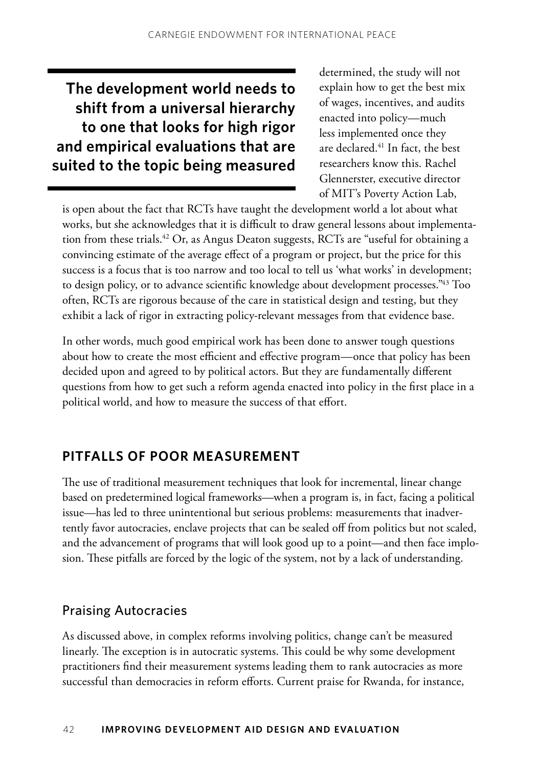> **The development world needs to shift from a universal hierarchy to one that looks for high rigor and empirical evaluations that are suited to the topic being measured**

determined, the study will not explain how to get the best mix of wages, incentives, and audits enacted into policy—much less implemented once they are declared.[41] In fact, the best researchers know this. Rachel Glennerster, executive director of MIT's Poverty Action Lab, is open about the fact that RCTs have taught the development world a lot about what works, but she acknowledges that it is difficult to draw general lessons about implementation from these trials.[42] Or, as Angus Deaton suggests, RCTs are "useful for obtaining a convincing estimate of the average effect of a program or project, but the price for this success is a focus that is too narrow and too local to tell us 'what works' in development; to design policy, or to advance scientific knowledge about development processes."[43] Too often, RCTs are rigorous because of the care in statistical design and testing, but they exhibit a lack of rigor in extracting policy-relevant messages from that evidence base.

In other words, much good empirical work has been done to answer tough questions about how to create the most efficient and effective program—once that policy has been decided upon and agreed to by political actors. But they are fundamentally different questions from how to get such a reform agenda enacted into policy in the first place in a political world, and how to measure the success of that effort.

## PITFALLS OF POOR MEASUREMENT

The use of traditional measurement techniques that look for incremental, linear change based on predetermined logical frameworks—when a program is, in fact, facing a political issue—has led to three unintentional but serious problems: measurements that inadvertently favor autocracies, enclave projects that can be sealed off from politics but not scaled, and the advancement of programs that will look good up to a point—and then face implosion. These pitfalls are forced by the logic of the system, not by a lack of understanding.

### Praising Autocracies

As discussed above, in complex reforms involving politics, change can't be measured linearly. The exception is in autocratic systems. This could be why some development practitioners find their measurement systems leading them to rank autocracies as more successful than democracies in reform efforts. Current praise for Rwanda, for instance,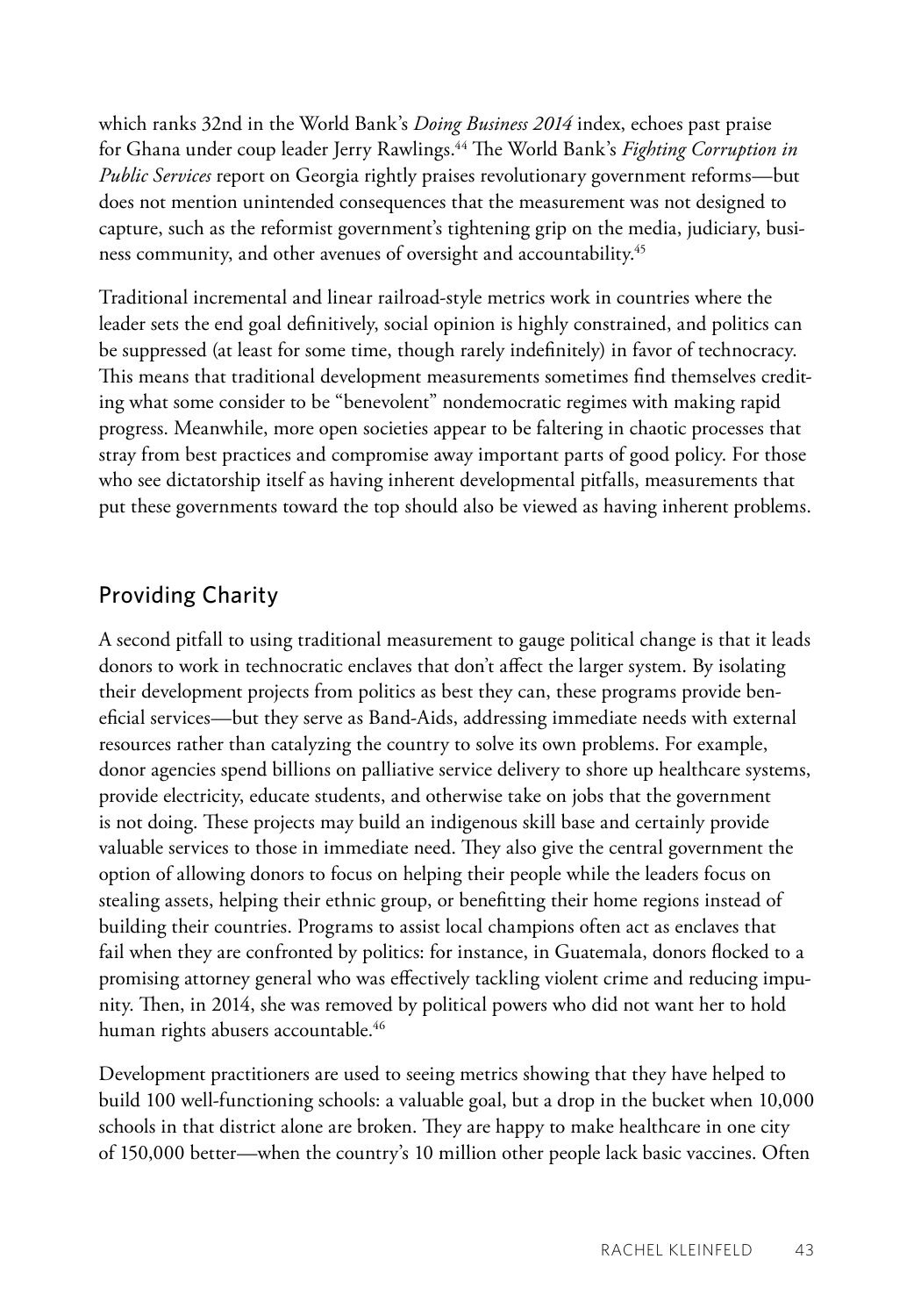which ranks 32nd in the World Bank's *Doing Business 2014* index, echoes past praise for Ghana under coup leader Jerry Rawlings.[44] The World Bank's *Fighting Corruption in Public Services* report on Georgia rightly praises revolutionary government reforms—but does not mention unintended consequences that the measurement was not designed to capture, such as the reformist government's tightening grip on the media, judiciary, business community, and other avenues of oversight and accountability.[45]

Traditional incremental and linear railroad-style metrics work in countries where the leader sets the end goal definitively, social opinion is highly constrained, and politics can be suppressed (at least for some time, though rarely indefinitely) in favor of technocracy. This means that traditional development measurements sometimes find themselves crediting what some consider to be "benevolent" nondemocratic regimes with making rapid progress. Meanwhile, more open societies appear to be faltering in chaotic processes that stray from best practices and compromise away important parts of good policy. For those who see dictatorship itself as having inherent developmental pitfalls, measurements that put these governments toward the top should also be viewed as having inherent problems.

## Providing Charity

A second pitfall to using traditional measurement to gauge political change is that it leads donors to work in technocratic enclaves that don't affect the larger system. By isolating their development projects from politics as best they can, these programs provide beneficial services—but they serve as Band-Aids, addressing immediate needs with external resources rather than catalyzing the country to solve its own problems. For example, donor agencies spend billions on palliative service delivery to shore up healthcare systems, provide electricity, educate students, and otherwise take on jobs that the government is not doing. These projects may build an indigenous skill base and certainly provide valuable services to those in immediate need. They also give the central government the option of allowing donors to focus on helping their people while the leaders focus on stealing assets, helping their ethnic group, or benefitting their home regions instead of building their countries. Programs to assist local champions often act as enclaves that fail when they are confronted by politics: for instance, in Guatemala, donors flocked to a promising attorney general who was effectively tackling violent crime and reducing impunity. Then, in 2014, she was removed by political powers who did not want her to hold human rights abusers accountable.[46]

Development practitioners are used to seeing metrics showing that they have helped to build 100 well-functioning schools: a valuable goal, but a drop in the bucket when 10,000 schools in that district alone are broken. They are happy to make healthcare in one city of 150,000 better—when the country's 10 million other people lack basic vaccines. Often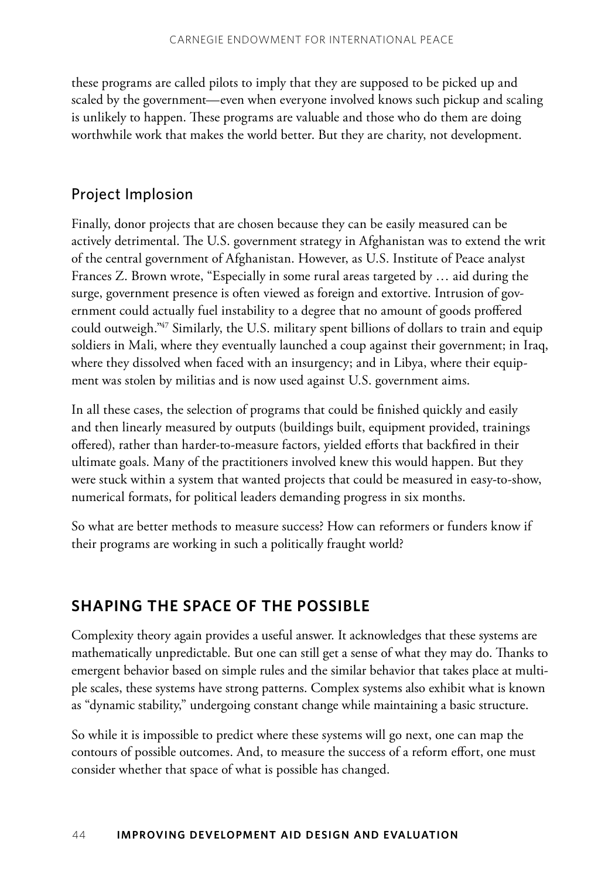these programs are called pilots to imply that they are supposed to be picked up and scaled by the government—even when everyone involved knows such pickup and scaling is unlikely to happen. These programs are valuable and those who do them are doing worthwhile work that makes the world better. But they are charity, not development.

### Project Implosion

Finally, donor projects that are chosen because they can be easily measured can be actively detrimental. The U.S. government strategy in Afghanistan was to extend the writ of the central government of Afghanistan. However, as U.S. Institute of Peace analyst Frances Z. Brown wrote, "Especially in some rural areas targeted by … aid during the surge, government presence is often viewed as foreign and extortive. Intrusion of government could actually fuel instability to a degree that no amount of goods proffered could outweigh."[47] Similarly, the U.S. military spent billions of dollars to train and equip soldiers in Mali, where they eventually launched a coup against their government; in Iraq, where they dissolved when faced with an insurgency; and in Libya, where their equipment was stolen by militias and is now used against U.S. government aims.

In all these cases, the selection of programs that could be finished quickly and easily and then linearly measured by outputs (buildings built, equipment provided, trainings offered), rather than harder-to-measure factors, yielded efforts that backfired in their ultimate goals. Many of the practitioners involved knew this would happen. But they were stuck within a system that wanted projects that could be measured in easy-to-show, numerical formats, for political leaders demanding progress in six months.

So what are better methods to measure success? How can reformers or funders know if their programs are working in such a politically fraught world?

## SHAPING THE SPACE OF THE POSSIBLE

Complexity theory again provides a useful answer. It acknowledges that these systems are mathematically unpredictable. But one can still get a sense of what they may do. Thanks to emergent behavior based on simple rules and the similar behavior that takes place at multiple scales, these systems have strong patterns. Complex systems also exhibit what is known as "dynamic stability," undergoing constant change while maintaining a basic structure.

So while it is impossible to predict where these systems will go next, one can map the contours of possible outcomes. And, to measure the success of a reform effort, one must consider whether that space of what is possible has changed.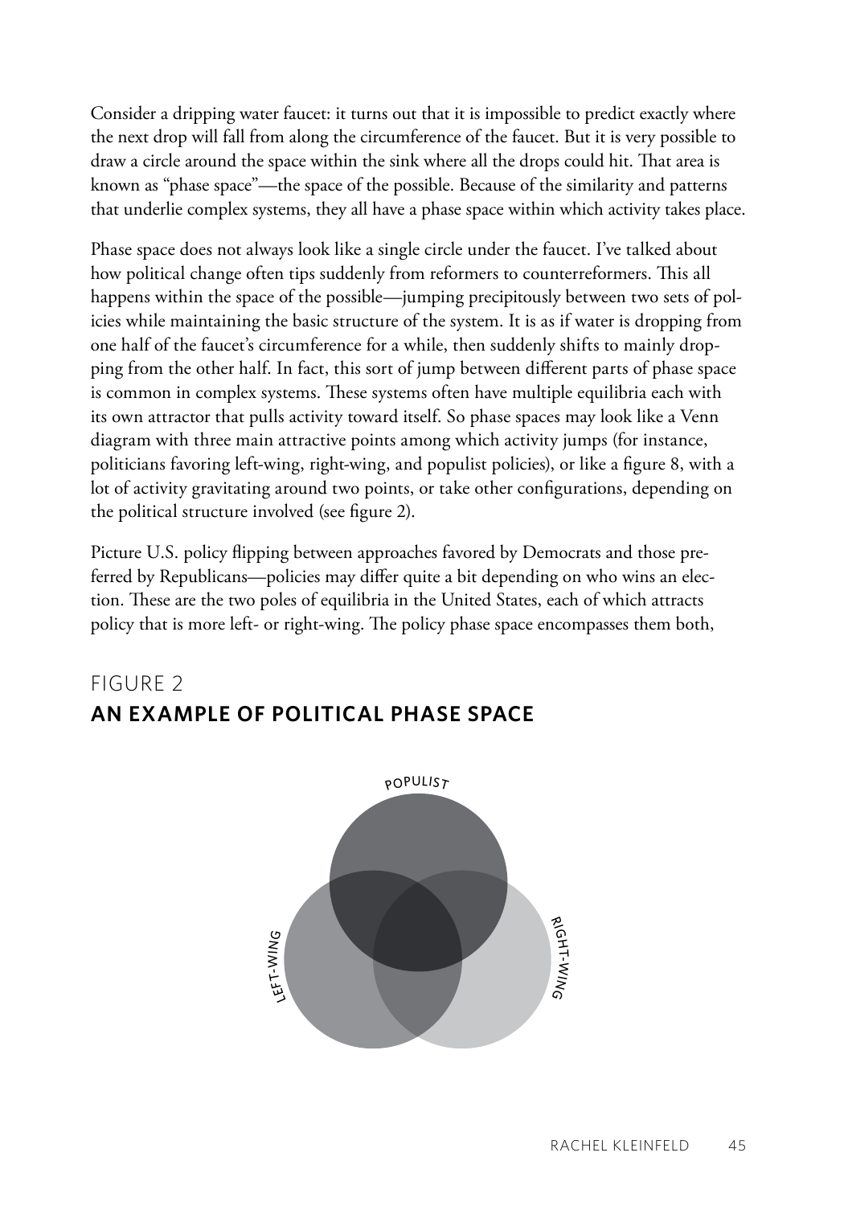Consider a dripping water faucet: it turns out that it is impossible to predict exactly where the next drop will fall from along the circumference of the faucet. But it is very possible to draw a circle around the space within the sink where all the drops could hit. That area is known as "phase space"—the space of the possible. Because of the similarity and patterns that underlie complex systems, they all have a phase space within which activity takes place.

Phase space does not always look like a single circle under the faucet. I've talked about how political change often tips suddenly from reformers to counterreformers. This all happens within the space of the possible—jumping precipitously between two sets of policies while maintaining the basic structure of the system. It is as if water is dropping from one half of the faucet's circumference for a while, then suddenly shifts to mainly dropping from the other half. In fact, this sort of jump between different parts of phase space is common in complex systems. These systems often have multiple equilibria each with its own attractor that pulls activity toward itself. So phase spaces may look like a Venn diagram with three main attractive points among which activity jumps (for instance, politicians favoring left-wing, right-wing, and populist policies), or like a figure 8, with a lot of activity gravitating around two points, or take other configurations, depending on the political structure involved (see figure 2).

Picture U.S. policy flipping between approaches favored by Democrats and those preferred by Republicans—policies may differ quite a bit depending on who wins an election. These are the two poles of equilibria in the United States, each of which attracts policy that is more left- or right-wing. The policy phase space encompasses them both,

## FIGURE 2
## AN EXAMPLE OF POLITICAL PHASE SPACE

POPULIST

LEFT-WING

RIGHT-WING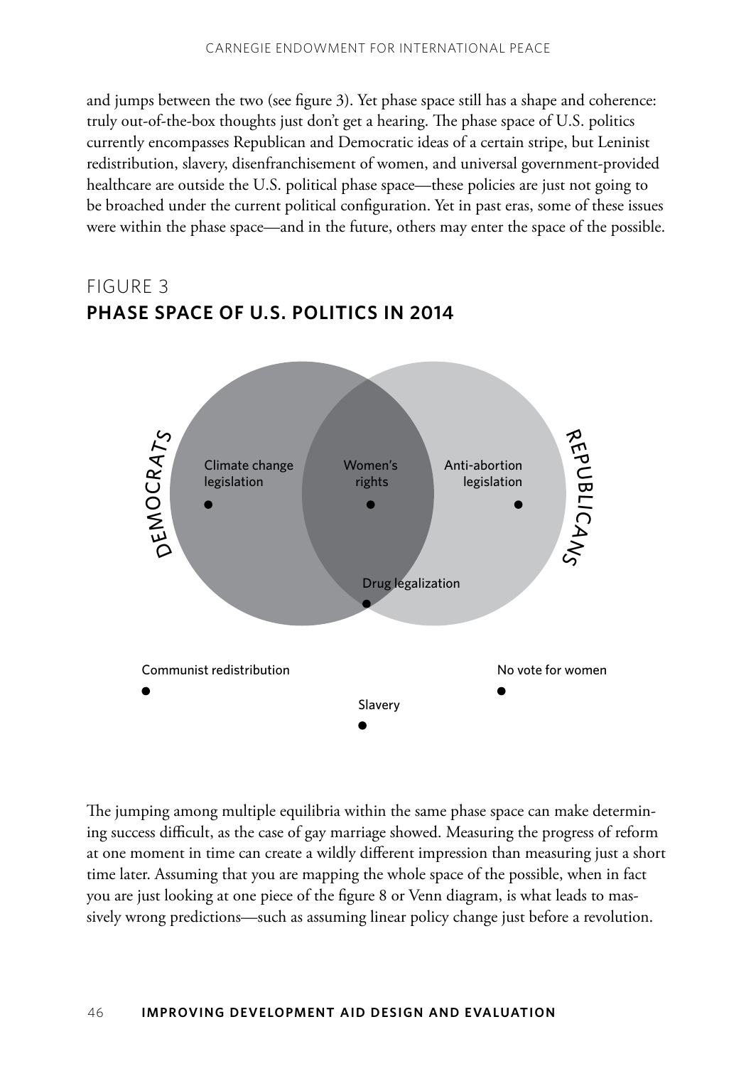and jumps between the two (see figure 3). Yet phase space still has a shape and coherence: truly out-of-the-box thoughts just don't get a hearing. The phase space of U.S. politics currently encompasses Republican and Democratic ideas of a certain stripe, but Leninist redistribution, slavery, disenfranchisement of women, and universal government-provided healthcare are outside the U.S. political phase space—these policies are just not going to be broached under the current political configuration. Yet in past eras, some of these issues were within the phase space—and in the future, others may enter the space of the possible.

## FIGURE 3
## PHASE SPACE OF U.S. POLITICS IN 2014

DEMOCRATS

REPUBLICANS

Climate change legislation

Women's rights

Anti-abortion legislation

Drug legalization

Communist redistribution

No vote for women

Slavery

The jumping among multiple equilibria within the same phase space can make determining success difficult, as the case of gay marriage showed. Measuring the progress of reform at one moment in time can create a wildly different impression than measuring just a short time later. Assuming that you are mapping the whole space of the possible, when in fact you are just looking at one piece of the figure 8 or Venn diagram, is what leads to massively wrong predictions—such as assuming linear policy change just before a revolution.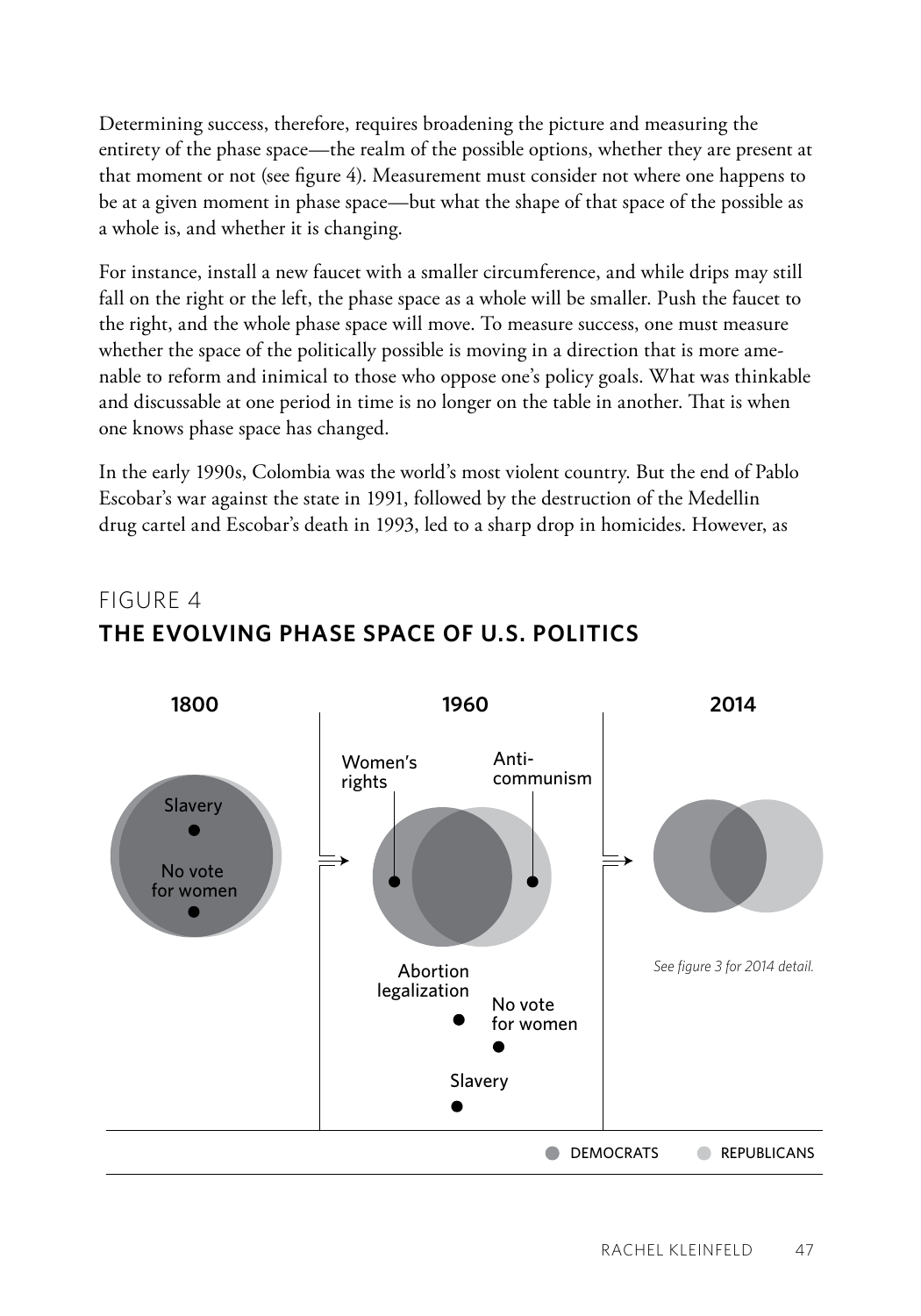Determining success, therefore, requires broadening the picture and measuring the entirety of the phase space—the realm of the possible options, whether they are present at that moment or not (see figure 4). Measurement must consider not where one happens to be at a given moment in phase space—but what the shape of that space of the possible as a whole is, and whether it is changing.

For instance, install a new faucet with a smaller circumference, and while drips may still fall on the right or the left, the phase space as a whole will be smaller. Push the faucet to the right, and the whole phase space will move. To measure success, one must measure whether the space of the politically possible is moving in a direction that is more amenable to reform and inimical to those who oppose one's policy goals. What was thinkable and discussable at one period in time is no longer on the table in another. That is when one knows phase space has changed.

In the early 1990s, Colombia was the world's most violent country. But the end of Pablo Escobar's war against the state in 1991, followed by the destruction of the Medellin drug cartel and Escobar's death in 1993, led to a sharp drop in homicides. However, as

FIGURE 4

**THE EVOLVING PHASE SPACE OF U.S. POLITICS**

1800 | 1960 | 2014

1800: Slavery; No vote for women

1960: Women's rights; Anti-communism; Abortion legalization; No vote for women; Slavery

2014: *See figure 3 for 2014 detail.*

DEMOCRATS | REPUBLICANS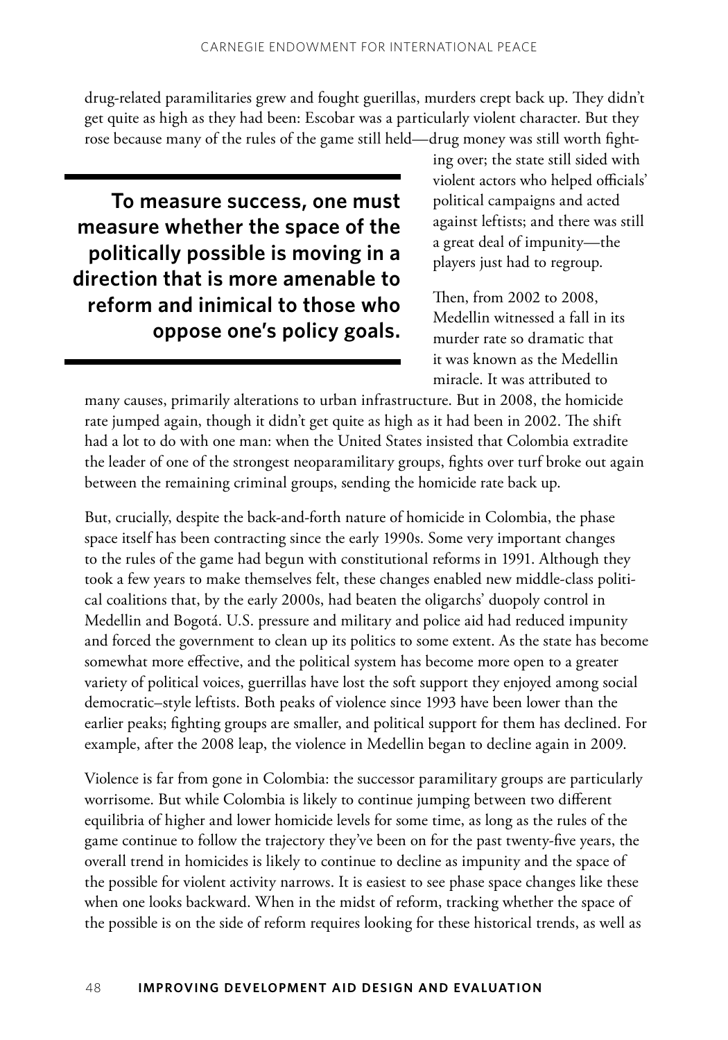drug-related paramilitaries grew and fought guerillas, murders crept back up. They didn't get quite as high as they had been: Escobar was a particularly violent character. But they rose because many of the rules of the game still held—drug money was still worth fighting over; the state still sided with violent actors who helped officials' political campaigns and acted against leftists; and there was still a great deal of impunity—the players just had to regroup.

> **To measure success, one must measure whether the space of the politically possible is moving in a direction that is more amenable to reform and inimical to those who oppose one's policy goals.**

Then, from 2002 to 2008, Medellin witnessed a fall in its murder rate so dramatic that it was known as the Medellin miracle. It was attributed to many causes, primarily alterations to urban infrastructure. But in 2008, the homicide rate jumped again, though it didn't get quite as high as it had been in 2002. The shift had a lot to do with one man: when the United States insisted that Colombia extradite the leader of one of the strongest neoparamilitary groups, fights over turf broke out again between the remaining criminal groups, sending the homicide rate back up.

But, crucially, despite the back-and-forth nature of homicide in Colombia, the phase space itself has been contracting since the early 1990s. Some very important changes to the rules of the game had begun with constitutional reforms in 1991. Although they took a few years to make themselves felt, these changes enabled new middle-class political coalitions that, by the early 2000s, had beaten the oligarchs' duopoly control in Medellin and Bogotá. U.S. pressure and military and police aid had reduced impunity and forced the government to clean up its politics to some extent. As the state has become somewhat more effective, and the political system has become more open to a greater variety of political voices, guerrillas have lost the soft support they enjoyed among social democratic–style leftists. Both peaks of violence since 1993 have been lower than the earlier peaks; fighting groups are smaller, and political support for them has declined. For example, after the 2008 leap, the violence in Medellin began to decline again in 2009.

Violence is far from gone in Colombia: the successor paramilitary groups are particularly worrisome. But while Colombia is likely to continue jumping between two different equilibria of higher and lower homicide levels for some time, as long as the rules of the game continue to follow the trajectory they've been on for the past twenty-five years, the overall trend in homicides is likely to continue to decline as impunity and the space of the possible for violent activity narrows. It is easiest to see phase space changes like these when one looks backward. When in the midst of reform, tracking whether the space of the possible is on the side of reform requires looking for these historical trends, as well as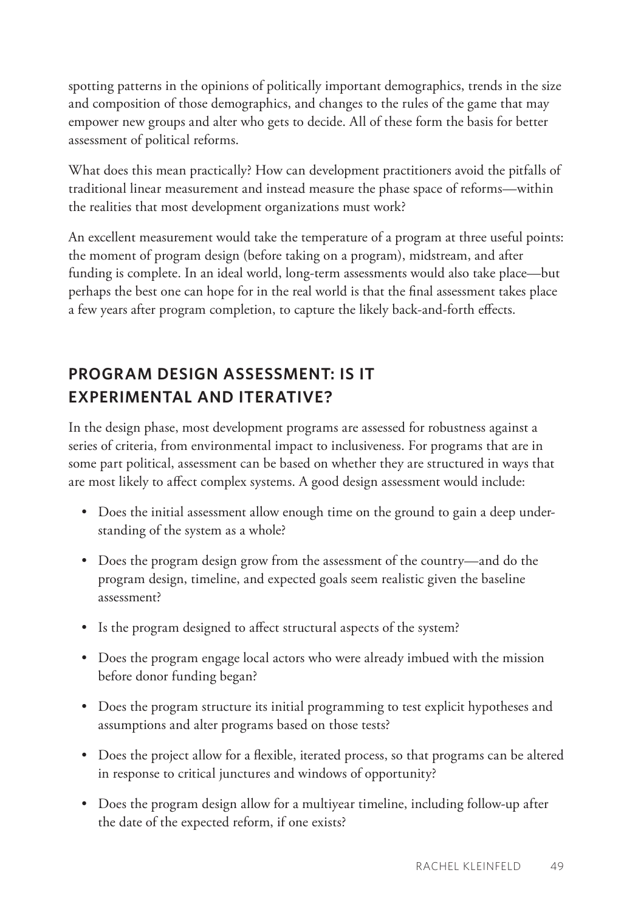spotting patterns in the opinions of politically important demographics, trends in the size and composition of those demographics, and changes to the rules of the game that may empower new groups and alter who gets to decide. All of these form the basis for better assessment of political reforms.

What does this mean practically? How can development practitioners avoid the pitfalls of traditional linear measurement and instead measure the phase space of reforms—within the realities that most development organizations must work?

An excellent measurement would take the temperature of a program at three useful points: the moment of program design (before taking on a program), midstream, and after funding is complete. In an ideal world, long-term assessments would also take place—but perhaps the best one can hope for in the real world is that the final assessment takes place a few years after program completion, to capture the likely back-and-forth effects.

## PROGRAM DESIGN ASSESSMENT: IS IT EXPERIMENTAL AND ITERATIVE?

In the design phase, most development programs are assessed for robustness against a series of criteria, from environmental impact to inclusiveness. For programs that are in some part political, assessment can be based on whether they are structured in ways that are most likely to affect complex systems. A good design assessment would include:

- Does the initial assessment allow enough time on the ground to gain a deep understanding of the system as a whole?
- Does the program design grow from the assessment of the country—and do the program design, timeline, and expected goals seem realistic given the baseline assessment?
- Is the program designed to affect structural aspects of the system?
- Does the program engage local actors who were already imbued with the mission before donor funding began?
- Does the program structure its initial programming to test explicit hypotheses and assumptions and alter programs based on those tests?
- Does the project allow for a flexible, iterated process, so that programs can be altered in response to critical junctures and windows of opportunity?
- Does the program design allow for a multiyear timeline, including follow-up after the date of the expected reform, if one exists?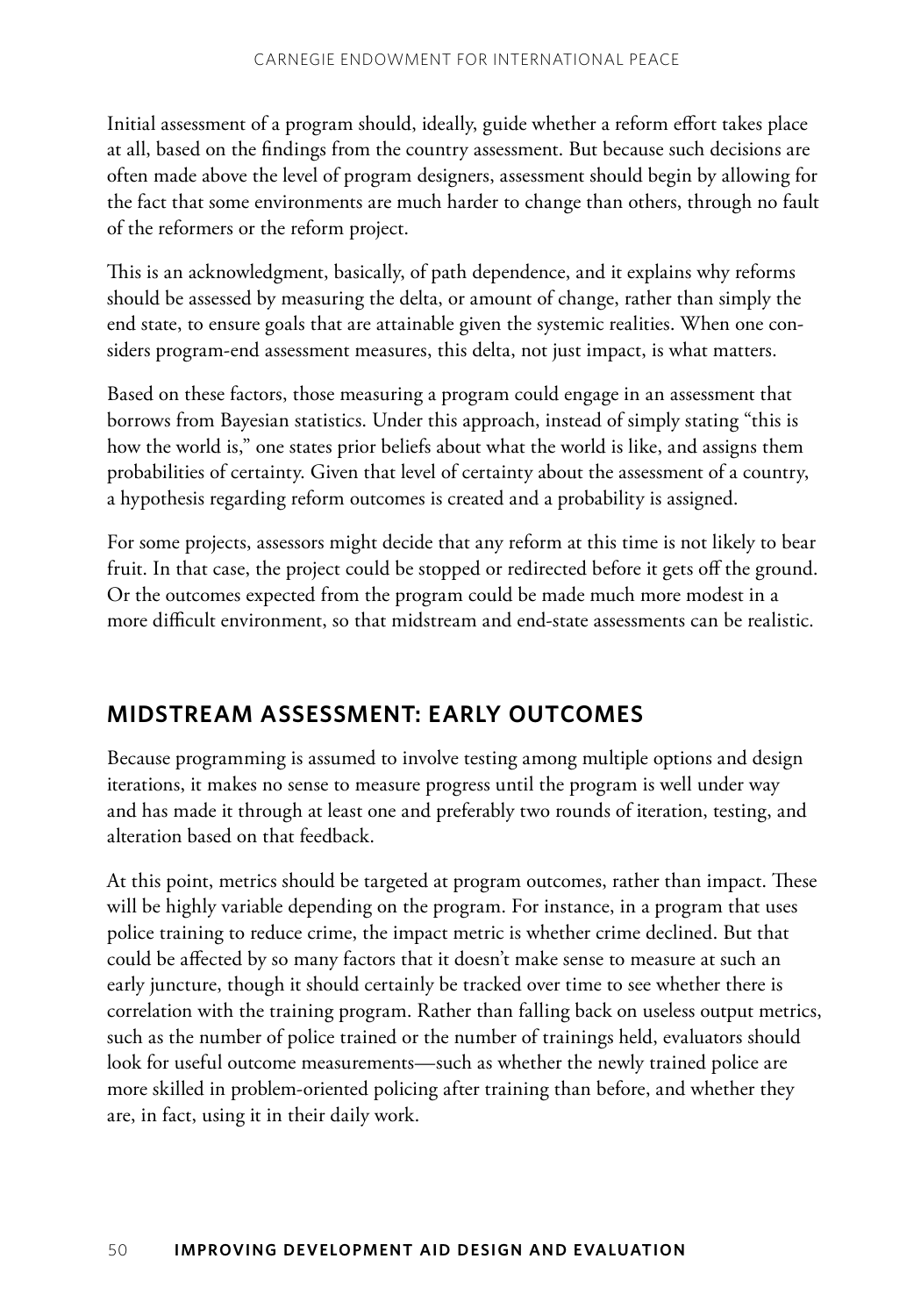Initial assessment of a program should, ideally, guide whether a reform effort takes place at all, based on the findings from the country assessment. But because such decisions are often made above the level of program designers, assessment should begin by allowing for the fact that some environments are much harder to change than others, through no fault of the reformers or the reform project.

This is an acknowledgment, basically, of path dependence, and it explains why reforms should be assessed by measuring the delta, or amount of change, rather than simply the end state, to ensure goals that are attainable given the systemic realities. When one considers program-end assessment measures, this delta, not just impact, is what matters.

Based on these factors, those measuring a program could engage in an assessment that borrows from Bayesian statistics. Under this approach, instead of simply stating "this is how the world is," one states prior beliefs about what the world is like, and assigns them probabilities of certainty. Given that level of certainty about the assessment of a country, a hypothesis regarding reform outcomes is created and a probability is assigned.

For some projects, assessors might decide that any reform at this time is not likely to bear fruit. In that case, the project could be stopped or redirected before it gets off the ground. Or the outcomes expected from the program could be made much more modest in a more difficult environment, so that midstream and end-state assessments can be realistic.

## MIDSTREAM ASSESSMENT: EARLY OUTCOMES

Because programming is assumed to involve testing among multiple options and design iterations, it makes no sense to measure progress until the program is well under way and has made it through at least one and preferably two rounds of iteration, testing, and alteration based on that feedback.

At this point, metrics should be targeted at program outcomes, rather than impact. These will be highly variable depending on the program. For instance, in a program that uses police training to reduce crime, the impact metric is whether crime declined. But that could be affected by so many factors that it doesn't make sense to measure at such an early juncture, though it should certainly be tracked over time to see whether there is correlation with the training program. Rather than falling back on useless output metrics, such as the number of police trained or the number of trainings held, evaluators should look for useful outcome measurements—such as whether the newly trained police are more skilled in problem-oriented policing after training than before, and whether they are, in fact, using it in their daily work.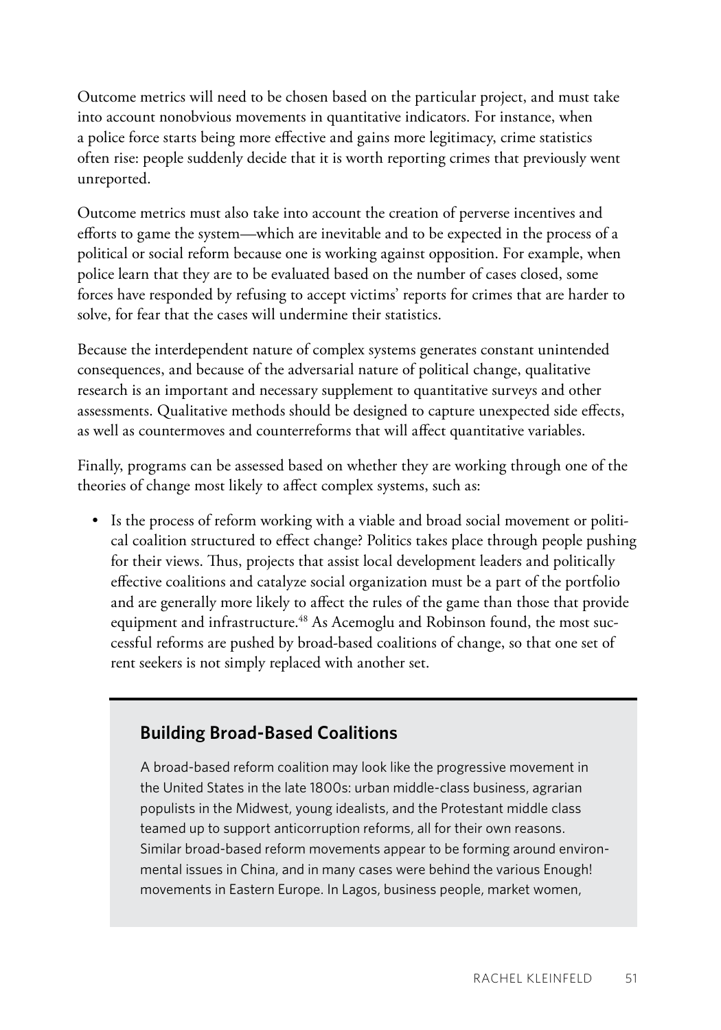Outcome metrics will need to be chosen based on the particular project, and must take into account nonobvious movements in quantitative indicators. For instance, when a police force starts being more effective and gains more legitimacy, crime statistics often rise: people suddenly decide that it is worth reporting crimes that previously went unreported.

Outcome metrics must also take into account the creation of perverse incentives and efforts to game the system—which are inevitable and to be expected in the process of a political or social reform because one is working against opposition. For example, when police learn that they are to be evaluated based on the number of cases closed, some forces have responded by refusing to accept victims' reports for crimes that are harder to solve, for fear that the cases will undermine their statistics.

Because the interdependent nature of complex systems generates constant unintended consequences, and because of the adversarial nature of political change, qualitative research is an important and necessary supplement to quantitative surveys and other assessments. Qualitative methods should be designed to capture unexpected side effects, as well as countermoves and counterreforms that will affect quantitative variables.

Finally, programs can be assessed based on whether they are working through one of the theories of change most likely to affect complex systems, such as:

- Is the process of reform working with a viable and broad social movement or political coalition structured to effect change? Politics takes place through people pushing for their views. Thus, projects that assist local development leaders and politically effective coalitions and catalyze social organization must be a part of the portfolio and are generally more likely to affect the rules of the game than those that provide equipment and infrastructure.[48] As Acemoglu and Robinson found, the most successful reforms are pushed by broad-based coalitions of change, so that one set of rent seekers is not simply replaced with another set.

## Building Broad-Based Coalitions

A broad-based reform coalition may look like the progressive movement in the United States in the late 1800s: urban middle-class business, agrarian populists in the Midwest, young idealists, and the Protestant middle class teamed up to support anticorruption reforms, all for their own reasons. Similar broad-based reform movements appear to be forming around environmental issues in China, and in many cases were behind the various Enough! movements in Eastern Europe. In Lagos, business people, market women,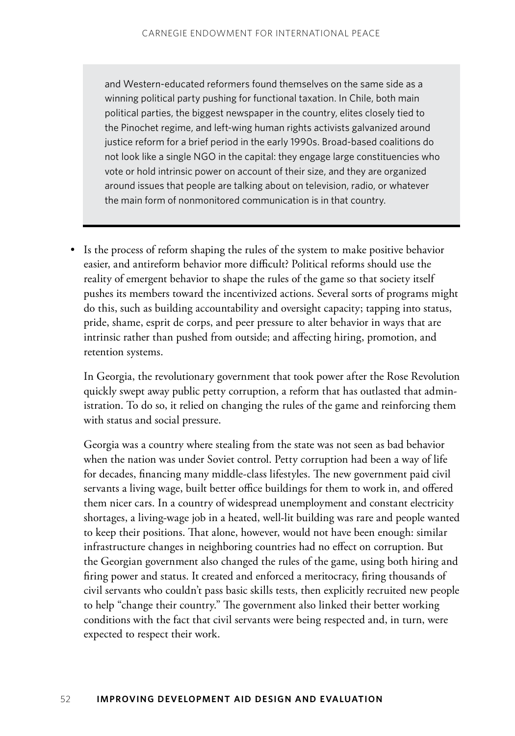and Western-educated reformers found themselves on the same side as a winning political party pushing for functional taxation. In Chile, both main political parties, the biggest newspaper in the country, elites closely tied to the Pinochet regime, and left-wing human rights activists galvanized around justice reform for a brief period in the early 1990s. Broad-based coalitions do not look like a single NGO in the capital: they engage large constituencies who vote or hold intrinsic power on account of their size, and they are organized around issues that people are talking about on television, radio, or whatever the main form of nonmonitored communication is in that country.

- Is the process of reform shaping the rules of the system to make positive behavior easier, and antireform behavior more difficult? Political reforms should use the reality of emergent behavior to shape the rules of the game so that society itself pushes its members toward the incentivized actions. Several sorts of programs might do this, such as building accountability and oversight capacity; tapping into status, pride, shame, esprit de corps, and peer pressure to alter behavior in ways that are intrinsic rather than pushed from outside; and affecting hiring, promotion, and retention systems.

  In Georgia, the revolutionary government that took power after the Rose Revolution quickly swept away public petty corruption, a reform that has outlasted that administration. To do so, it relied on changing the rules of the game and reinforcing them with status and social pressure.

  Georgia was a country where stealing from the state was not seen as bad behavior when the nation was under Soviet control. Petty corruption had been a way of life for decades, financing many middle-class lifestyles. The new government paid civil servants a living wage, built better office buildings for them to work in, and offered them nicer cars. In a country of widespread unemployment and constant electricity shortages, a living-wage job in a heated, well-lit building was rare and people wanted to keep their positions. That alone, however, would not have been enough: similar infrastructure changes in neighboring countries had no effect on corruption. But the Georgian government also changed the rules of the game, using both hiring and firing power and status. It created and enforced a meritocracy, firing thousands of civil servants who couldn't pass basic skills tests, then explicitly recruited new people to help "change their country." The government also linked their better working conditions with the fact that civil servants were being respected and, in turn, were expected to respect their work.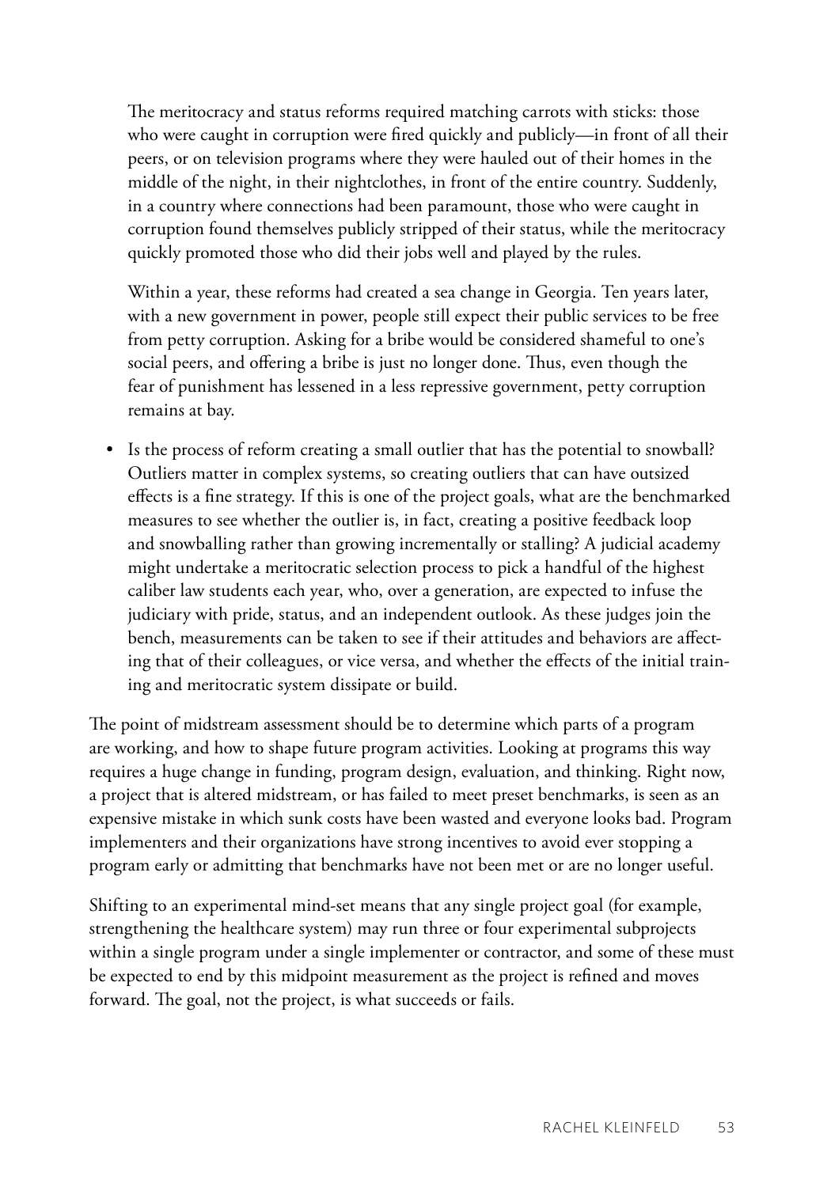The meritocracy and status reforms required matching carrots with sticks: those who were caught in corruption were fired quickly and publicly—in front of all their peers, or on television programs where they were hauled out of their homes in the middle of the night, in their nightclothes, in front of the entire country. Suddenly, in a country where connections had been paramount, those who were caught in corruption found themselves publicly stripped of their status, while the meritocracy quickly promoted those who did their jobs well and played by the rules.

Within a year, these reforms had created a sea change in Georgia. Ten years later, with a new government in power, people still expect their public services to be free from petty corruption. Asking for a bribe would be considered shameful to one's social peers, and offering a bribe is just no longer done. Thus, even though the fear of punishment has lessened in a less repressive government, petty corruption remains at bay.

- Is the process of reform creating a small outlier that has the potential to snowball? Outliers matter in complex systems, so creating outliers that can have outsized effects is a fine strategy. If this is one of the project goals, what are the benchmarked measures to see whether the outlier is, in fact, creating a positive feedback loop and snowballing rather than growing incrementally or stalling? A judicial academy might undertake a meritocratic selection process to pick a handful of the highest caliber law students each year, who, over a generation, are expected to infuse the judiciary with pride, status, and an independent outlook. As these judges join the bench, measurements can be taken to see if their attitudes and behaviors are affecting that of their colleagues, or vice versa, and whether the effects of the initial training and meritocratic system dissipate or build.

The point of midstream assessment should be to determine which parts of a program are working, and how to shape future program activities. Looking at programs this way requires a huge change in funding, program design, evaluation, and thinking. Right now, a project that is altered midstream, or has failed to meet preset benchmarks, is seen as an expensive mistake in which sunk costs have been wasted and everyone looks bad. Program implementers and their organizations have strong incentives to avoid ever stopping a program early or admitting that benchmarks have not been met or are no longer useful.

Shifting to an experimental mind-set means that any single project goal (for example, strengthening the healthcare system) may run three or four experimental subprojects within a single program under a single implementer or contractor, and some of these must be expected to end by this midpoint measurement as the project is refined and moves forward. The goal, not the project, is what succeeds or fails.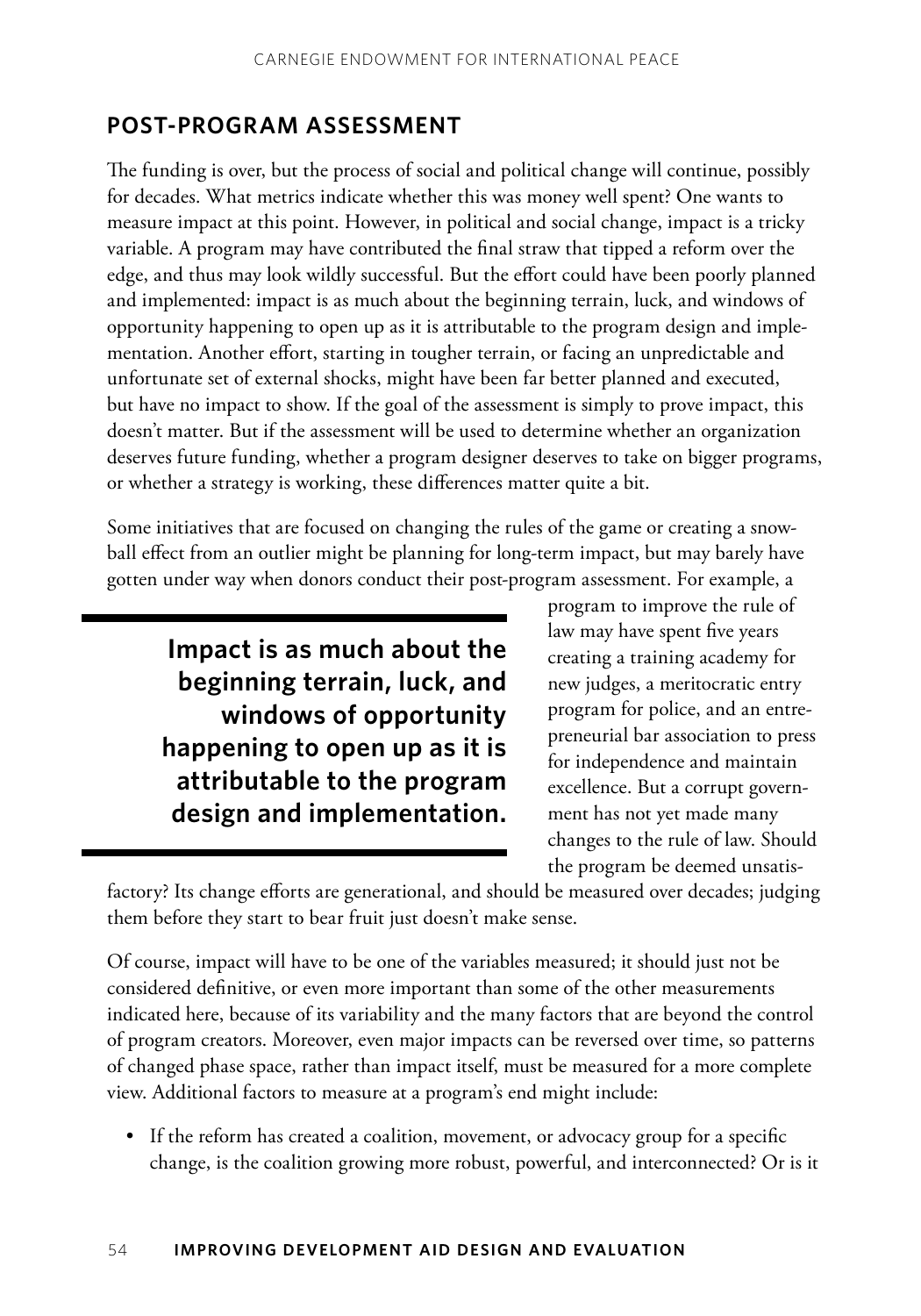## POST-PROGRAM ASSESSMENT

The funding is over, but the process of social and political change will continue, possibly for decades. What metrics indicate whether this was money well spent? One wants to measure impact at this point. However, in political and social change, impact is a tricky variable. A program may have contributed the final straw that tipped a reform over the edge, and thus may look wildly successful. But the effort could have been poorly planned and implemented: impact is as much about the beginning terrain, luck, and windows of opportunity happening to open up as it is attributable to the program design and implementation. Another effort, starting in tougher terrain, or facing an unpredictable and unfortunate set of external shocks, might have been far better planned and executed, but have no impact to show. If the goal of the assessment is simply to prove impact, this doesn't matter. But if the assessment will be used to determine whether an organization deserves future funding, whether a program designer deserves to take on bigger programs, or whether a strategy is working, these differences matter quite a bit.

Some initiatives that are focused on changing the rules of the game or creating a snowball effect from an outlier might be planning for long-term impact, but may barely have gotten under way when donors conduct their post-program assessment. For example, a program to improve the rule of law may have spent five years creating a training academy for new judges, a meritocratic entry program for police, and an entrepreneurial bar association to press for independence and maintain excellence. But a corrupt government has not yet made many changes to the rule of law. Should the program be deemed unsatisfactory? Its change efforts are generational, and should be measured over decades; judging them before they start to bear fruit just doesn't make sense.

> **Impact is as much about the beginning terrain, luck, and windows of opportunity happening to open up as it is attributable to the program design and implementation.**

Of course, impact will have to be one of the variables measured; it should just not be considered definitive, or even more important than some of the other measurements indicated here, because of its variability and the many factors that are beyond the control of program creators. Moreover, even major impacts can be reversed over time, so patterns of changed phase space, rather than impact itself, must be measured for a more complete view. Additional factors to measure at a program's end might include:

- If the reform has created a coalition, movement, or advocacy group for a specific change, is the coalition growing more robust, powerful, and interconnected? Or is it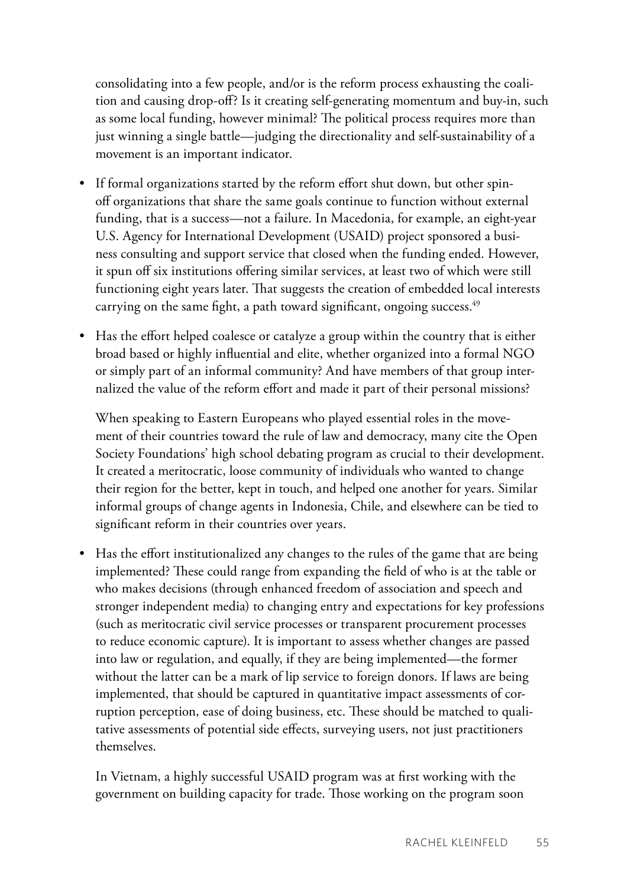consolidating into a few people, and/or is the reform process exhausting the coalition and causing drop-off? Is it creating self-generating momentum and buy-in, such as some local funding, however minimal? The political process requires more than just winning a single battle—judging the directionality and self-sustainability of a movement is an important indicator.

- If formal organizations started by the reform effort shut down, but other spin-off organizations that share the same goals continue to function without external funding, that is a success—not a failure. In Macedonia, for example, an eight-year U.S. Agency for International Development (USAID) project sponsored a business consulting and support service that closed when the funding ended. However, it spun off six institutions offering similar services, at least two of which were still functioning eight years later. That suggests the creation of embedded local interests carrying on the same fight, a path toward significant, ongoing success.[49]

- Has the effort helped coalesce or catalyze a group within the country that is either broad based or highly influential and elite, whether organized into a formal NGO or simply part of an informal community? And have members of that group internalized the value of the reform effort and made it part of their personal missions?

  When speaking to Eastern Europeans who played essential roles in the movement of their countries toward the rule of law and democracy, many cite the Open Society Foundations' high school debating program as crucial to their development. It created a meritocratic, loose community of individuals who wanted to change their region for the better, kept in touch, and helped one another for years. Similar informal groups of change agents in Indonesia, Chile, and elsewhere can be tied to significant reform in their countries over years.

- Has the effort institutionalized any changes to the rules of the game that are being implemented? These could range from expanding the field of who is at the table or who makes decisions (through enhanced freedom of association and speech and stronger independent media) to changing entry and expectations for key professions (such as meritocratic civil service processes or transparent procurement processes to reduce economic capture). It is important to assess whether changes are passed into law or regulation, and equally, if they are being implemented—the former without the latter can be a mark of lip service to foreign donors. If laws are being implemented, that should be captured in quantitative impact assessments of corruption perception, ease of doing business, etc. These should be matched to qualitative assessments of potential side effects, surveying users, not just practitioners themselves.

  In Vietnam, a highly successful USAID program was at first working with the government on building capacity for trade. Those working on the program soon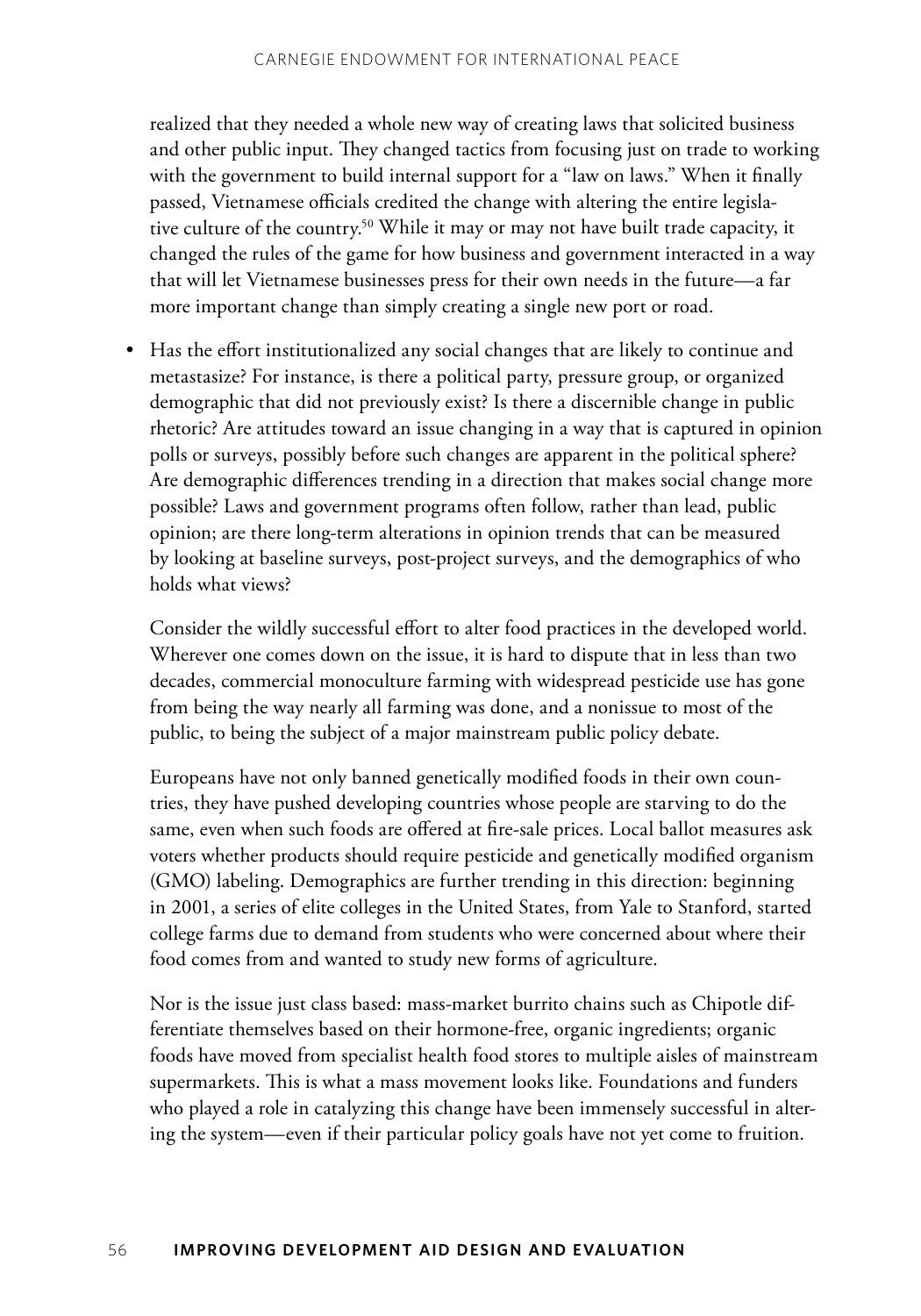realized that they needed a whole new way of creating laws that solicited business and other public input. They changed tactics from focusing just on trade to working with the government to build internal support for a "law on laws." When it finally passed, Vietnamese officials credited the change with altering the entire legislative culture of the country.[50] While it may or may not have built trade capacity, it changed the rules of the game for how business and government interacted in a way that will let Vietnamese businesses press for their own needs in the future—a far more important change than simply creating a single new port or road.

- Has the effort institutionalized any social changes that are likely to continue and metastasize? For instance, is there a political party, pressure group, or organized demographic that did not previously exist? Is there a discernible change in public rhetoric? Are attitudes toward an issue changing in a way that is captured in opinion polls or surveys, possibly before such changes are apparent in the political sphere? Are demographic differences trending in a direction that makes social change more possible? Laws and government programs often follow, rather than lead, public opinion; are there long-term alterations in opinion trends that can be measured by looking at baseline surveys, post-project surveys, and the demographics of who holds what views?

  Consider the wildly successful effort to alter food practices in the developed world. Wherever one comes down on the issue, it is hard to dispute that in less than two decades, commercial monoculture farming with widespread pesticide use has gone from being the way nearly all farming was done, and a nonissue to most of the public, to being the subject of a major mainstream public policy debate.

  Europeans have not only banned genetically modified foods in their own countries, they have pushed developing countries whose people are starving to do the same, even when such foods are offered at fire-sale prices. Local ballot measures ask voters whether products should require pesticide and genetically modified organism (GMO) labeling. Demographics are further trending in this direction: beginning in 2001, a series of elite colleges in the United States, from Yale to Stanford, started college farms due to demand from students who were concerned about where their food comes from and wanted to study new forms of agriculture.

  Nor is the issue just class based: mass-market burrito chains such as Chipotle differentiate themselves based on their hormone-free, organic ingredients; organic foods have moved from specialist health food stores to multiple aisles of mainstream supermarkets. This is what a mass movement looks like. Foundations and funders who played a role in catalyzing this change have been immensely successful in altering the system—even if their particular policy goals have not yet come to fruition.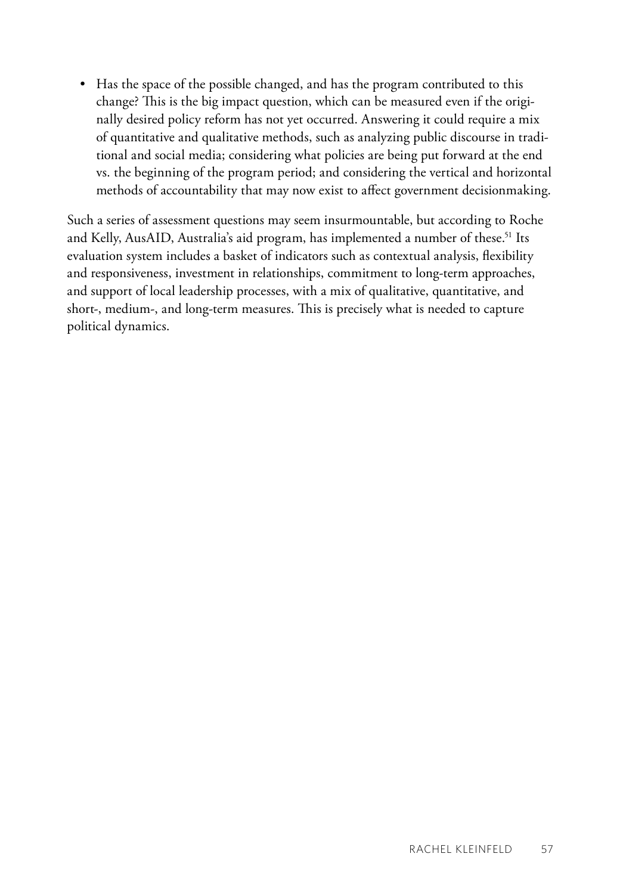- Has the space of the possible changed, and has the program contributed to this change? This is the big impact question, which can be measured even if the originally desired policy reform has not yet occurred. Answering it could require a mix of quantitative and qualitative methods, such as analyzing public discourse in traditional and social media; considering what policies are being put forward at the end vs. the beginning of the program period; and considering the vertical and horizontal methods of accountability that may now exist to affect government decisionmaking.

Such a series of assessment questions may seem insurmountable, but according to Roche and Kelly, AusAID, Australia's aid program, has implemented a number of these.[51] Its evaluation system includes a basket of indicators such as contextual analysis, flexibility and responsiveness, investment in relationships, commitment to long-term approaches, and support of local leadership processes, with a mix of qualitative, quantitative, and short-, medium-, and long-term measures. This is precisely what is needed to capture political dynamics.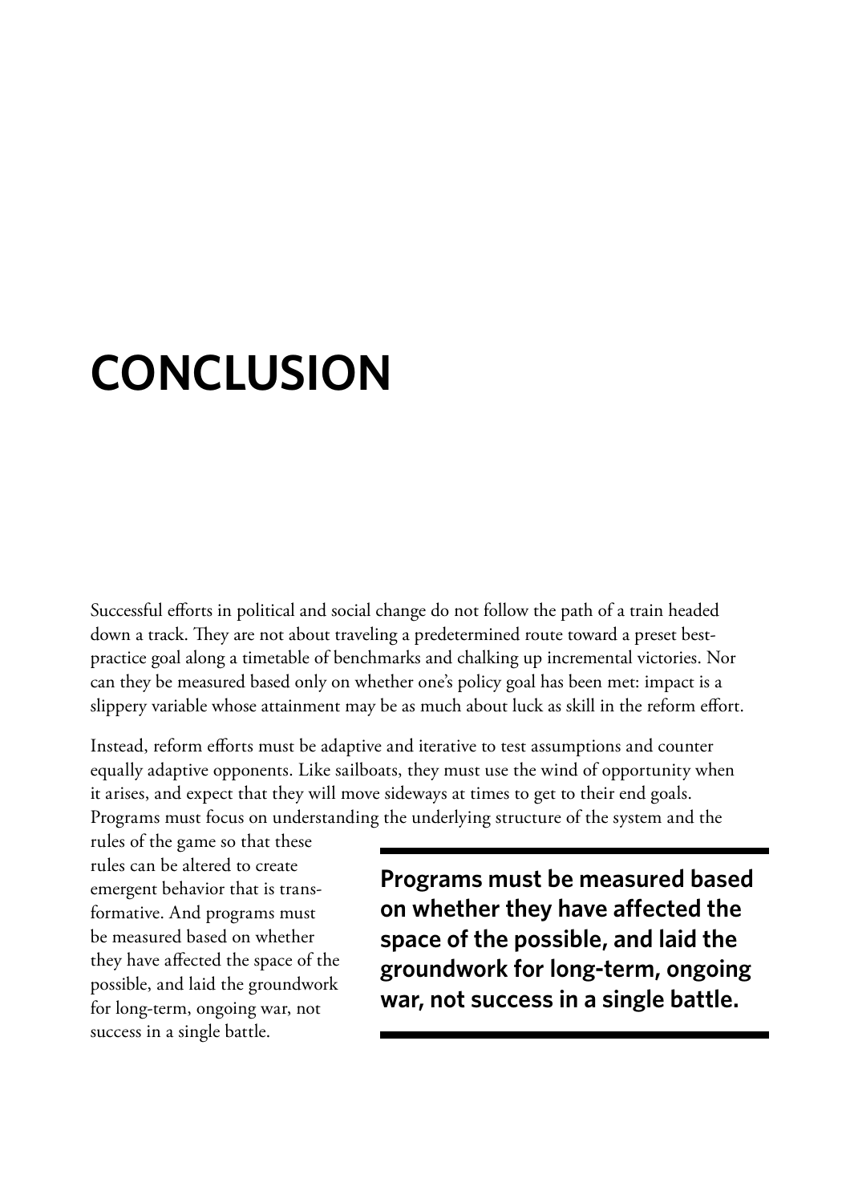# CONCLUSION

Successful efforts in political and social change do not follow the path of a train headed down a track. They are not about traveling a predetermined route toward a preset best-practice goal along a timetable of benchmarks and chalking up incremental victories. Nor can they be measured based only on whether one's policy goal has been met: impact is a slippery variable whose attainment may be as much about luck as skill in the reform effort.

Instead, reform efforts must be adaptive and iterative to test assumptions and counter equally adaptive opponents. Like sailboats, they must use the wind of opportunity when it arises, and expect that they will move sideways at times to get to their end goals. Programs must focus on understanding the underlying structure of the system and the rules of the game so that these rules can be altered to create emergent behavior that is transformative. And programs must be measured based on whether they have affected the space of the possible, and laid the groundwork for long-term, ongoing war, not success in a single battle.

**Programs must be measured based on whether they have affected the space of the possible, and laid the groundwork for long-term, ongoing war, not success in a single battle.**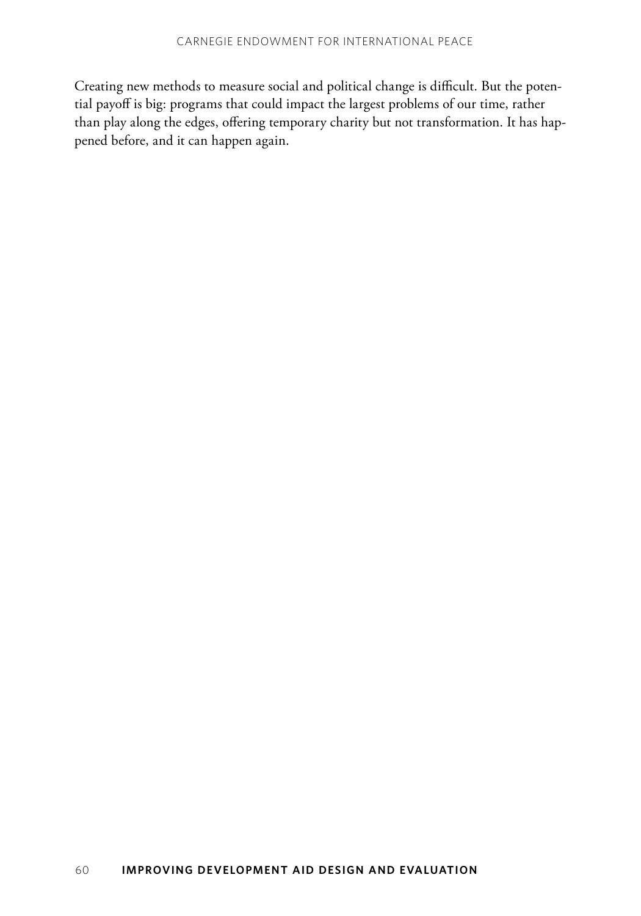Creating new methods to measure social and political change is difficult. But the potential payoff is big: programs that could impact the largest problems of our time, rather than play along the edges, offering temporary charity but not transformation. It has happened before, and it can happen again.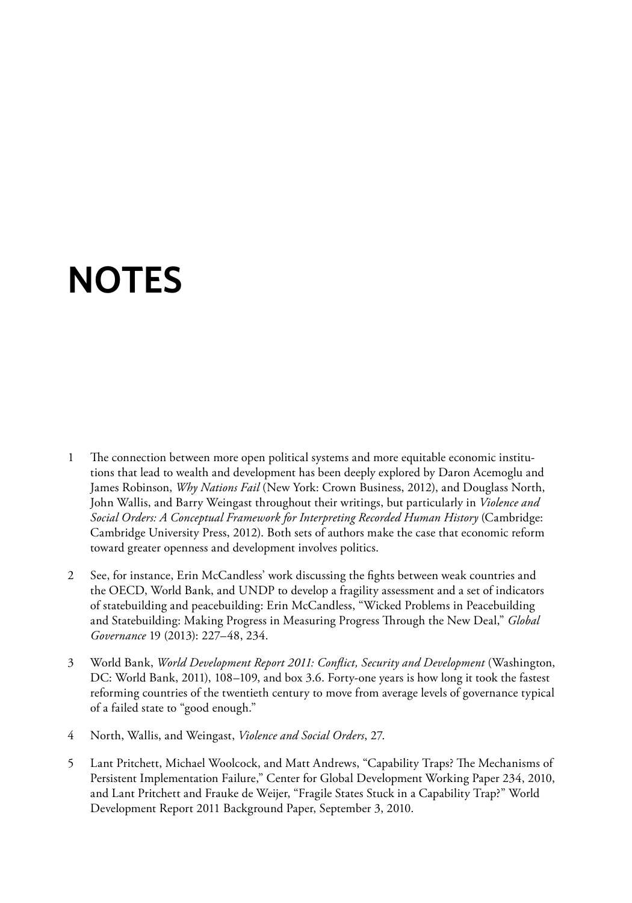# NOTES

1. The connection between more open political systems and more equitable economic institutions that lead to wealth and development has been deeply explored by Daron Acemoglu and James Robinson, *Why Nations Fail* (New York: Crown Business, 2012), and Douglass North, John Wallis, and Barry Weingast throughout their writings, but particularly in *Violence and Social Orders: A Conceptual Framework for Interpreting Recorded Human History* (Cambridge: Cambridge University Press, 2012). Both sets of authors make the case that economic reform toward greater openness and development involves politics.

2. See, for instance, Erin McCandless' work discussing the fights between weak countries and the OECD, World Bank, and UNDP to develop a fragility assessment and a set of indicators of statebuilding and peacebuilding: Erin McCandless, "Wicked Problems in Peacebuilding and Statebuilding: Making Progress in Measuring Progress Through the New Deal," *Global Governance* 19 (2013): 227–48, 234.

3. World Bank, *World Development Report 2011: Conflict, Security and Development* (Washington, DC: World Bank, 2011), 108–109, and box 3.6. Forty-one years is how long it took the fastest reforming countries of the twentieth century to move from average levels of governance typical of a failed state to "good enough."

4. North, Wallis, and Weingast, *Violence and Social Orders*, 27.

5. Lant Pritchett, Michael Woolcock, and Matt Andrews, "Capability Traps? The Mechanisms of Persistent Implementation Failure," Center for Global Development Working Paper 234, 2010, and Lant Pritchett and Frauke de Weijer, "Fragile States Stuck in a Capability Trap?" World Development Report 2011 Background Paper, September 3, 2010.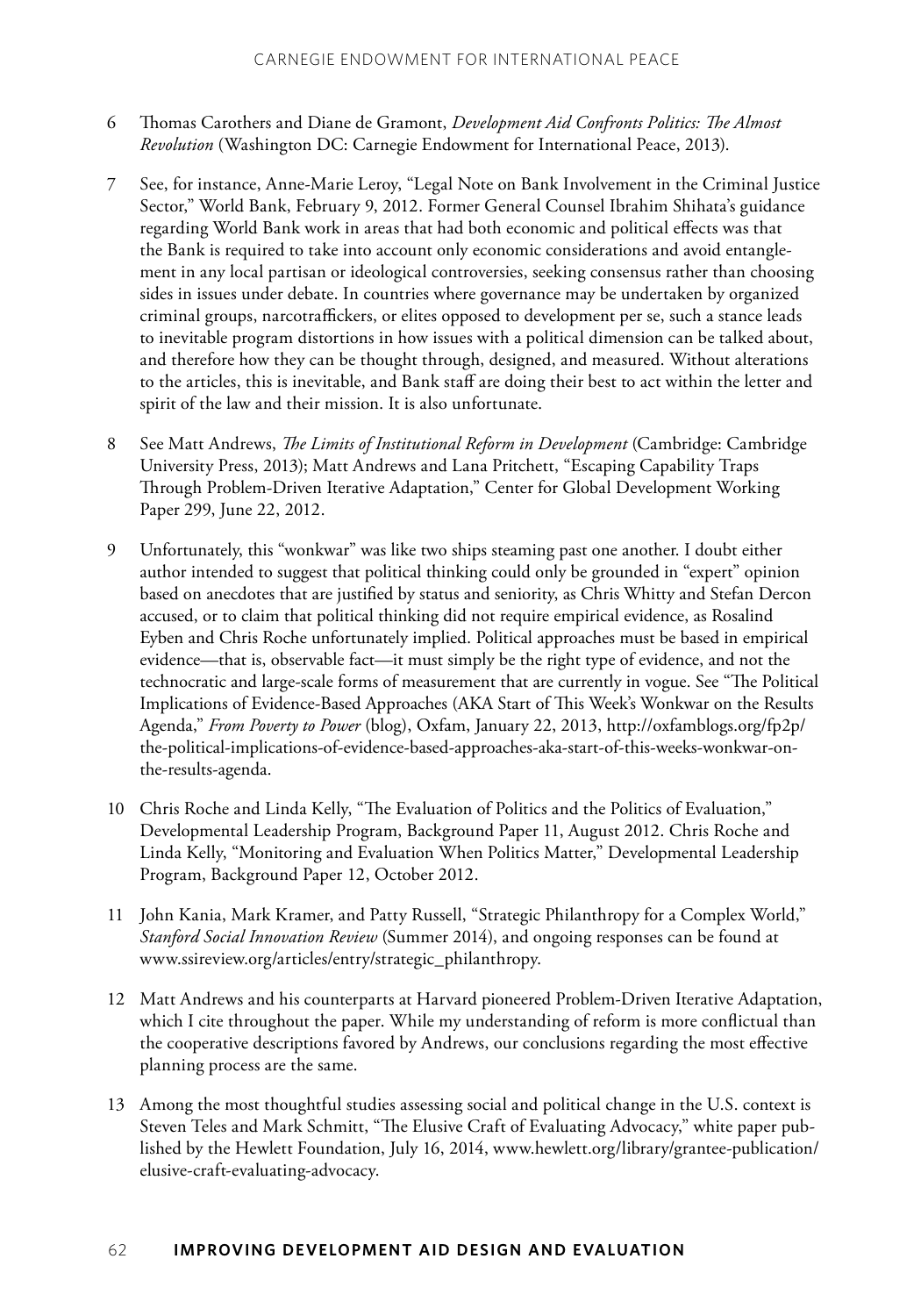6 Thomas Carothers and Diane de Gramont, *Development Aid Confronts Politics: The Almost Revolution* (Washington DC: Carnegie Endowment for International Peace, 2013).

7 See, for instance, Anne-Marie Leroy, "Legal Note on Bank Involvement in the Criminal Justice Sector," World Bank, February 9, 2012. Former General Counsel Ibrahim Shihata's guidance regarding World Bank work in areas that had both economic and political effects was that the Bank is required to take into account only economic considerations and avoid entanglement in any local partisan or ideological controversies, seeking consensus rather than choosing sides in issues under debate. In countries where governance may be undertaken by organized criminal groups, narcotraffickers, or elites opposed to development per se, such a stance leads to inevitable program distortions in how issues with a political dimension can be talked about, and therefore how they can be thought through, designed, and measured. Without alterations to the articles, this is inevitable, and Bank staff are doing their best to act within the letter and spirit of the law and their mission. It is also unfortunate.

8 See Matt Andrews, *The Limits of Institutional Reform in Development* (Cambridge: Cambridge University Press, 2013); Matt Andrews and Lana Pritchett, "Escaping Capability Traps Through Problem-Driven Iterative Adaptation," Center for Global Development Working Paper 299, June 22, 2012.

9 Unfortunately, this "wonkwar" was like two ships steaming past one another. I doubt either author intended to suggest that political thinking could only be grounded in "expert" opinion based on anecdotes that are justified by status and seniority, as Chris Whitty and Stefan Dercon accused, or to claim that political thinking did not require empirical evidence, as Rosalind Eyben and Chris Roche unfortunately implied. Political approaches must be based in empirical evidence—that is, observable fact—it must simply be the right type of evidence, and not the technocratic and large-scale forms of measurement that are currently in vogue. See "The Political Implications of Evidence-Based Approaches (AKA Start of This Week's Wonkwar on the Results Agenda," *From Poverty to Power* (blog), Oxfam, January 22, 2013, http://oxfamblogs.org/fp2p/the-political-implications-of-evidence-based-approaches-aka-start-of-this-weeks-wonkwar-on-the-results-agenda.

10 Chris Roche and Linda Kelly, "The Evaluation of Politics and the Politics of Evaluation," Developmental Leadership Program, Background Paper 11, August 2012. Chris Roche and Linda Kelly, "Monitoring and Evaluation When Politics Matter," Developmental Leadership Program, Background Paper 12, October 2012.

11 John Kania, Mark Kramer, and Patty Russell, "Strategic Philanthropy for a Complex World," *Stanford Social Innovation Review* (Summer 2014), and ongoing responses can be found at www.ssireview.org/articles/entry/strategic_philanthropy.

12 Matt Andrews and his counterparts at Harvard pioneered Problem-Driven Iterative Adaptation, which I cite throughout the paper. While my understanding of reform is more conflictual than the cooperative descriptions favored by Andrews, our conclusions regarding the most effective planning process are the same.

13 Among the most thoughtful studies assessing social and political change in the U.S. context is Steven Teles and Mark Schmitt, "The Elusive Craft of Evaluating Advocacy," white paper published by the Hewlett Foundation, July 16, 2014, www.hewlett.org/library/grantee-publication/elusive-craft-evaluating-advocacy.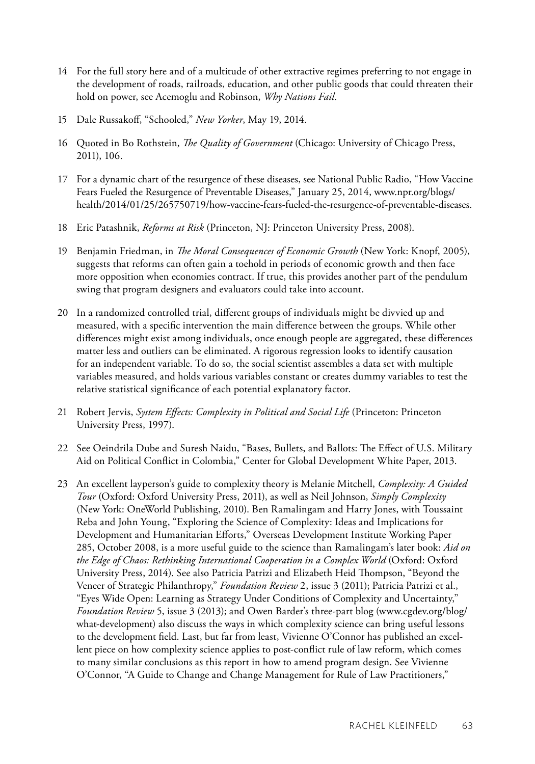14 For the full story here and of a multitude of other extractive regimes preferring to not engage in the development of roads, railroads, education, and other public goods that could threaten their hold on power, see Acemoglu and Robinson, *Why Nations Fail.*

15 Dale Russakoff, "Schooled," *New Yorker*, May 19, 2014.

16 Quoted in Bo Rothstein, *The Quality of Government* (Chicago: University of Chicago Press, 2011), 106.

17 For a dynamic chart of the resurgence of these diseases, see National Public Radio, "How Vaccine Fears Fueled the Resurgence of Preventable Diseases," January 25, 2014, www.npr.org/blogs/health/2014/01/25/265750719/how-vaccine-fears-fueled-the-resurgence-of-preventable-diseases.

18 Eric Patashnik, *Reforms at Risk* (Princeton, NJ: Princeton University Press, 2008).

19 Benjamin Friedman, in *The Moral Consequences of Economic Growth* (New York: Knopf, 2005), suggests that reforms can often gain a toehold in periods of economic growth and then face more opposition when economies contract. If true, this provides another part of the pendulum swing that program designers and evaluators could take into account.

20 In a randomized controlled trial, different groups of individuals might be divvied up and measured, with a specific intervention the main difference between the groups. While other differences might exist among individuals, once enough people are aggregated, these differences matter less and outliers can be eliminated. A rigorous regression looks to identify causation for an independent variable. To do so, the social scientist assembles a data set with multiple variables measured, and holds various variables constant or creates dummy variables to test the relative statistical significance of each potential explanatory factor.

21 Robert Jervis, *System Effects: Complexity in Political and Social Life* (Princeton: Princeton University Press, 1997).

22 See Oeindrila Dube and Suresh Naidu, "Bases, Bullets, and Ballots: The Effect of U.S. Military Aid on Political Conflict in Colombia," Center for Global Development White Paper, 2013.

23 An excellent layperson's guide to complexity theory is Melanie Mitchell, *Complexity: A Guided Tour* (Oxford: Oxford University Press, 2011), as well as Neil Johnson, *Simply Complexity* (New York: OneWorld Publishing, 2010). Ben Ramalingam and Harry Jones, with Toussaint Reba and John Young, "Exploring the Science of Complexity: Ideas and Implications for Development and Humanitarian Efforts," Overseas Development Institute Working Paper 285, October 2008, is a more useful guide to the science than Ramalingam's later book: *Aid on the Edge of Chaos: Rethinking International Cooperation in a Complex World* (Oxford: Oxford University Press, 2014). See also Patricia Patrizi and Elizabeth Heid Thompson, "Beyond the Veneer of Strategic Philanthropy," *Foundation Review* 2, issue 3 (2011); Patricia Patrizi et al., "Eyes Wide Open: Learning as Strategy Under Conditions of Complexity and Uncertainty," *Foundation Review* 5, issue 3 (2013); and Owen Barder's three-part blog (www.cgdev.org/blog/what-development) also discuss the ways in which complexity science can bring useful lessons to the development field. Last, but far from least, Vivienne O'Connor has published an excellent piece on how complexity science applies to post-conflict rule of law reform, which comes to many similar conclusions as this report in how to amend program design. See Vivienne O'Connor, "A Guide to Change and Change Management for Rule of Law Practitioners,"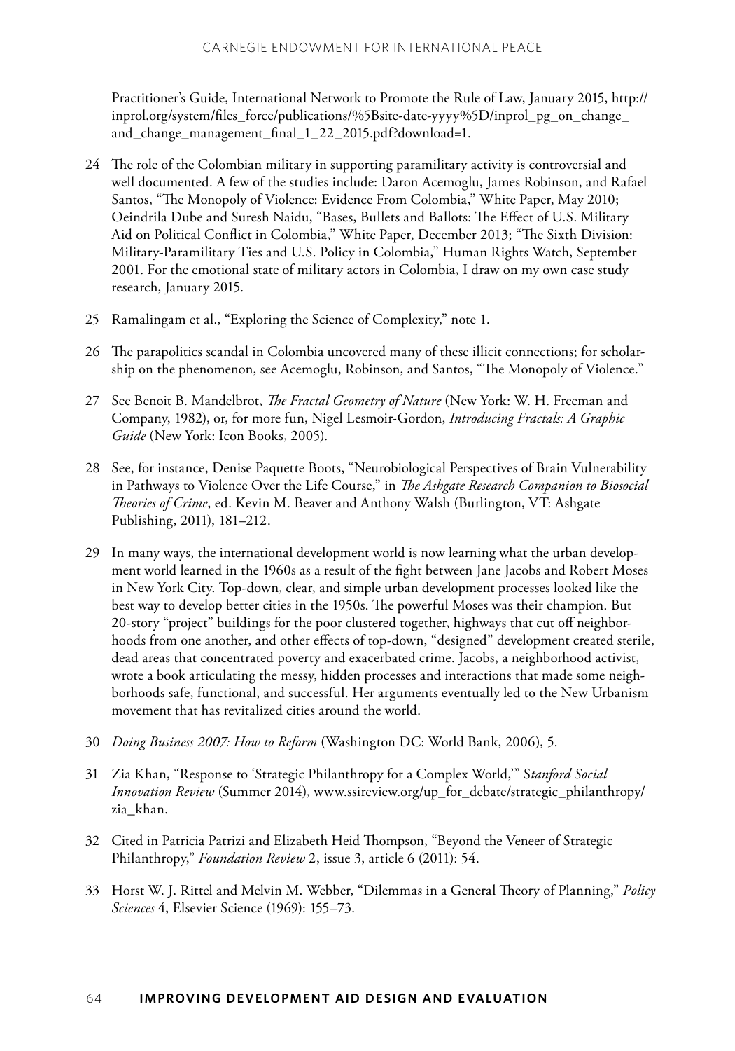Practitioner's Guide, International Network to Promote the Rule of Law, January 2015, http://inprol.org/system/files_force/publications/%5Bsite-date-yyyy%5D/inprol_pg_on_change_and_change_management_final_1_22_2015.pdf?download=1.

24 The role of the Colombian military in supporting paramilitary activity is controversial and well documented. A few of the studies include: Daron Acemoglu, James Robinson, and Rafael Santos, "The Monopoly of Violence: Evidence From Colombia," White Paper, May 2010; Oeindrila Dube and Suresh Naidu, "Bases, Bullets and Ballots: The Effect of U.S. Military Aid on Political Conflict in Colombia," White Paper, December 2013; "The Sixth Division: Military-Paramilitary Ties and U.S. Policy in Colombia," Human Rights Watch, September 2001. For the emotional state of military actors in Colombia, I draw on my own case study research, January 2015.

25 Ramalingam et al., "Exploring the Science of Complexity," note 1.

26 The parapolitics scandal in Colombia uncovered many of these illicit connections; for scholarship on the phenomenon, see Acemoglu, Robinson, and Santos, "The Monopoly of Violence."

27 See Benoit B. Mandelbrot, *The Fractal Geometry of Nature* (New York: W. H. Freeman and Company, 1982), or, for more fun, Nigel Lesmoir-Gordon, *Introducing Fractals: A Graphic Guide* (New York: Icon Books, 2005).

28 See, for instance, Denise Paquette Boots, "Neurobiological Perspectives of Brain Vulnerability in Pathways to Violence Over the Life Course," in *The Ashgate Research Companion to Biosocial Theories of Crime*, ed. Kevin M. Beaver and Anthony Walsh (Burlington, VT: Ashgate Publishing, 2011), 181–212.

29 In many ways, the international development world is now learning what the urban development world learned in the 1960s as a result of the fight between Jane Jacobs and Robert Moses in New York City. Top-down, clear, and simple urban development processes looked like the best way to develop better cities in the 1950s. The powerful Moses was their champion. But 20-story "project" buildings for the poor clustered together, highways that cut off neighborhoods from one another, and other effects of top-down, "designed" development created sterile, dead areas that concentrated poverty and exacerbated crime. Jacobs, a neighborhood activist, wrote a book articulating the messy, hidden processes and interactions that made some neighborhoods safe, functional, and successful. Her arguments eventually led to the New Urbanism movement that has revitalized cities around the world.

30 *Doing Business 2007: How to Reform* (Washington DC: World Bank, 2006), 5.

31 Zia Khan, "Response to 'Strategic Philanthropy for a Complex World,'" *Stanford Social Innovation Review* (Summer 2014), www.ssireview.org/up_for_debate/strategic_philanthropy/zia_khan.

32 Cited in Patricia Patrizi and Elizabeth Heid Thompson, "Beyond the Veneer of Strategic Philanthropy," *Foundation Review* 2, issue 3, article 6 (2011): 54.

33 Horst W. J. Rittel and Melvin M. Webber, "Dilemmas in a General Theory of Planning," *Policy Sciences* 4, Elsevier Science (1969): 155–73.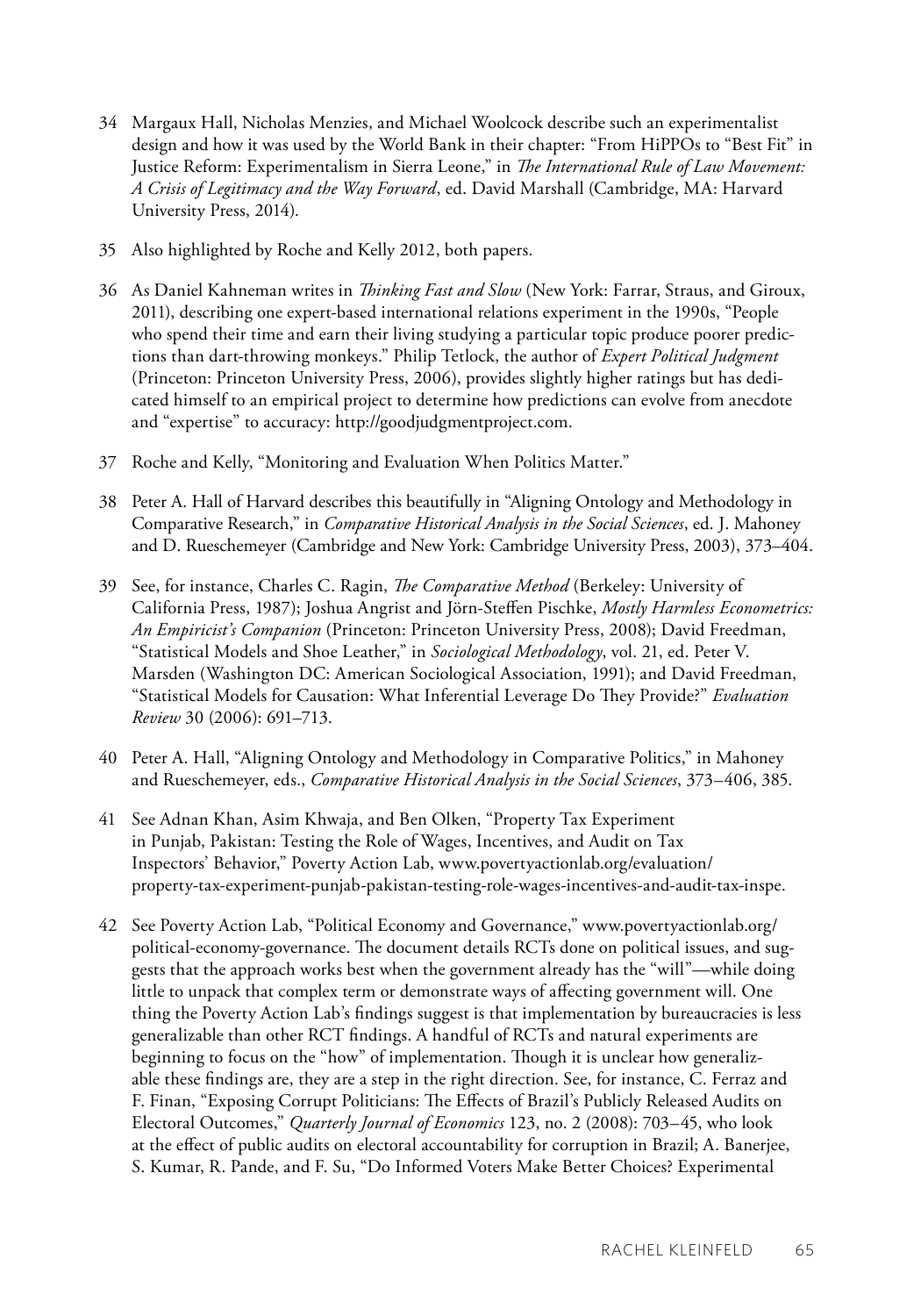34 Margaux Hall, Nicholas Menzies, and Michael Woolcock describe such an experimentalist design and how it was used by the World Bank in their chapter: "From HiPPOs to "Best Fit" in Justice Reform: Experimentalism in Sierra Leone," in *The International Rule of Law Movement: A Crisis of Legitimacy and the Way Forward*, ed. David Marshall (Cambridge, MA: Harvard University Press, 2014).

35 Also highlighted by Roche and Kelly 2012, both papers.

36 As Daniel Kahneman writes in *Thinking Fast and Slow* (New York: Farrar, Straus, and Giroux, 2011), describing one expert-based international relations experiment in the 1990s, "People who spend their time and earn their living studying a particular topic produce poorer predictions than dart-throwing monkeys." Philip Tetlock, the author of *Expert Political Judgment* (Princeton: Princeton University Press, 2006), provides slightly higher ratings but has dedicated himself to an empirical project to determine how predictions can evolve from anecdote and "expertise" to accuracy: http://goodjudgmentproject.com.

37 Roche and Kelly, "Monitoring and Evaluation When Politics Matter."

38 Peter A. Hall of Harvard describes this beautifully in "Aligning Ontology and Methodology in Comparative Research," in *Comparative Historical Analysis in the Social Sciences*, ed. J. Mahoney and D. Rueschemeyer (Cambridge and New York: Cambridge University Press, 2003), 373–404.

39 See, for instance, Charles C. Ragin, *The Comparative Method* (Berkeley: University of California Press, 1987); Joshua Angrist and Jörn-Steffen Pischke, *Mostly Harmless Econometrics: An Empiricist's Companion* (Princeton: Princeton University Press, 2008); David Freedman, "Statistical Models and Shoe Leather," in *Sociological Methodology*, vol. 21, ed. Peter V. Marsden (Washington DC: American Sociological Association, 1991); and David Freedman, "Statistical Models for Causation: What Inferential Leverage Do They Provide?" *Evaluation Review* 30 (2006): 691–713.

40 Peter A. Hall, "Aligning Ontology and Methodology in Comparative Politics," in Mahoney and Rueschemeyer, eds., *Comparative Historical Analysis in the Social Sciences*, 373–406, 385.

41 See Adnan Khan, Asim Khwaja, and Ben Olken, "Property Tax Experiment in Punjab, Pakistan: Testing the Role of Wages, Incentives, and Audit on Tax Inspectors' Behavior," Poverty Action Lab, www.povertyactionlab.org/evaluation/property-tax-experiment-punjab-pakistan-testing-role-wages-incentives-and-audit-tax-inspe.

42 See Poverty Action Lab, "Political Economy and Governance," www.povertyactionlab.org/political-economy-governance. The document details RCTs done on political issues, and suggests that the approach works best when the government already has the "will"—while doing little to unpack that complex term or demonstrate ways of affecting government will. One thing the Poverty Action Lab's findings suggest is that implementation by bureaucracies is less generalizable than other RCT findings. A handful of RCTs and natural experiments are beginning to focus on the "how" of implementation. Though it is unclear how generalizable these findings are, they are a step in the right direction. See, for instance, C. Ferraz and F. Finan, "Exposing Corrupt Politicians: The Effects of Brazil's Publicly Released Audits on Electoral Outcomes," *Quarterly Journal of Economics* 123, no. 2 (2008): 703–45, who look at the effect of public audits on electoral accountability for corruption in Brazil; A. Banerjee, S. Kumar, R. Pande, and F. Su, "Do Informed Voters Make Better Choices? Experimental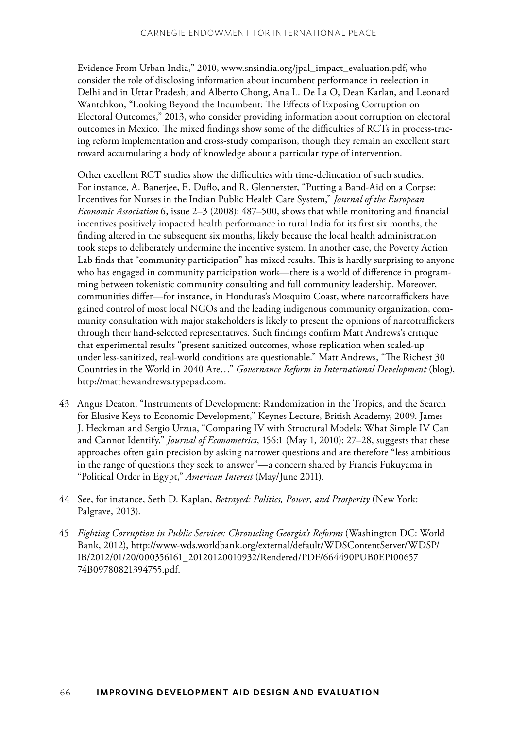Evidence From Urban India," 2010, www.snsindia.org/jpal_impact_evaluation.pdf, who consider the role of disclosing information about incumbent performance in reelection in Delhi and in Uttar Pradesh; and Alberto Chong, Ana L. De La O, Dean Karlan, and Leonard Wantchkon, "Looking Beyond the Incumbent: The Effects of Exposing Corruption on Electoral Outcomes," 2013, who consider providing information about corruption on electoral outcomes in Mexico. The mixed findings show some of the difficulties of RCTs in process-tracing reform implementation and cross-study comparison, though they remain an excellent start toward accumulating a body of knowledge about a particular type of intervention.

Other excellent RCT studies show the difficulties with time-delineation of such studies. For instance, A. Banerjee, E. Duflo, and R. Glennerster, "Putting a Band-Aid on a Corpse: Incentives for Nurses in the Indian Public Health Care System," *Journal of the European Economic Association* 6, issue 2–3 (2008): 487–500, shows that while monitoring and financial incentives positively impacted health performance in rural India for its first six months, the finding altered in the subsequent six months, likely because the local health administration took steps to deliberately undermine the incentive system. In another case, the Poverty Action Lab finds that "community participation" has mixed results. This is hardly surprising to anyone who has engaged in community participation work—there is a world of difference in programming between tokenistic community consulting and full community leadership. Moreover, communities differ—for instance, in Honduras's Mosquito Coast, where narcotraffickers have gained control of most local NGOs and the leading indigenous community organization, community consultation with major stakeholders is likely to present the opinions of narcotraffickers through their hand-selected representatives. Such findings confirm Matt Andrews's critique that experimental results "present sanitized outcomes, whose replication when scaled-up under less-sanitized, real-world conditions are questionable." Matt Andrews, "The Richest 30 Countries in the World in 2040 Are…" *Governance Reform in International Development* (blog), http://matthewandrews.typepad.com.

43 Angus Deaton, "Instruments of Development: Randomization in the Tropics, and the Search for Elusive Keys to Economic Development," Keynes Lecture, British Academy, 2009. James J. Heckman and Sergio Urzua, "Comparing IV with Structural Models: What Simple IV Can and Cannot Identify," *Journal of Econometrics*, 156:1 (May 1, 2010): 27–28, suggests that these approaches often gain precision by asking narrower questions and are therefore "less ambitious in the range of questions they seek to answer"—a concern shared by Francis Fukuyama in "Political Order in Egypt," *American Interest* (May/June 2011).

44 See, for instance, Seth D. Kaplan, *Betrayed: Politics, Power, and Prosperity* (New York: Palgrave, 2013).

45 *Fighting Corruption in Public Services: Chronicling Georgia's Reforms* (Washington DC: World Bank, 2012), http://www-wds.worldbank.org/external/default/WDSContentServer/WDSP/IB/2012/01/20/000356161_20120120010932/Rendered/PDF/664490PUB0EPI00657 74B09780821394755.pdf.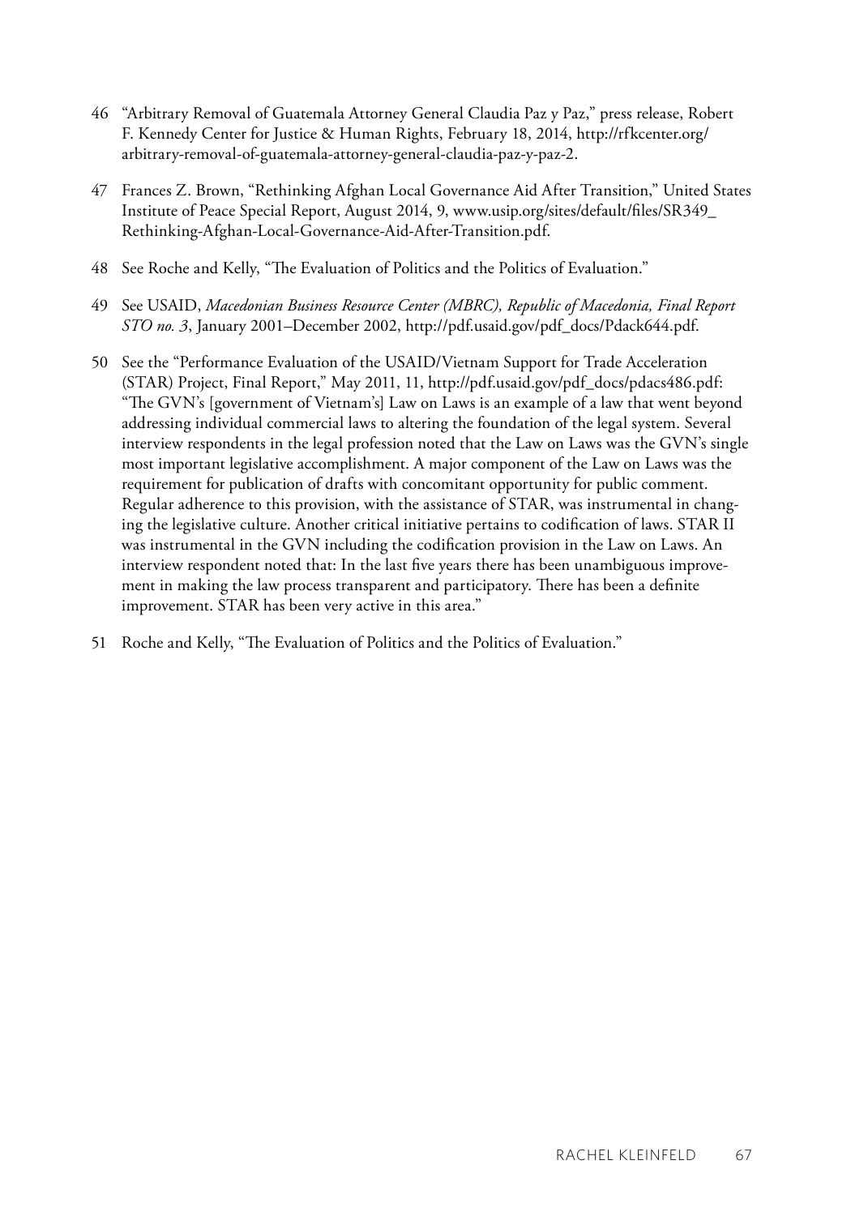46 "Arbitrary Removal of Guatemala Attorney General Claudia Paz y Paz," press release, Robert F. Kennedy Center for Justice & Human Rights, February 18, 2014, http://rfkcenter.org/arbitrary-removal-of-guatemala-attorney-general-claudia-paz-y-paz-2.

47 Frances Z. Brown, "Rethinking Afghan Local Governance Aid After Transition," United States Institute of Peace Special Report, August 2014, 9, www.usip.org/sites/default/files/SR349_Rethinking-Afghan-Local-Governance-Aid-After-Transition.pdf.

48 See Roche and Kelly, "The Evaluation of Politics and the Politics of Evaluation."

49 See USAID, *Macedonian Business Resource Center (MBRC), Republic of Macedonia, Final Report STO no. 3*, January 2001–December 2002, http://pdf.usaid.gov/pdf_docs/Pdack644.pdf.

50 See the "Performance Evaluation of the USAID/Vietnam Support for Trade Acceleration (STAR) Project, Final Report," May 2011, 11, http://pdf.usaid.gov/pdf_docs/pdacs486.pdf: "The GVN's [government of Vietnam's] Law on Laws is an example of a law that went beyond addressing individual commercial laws to altering the foundation of the legal system. Several interview respondents in the legal profession noted that the Law on Laws was the GVN's single most important legislative accomplishment. A major component of the Law on Laws was the requirement for publication of drafts with concomitant opportunity for public comment. Regular adherence to this provision, with the assistance of STAR, was instrumental in changing the legislative culture. Another critical initiative pertains to codification of laws. STAR II was instrumental in the GVN including the codification provision in the Law on Laws. An interview respondent noted that: In the last five years there has been unambiguous improvement in making the law process transparent and participatory. There has been a definite improvement. STAR has been very active in this area."

51 Roche and Kelly, "The Evaluation of Politics and the Politics of Evaluation."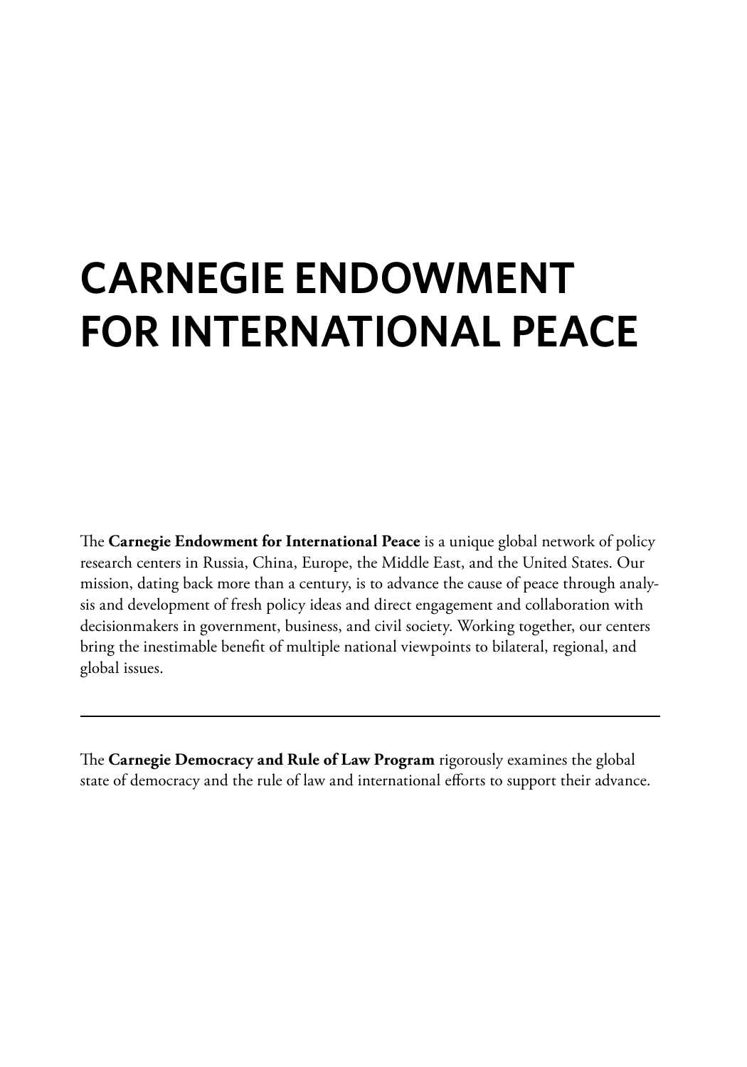# CARNEGIE ENDOWMENT FOR INTERNATIONAL PEACE

The **Carnegie Endowment for International Peace** is a unique global network of policy research centers in Russia, China, Europe, the Middle East, and the United States. Our mission, dating back more than a century, is to advance the cause of peace through analysis and development of fresh policy ideas and direct engagement and collaboration with decisionmakers in government, business, and civil society. Working together, our centers bring the inestimable benefit of multiple national viewpoints to bilateral, regional, and global issues.

---

The **Carnegie Democracy and Rule of Law Program** rigorously examines the global state of democracy and the rule of law and international efforts to support their advance.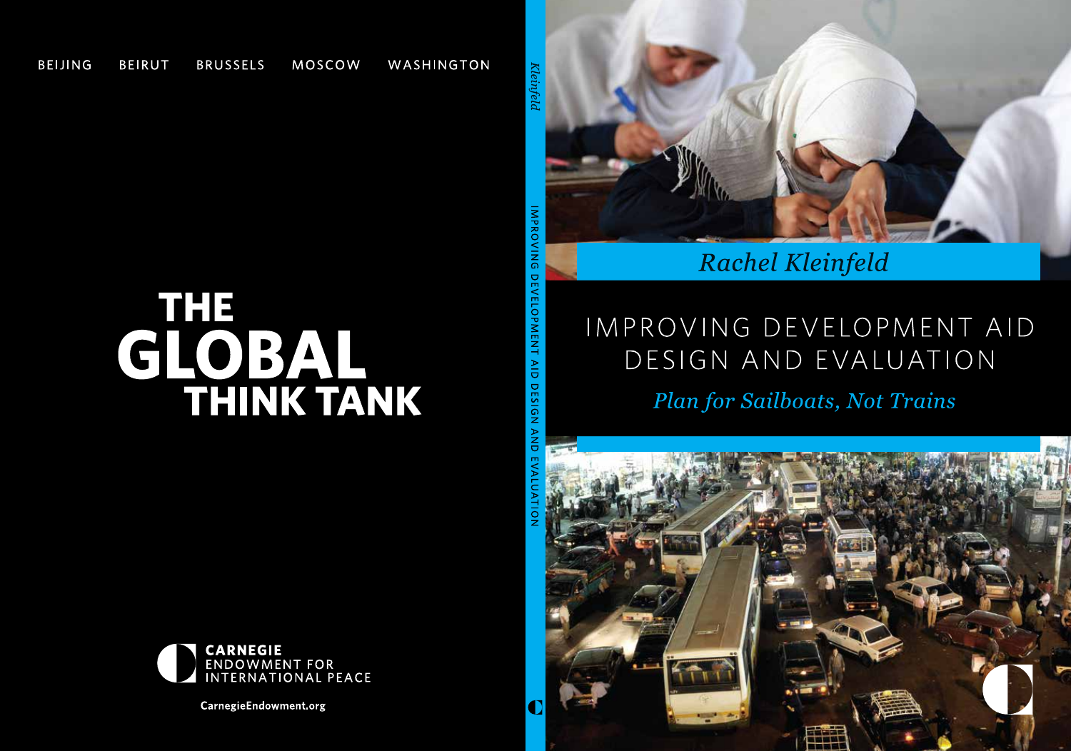BEIJING BEIRUT BRUSSELS MOSCOW WASHINGTON

# THE GLOBAL THINK TANK

CARNEGIE ENDOWMENT FOR INTERNATIONAL PEACE

CarnegieEndowment.org

Kleinfeld

IMPROVING DEVELOPMENT AID DESIGN AND EVALUATION

*Rachel Kleinfeld*

# IMPROVING DEVELOPMENT AID DESIGN AND EVALUATION

*Plan for Sailboats, Not Trains*